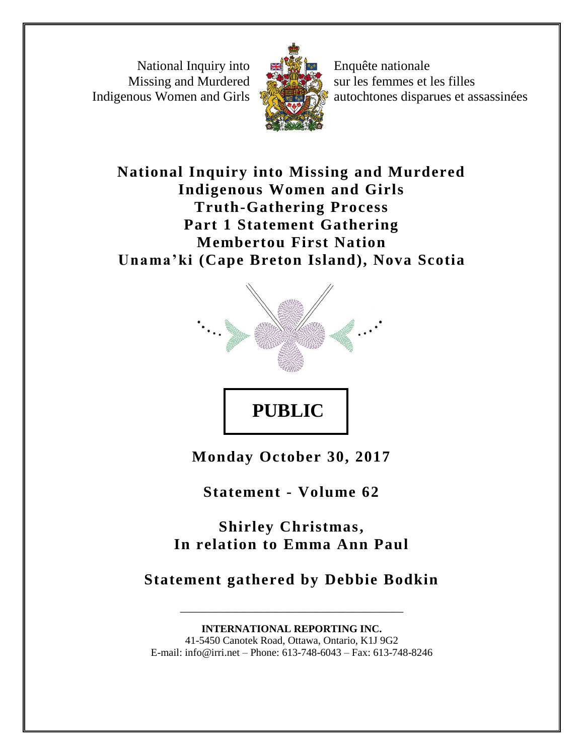National Inquiry into Missing and Murdered Indigenous Women and Girls

Enquête nationale sur les femmes et les filles autochtones disparues et assassinées

# National Inquiry into Missing and Murdered Indigenous Women and Girls Truth-Gathering Process Part 1 Statement Gathering Membertou First Nation Unama'ki (Cape Breton Island), Nova Scotia

**PUBLIC**

**Monday October 30, 2017**

**Statement - Volume 62**

**Shirley Christmas, In relation to Emma Ann Paul**

**Statement gathered by Debbie Bodkin**

---

**INTERNATIONAL REPORTING INC.**
41-5450 Canotek Road, Ottawa, Ontario, K1J 9G2
E-mail: info@irri.net – Phone: 613-748-6043 – Fax: 613-748-8246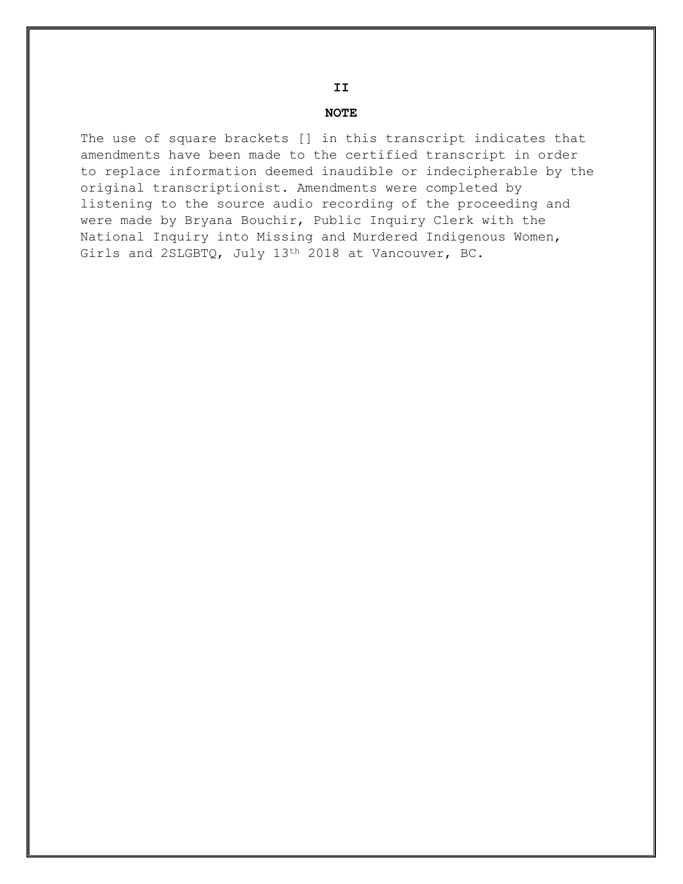**NOTE**

The use of square brackets [] in this transcript indicates that amendments have been made to the certified transcript in order to replace information deemed inaudible or indecipherable by the original transcriptionist. Amendments were completed by listening to the source audio recording of the proceeding and were made by Bryana Bouchir, Public Inquiry Clerk with the National Inquiry into Missing and Murdered Indigenous Women, Girls and 2SLGBTQ, July 13th 2018 at Vancouver, BC.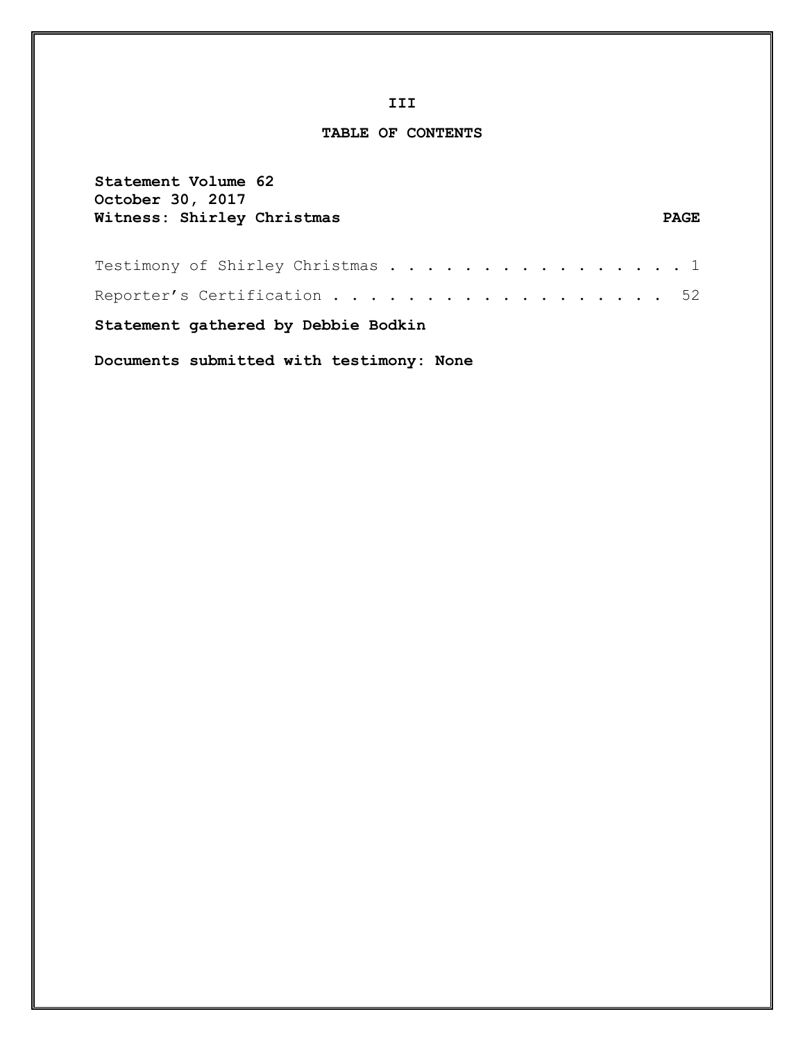III

# TABLE OF CONTENTS

**Statement Volume 62**
**October 30, 2017**
**Witness: Shirley Christmas** **PAGE**

| | |
|---|---|
| Testimony of Shirley Christmas | 1 |
| Reporter's Certification | 52 |

**Statement gathered by Debbie Bodkin**

**Documents submitted with testimony: None**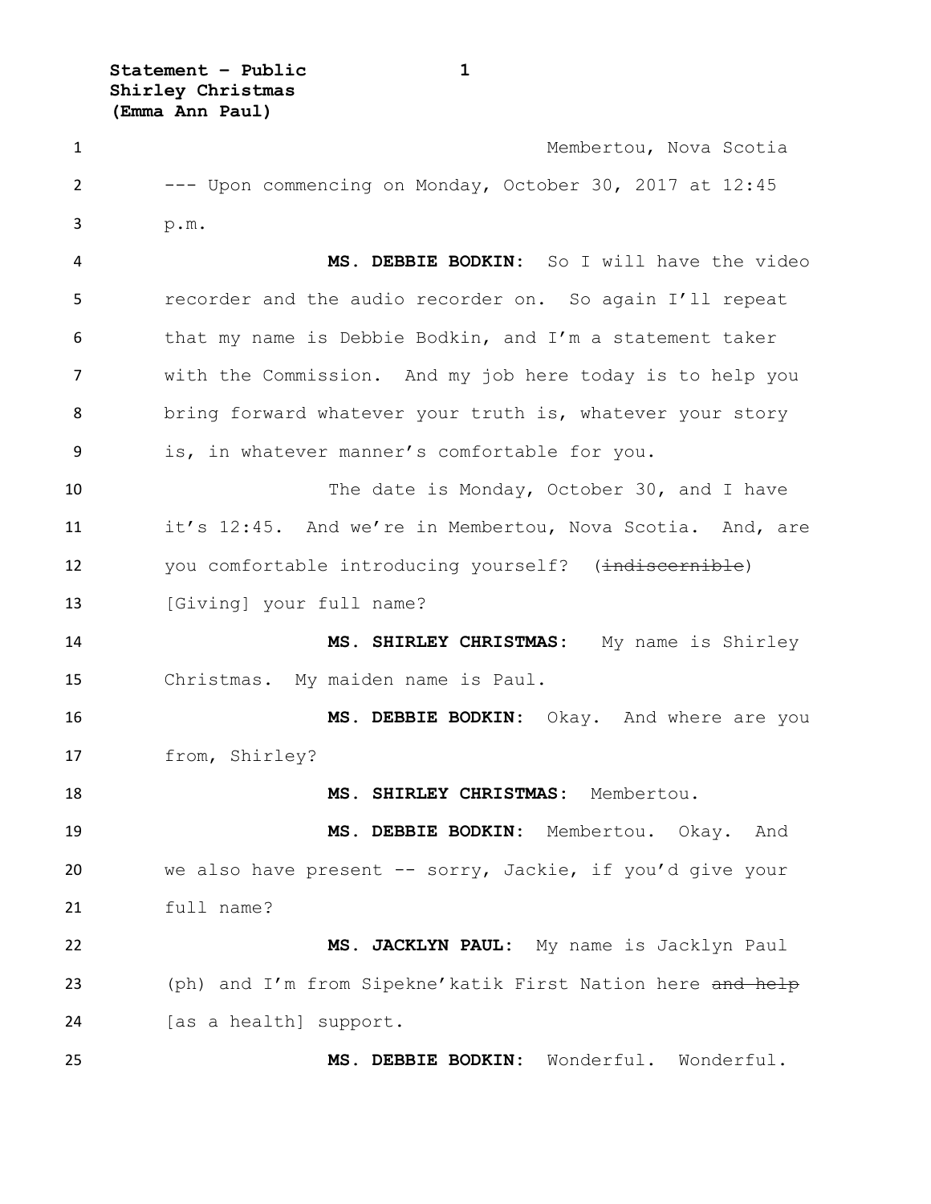Membertou, Nova Scotia

--- Upon commencing on Monday, October 30, 2017 at 12:45 p.m.

**MS. DEBBIE BODKIN:** So I will have the video recorder and the audio recorder on. So again I'll repeat that my name is Debbie Bodkin, and I'm a statement taker with the Commission. And my job here today is to help you bring forward whatever your truth is, whatever your story is, in whatever manner's comfortable for you.

The date is Monday, October 30, and I have it's 12:45. And we're in Membertou, Nova Scotia. And, are you comfortable introducing yourself? (~~indiscernible~~) [Giving] your full name?

**MS. SHIRLEY CHRISTMAS:** My name is Shirley Christmas. My maiden name is Paul.

**MS. DEBBIE BODKIN:** Okay. And where are you from, Shirley?

**MS. SHIRLEY CHRISTMAS:** Membertou.

**MS. DEBBIE BODKIN:** Membertou. Okay. And we also have present -- sorry, Jackie, if you'd give your full name?

**MS. JACKLYN PAUL:** My name is Jacklyn Paul (ph) and I'm from Sipekne'katik First Nation here ~~and help~~ [as a health] support.

**MS. DEBBIE BODKIN:** Wonderful. Wonderful.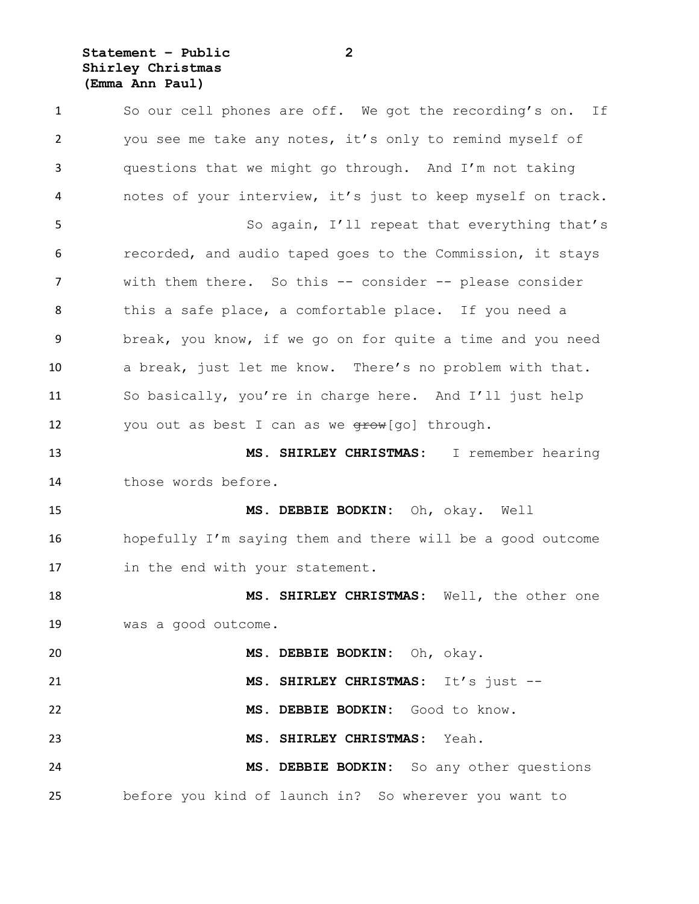So our cell phones are off. We got the recording's on. If you see me take any notes, it's only to remind myself of questions that we might go through. And I'm not taking notes of your interview, it's just to keep myself on track.

So again, I'll repeat that everything that's recorded, and audio taped goes to the Commission, it stays with them there. So this -- consider -- please consider this a safe place, a comfortable place. If you need a break, you know, if we go on for quite a time and you need a break, just let me know. There's no problem with that. So basically, you're in charge here. And I'll just help you out as best I can as we ~~grow~~[go] through.

**MS. SHIRLEY CHRISTMAS:** I remember hearing those words before.

**MS. DEBBIE BODKIN:** Oh, okay. Well hopefully I'm saying them and there will be a good outcome in the end with your statement.

**MS. SHIRLEY CHRISTMAS:** Well, the other one was a good outcome.

**MS. DEBBIE BODKIN:** Oh, okay.

**MS. SHIRLEY CHRISTMAS:** It's just --

**MS. DEBBIE BODKIN:** Good to know.

**MS. SHIRLEY CHRISTMAS:** Yeah.

**MS. DEBBIE BODKIN:** So any other questions before you kind of launch in? So wherever you want to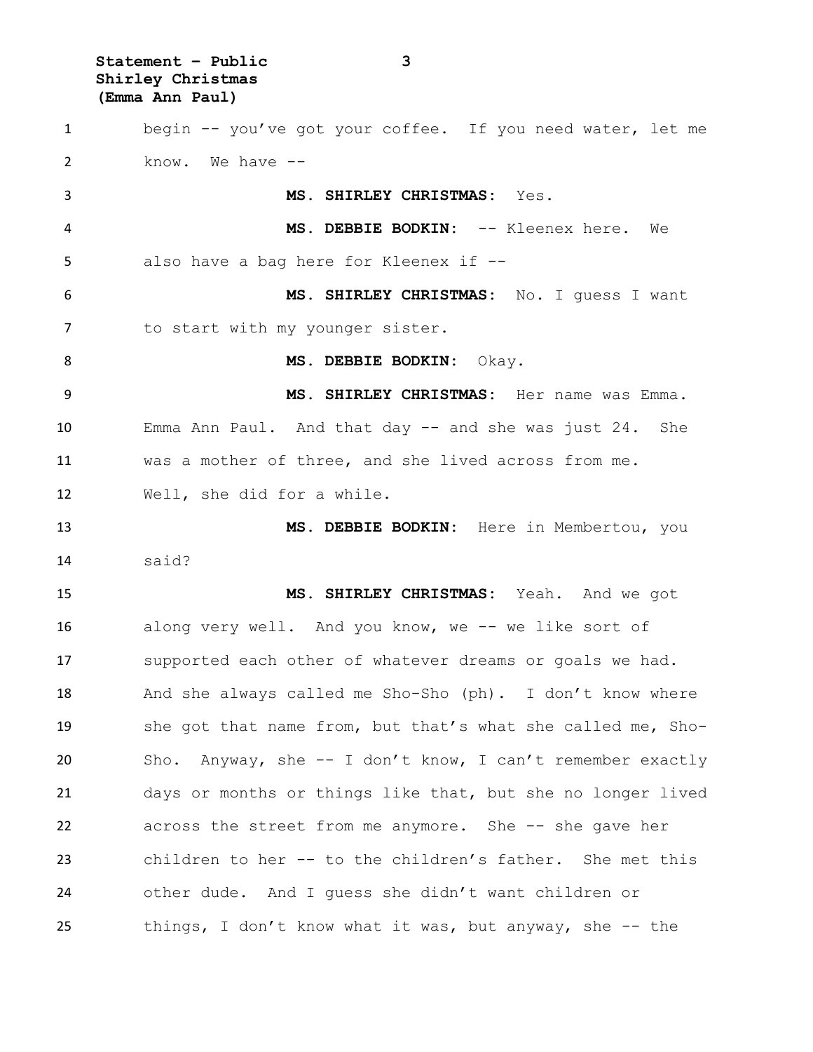begin -- you've got your coffee. If you need water, let me know. We have --

**MS. SHIRLEY CHRISTMAS:** Yes.

**MS. DEBBIE BODKIN:** -- Kleenex here. We also have a bag here for Kleenex if --

**MS. SHIRLEY CHRISTMAS:** No. I guess I want to start with my younger sister.

**MS. DEBBIE BODKIN:** Okay.

**MS. SHIRLEY CHRISTMAS:** Her name was Emma. Emma Ann Paul. And that day -- and she was just 24. She was a mother of three, and she lived across from me. Well, she did for a while.

**MS. DEBBIE BODKIN:** Here in Membertou, you said?

**MS. SHIRLEY CHRISTMAS:** Yeah. And we got along very well. And you know, we -- we like sort of supported each other of whatever dreams or goals we had. And she always called me Sho-Sho (ph). I don't know where she got that name from, but that's what she called me, Sho-Sho. Anyway, she -- I don't know, I can't remember exactly days or months or things like that, but she no longer lived across the street from me anymore. She -- she gave her children to her -- to the children's father. She met this other dude. And I guess she didn't want children or things, I don't know what it was, but anyway, she -- the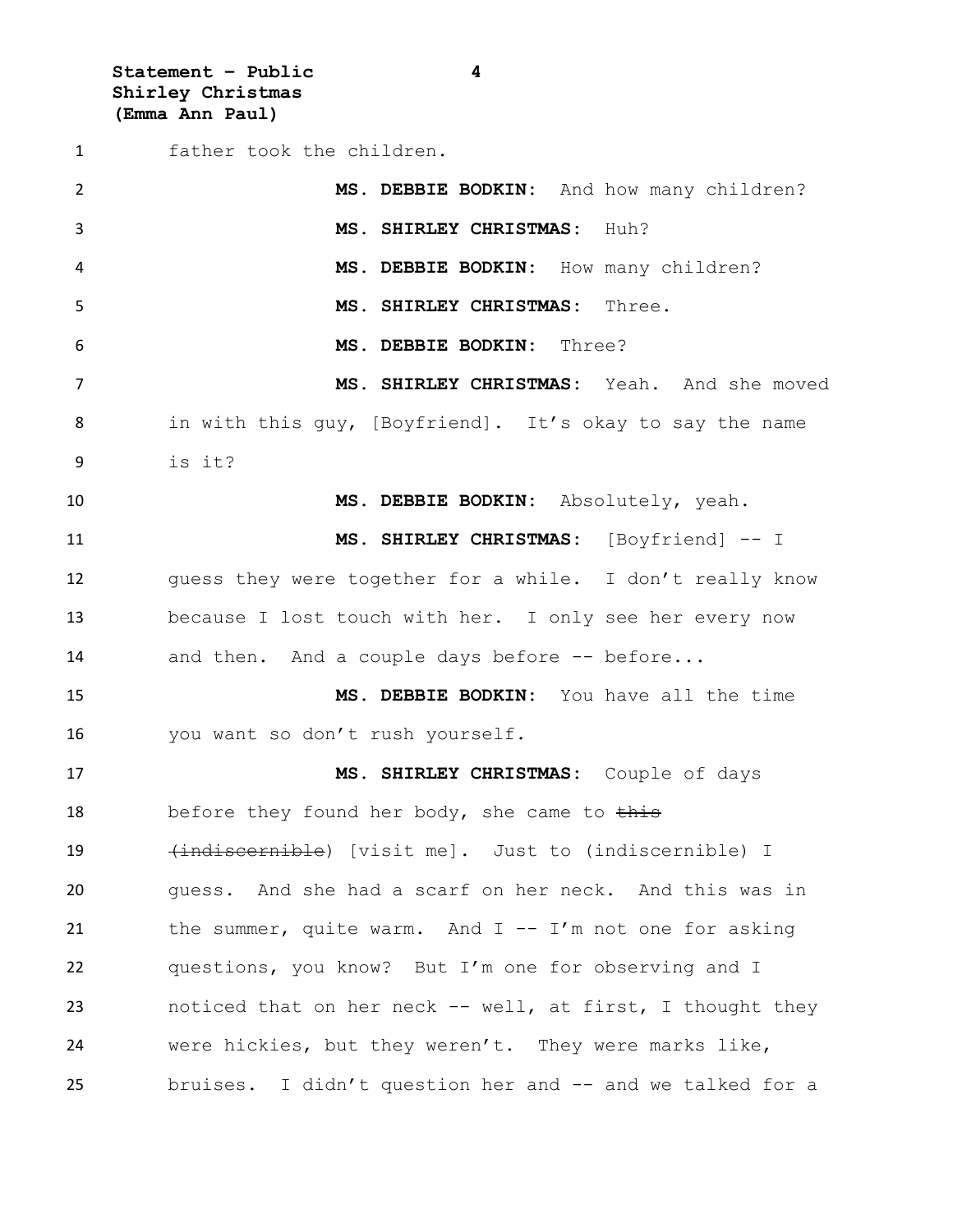father took the children.

**MS. DEBBIE BODKIN:** And how many children?

**MS. SHIRLEY CHRISTMAS:** Huh?

**MS. DEBBIE BODKIN:** How many children?

**MS. SHIRLEY CHRISTMAS:** Three.

**MS. DEBBIE BODKIN:** Three?

**MS. SHIRLEY CHRISTMAS:** Yeah. And she moved in with this guy, [Boyfriend]. It's okay to say the name is it?

**MS. DEBBIE BODKIN:** Absolutely, yeah.

**MS. SHIRLEY CHRISTMAS:** [Boyfriend] -- I guess they were together for a while. I don't really know because I lost touch with her. I only see her every now and then. And a couple days before -- before...

**MS. DEBBIE BODKIN:** You have all the time you want so don't rush yourself.

**MS. SHIRLEY CHRISTMAS:** Couple of days before they found her body, she came to ~~this (indiscernible~~) [visit me]. Just to (indiscernible) I guess. And she had a scarf on her neck. And this was in the summer, quite warm. And I -- I'm not one for asking questions, you know? But I'm one for observing and I noticed that on her neck -- well, at first, I thought they were hickies, but they weren't. They were marks like, bruises. I didn't question her and -- and we talked for a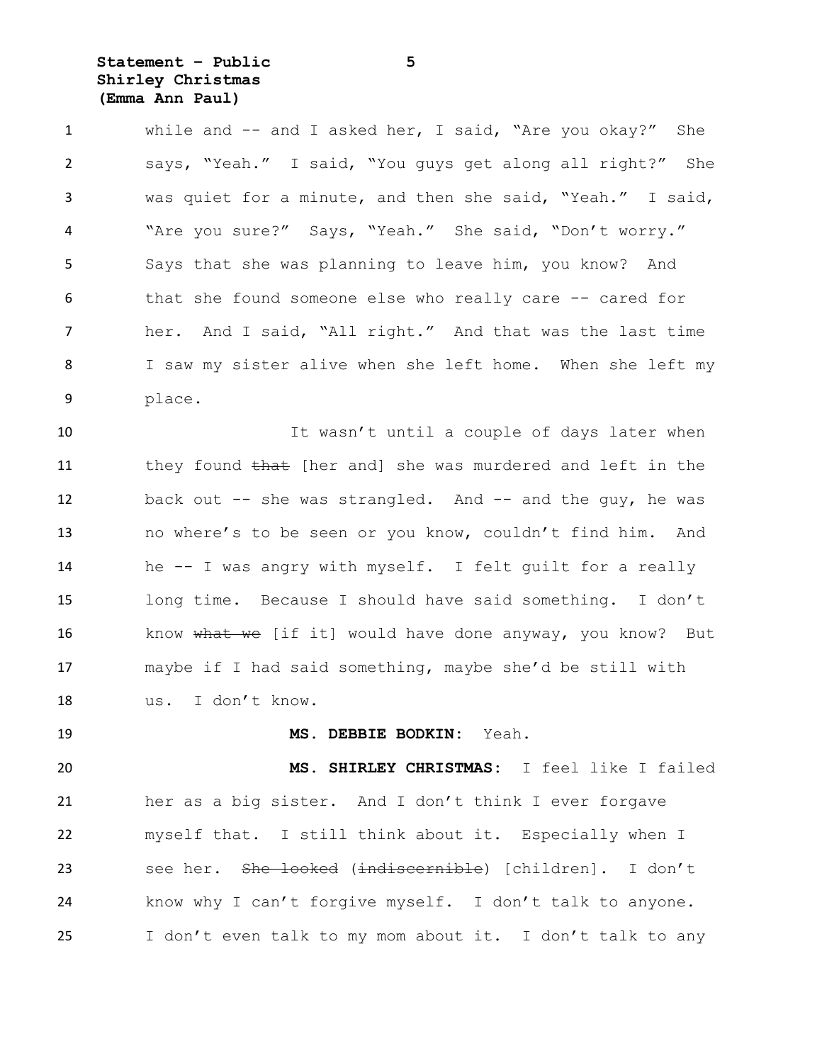while and -- and I asked her, I said, "Are you okay?" She says, "Yeah." I said, "You guys get along all right?" She was quiet for a minute, and then she said, "Yeah." I said, "Are you sure?" Says, "Yeah." She said, "Don't worry." Says that she was planning to leave him, you know? And that she found someone else who really care -- cared for her. And I said, "All right." And that was the last time I saw my sister alive when she left home. When she left my place.

It wasn't until a couple of days later when they found ~~that~~ [her and] she was murdered and left in the back out -- she was strangled. And -- and the guy, he was no where's to be seen or you know, couldn't find him. And he -- I was angry with myself. I felt guilt for a really long time. Because I should have said something. I don't know ~~what we~~ [if it] would have done anyway, you know? But maybe if I had said something, maybe she'd be still with us. I don't know.

**MS. DEBBIE BODKIN:** Yeah.

**MS. SHIRLEY CHRISTMAS:** I feel like I failed her as a big sister. And I don't think I ever forgave myself that. I still think about it. Especially when I see her. ~~She looked~~ (~~indiscernible~~) [children]. I don't know why I can't forgive myself. I don't talk to anyone. I don't even talk to my mom about it. I don't talk to any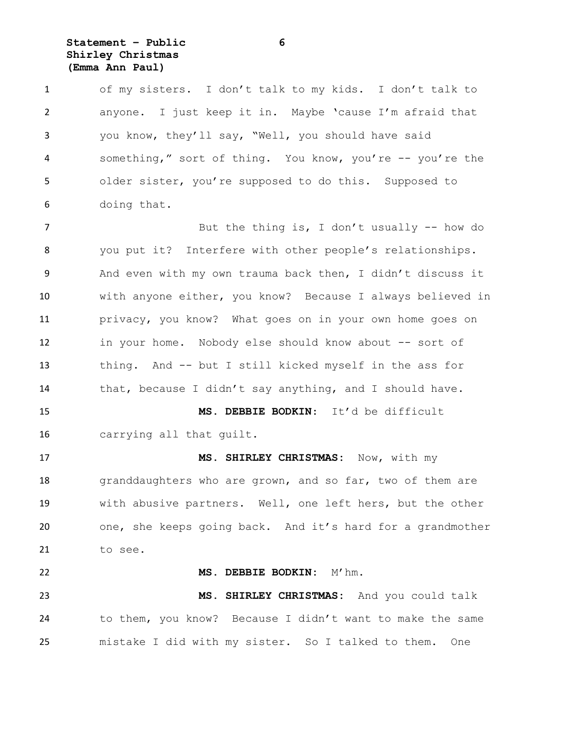of my sisters. I don't talk to my kids. I don't talk to anyone. I just keep it in. Maybe 'cause I'm afraid that you know, they'll say, "Well, you should have said something," sort of thing. You know, you're -- you're the older sister, you're supposed to do this. Supposed to doing that.

But the thing is, I don't usually -- how do you put it? Interfere with other people's relationships. And even with my own trauma back then, I didn't discuss it with anyone either, you know? Because I always believed in privacy, you know? What goes on in your own home goes on in your home. Nobody else should know about -- sort of thing. And -- but I still kicked myself in the ass for that, because I didn't say anything, and I should have.

**MS. DEBBIE BODKIN:** It'd be difficult carrying all that guilt.

**MS. SHIRLEY CHRISTMAS:** Now, with my granddaughters who are grown, and so far, two of them are with abusive partners. Well, one left hers, but the other one, she keeps going back. And it's hard for a grandmother to see.

**MS. DEBBIE BODKIN:** M'hm.

**MS. SHIRLEY CHRISTMAS:** And you could talk to them, you know? Because I didn't want to make the same mistake I did with my sister. So I talked to them. One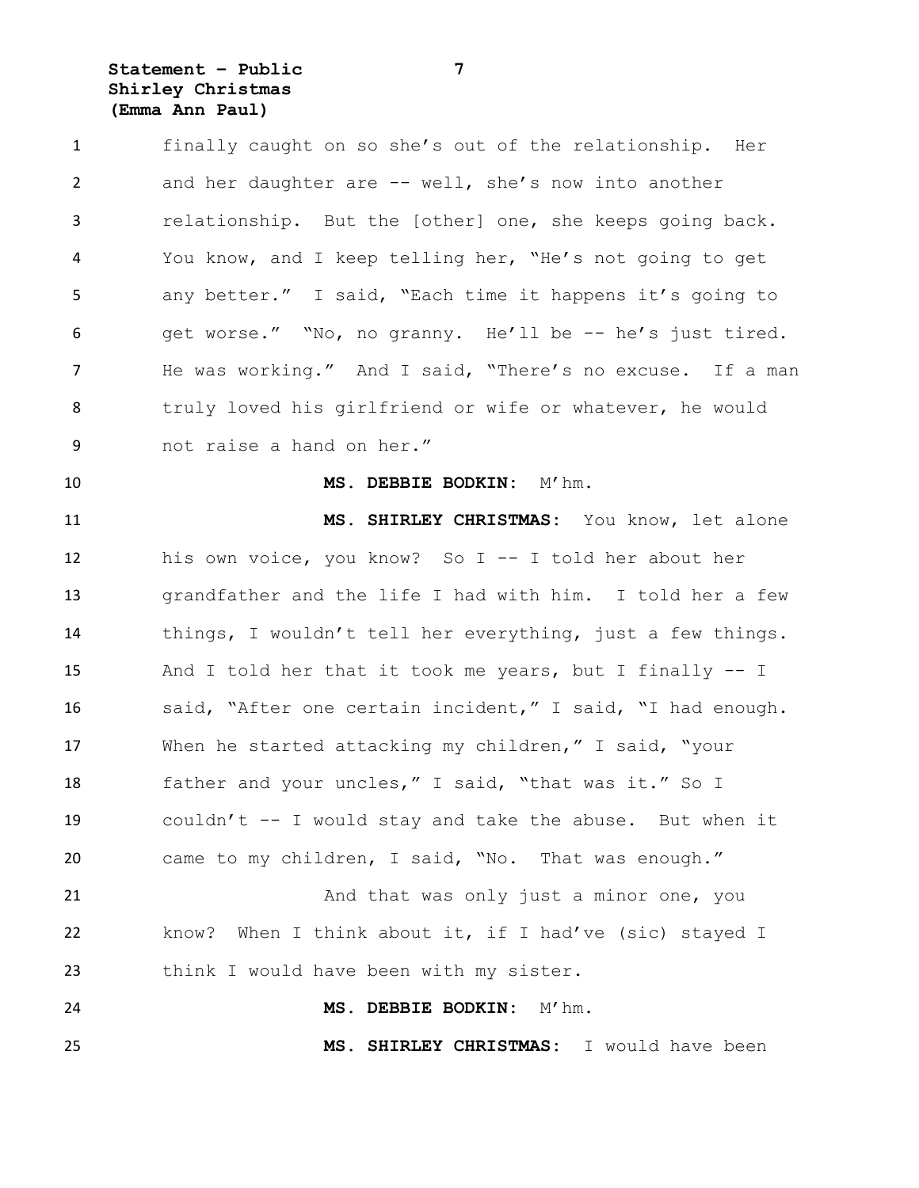finally caught on so she's out of the relationship. Her and her daughter are -- well, she's now into another relationship. But the [other] one, she keeps going back. You know, and I keep telling her, "He's not going to get any better." I said, "Each time it happens it's going to get worse." "No, no granny. He'll be -- he's just tired. He was working." And I said, "There's no excuse. If a man truly loved his girlfriend or wife or whatever, he would not raise a hand on her."

**MS. DEBBIE BODKIN:** M'hm.

**MS. SHIRLEY CHRISTMAS:** You know, let alone his own voice, you know? So I -- I told her about her grandfather and the life I had with him. I told her a few things, I wouldn't tell her everything, just a few things. And I told her that it took me years, but I finally -- I said, "After one certain incident," I said, "I had enough. When he started attacking my children," I said, "your father and your uncles," I said, "that was it." So I couldn't -- I would stay and take the abuse. But when it came to my children, I said, "No. That was enough."

And that was only just a minor one, you know? When I think about it, if I had've (sic) stayed I think I would have been with my sister.

**MS. DEBBIE BODKIN:** M'hm.

**MS. SHIRLEY CHRISTMAS:** I would have been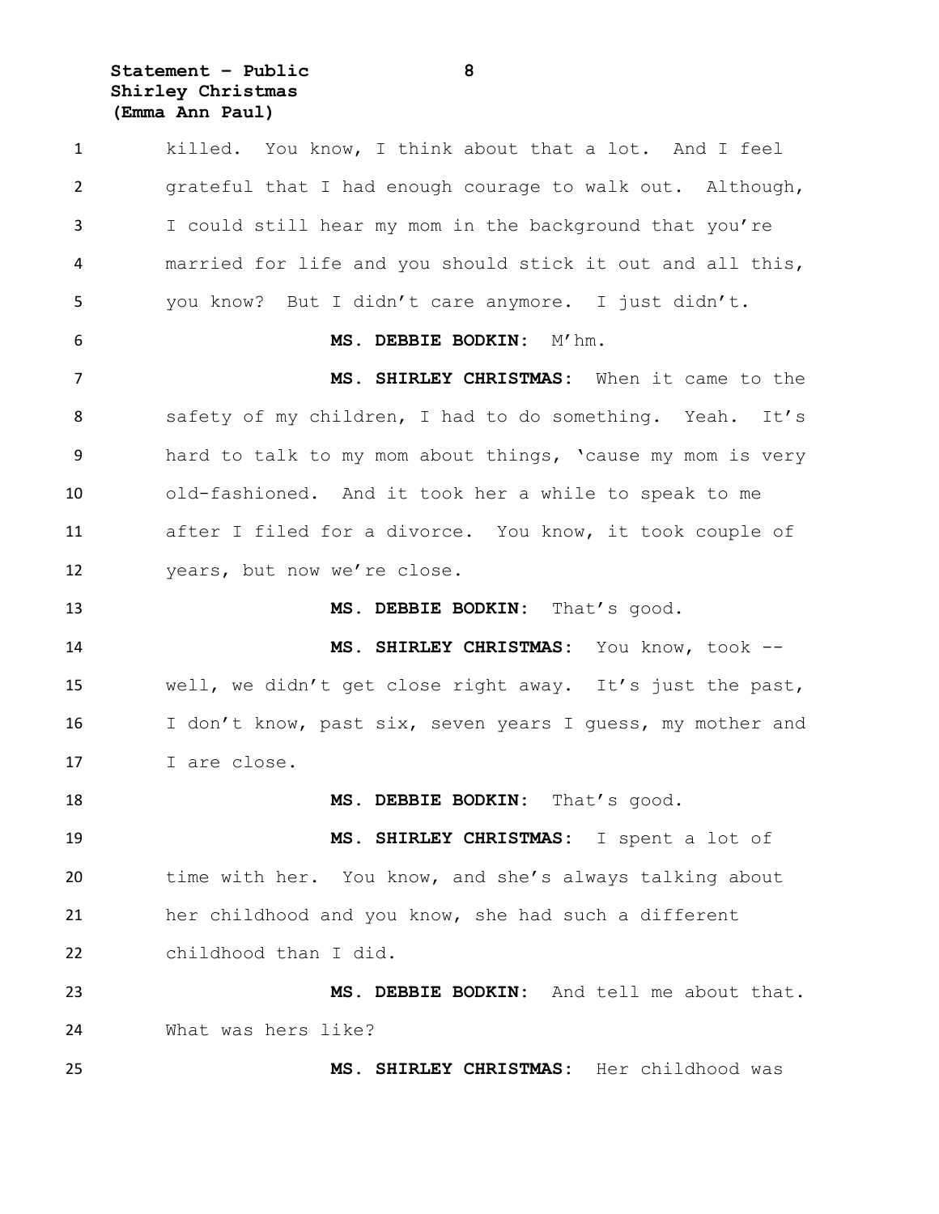killed. You know, I think about that a lot. And I feel grateful that I had enough courage to walk out. Although, I could still hear my mom in the background that you're married for life and you should stick it out and all this, you know? But I didn't care anymore. I just didn't.

**MS. DEBBIE BODKIN:** M'hm.

**MS. SHIRLEY CHRISTMAS:** When it came to the safety of my children, I had to do something. Yeah. It's hard to talk to my mom about things, 'cause my mom is very old-fashioned. And it took her a while to speak to me after I filed for a divorce. You know, it took couple of years, but now we're close.

**MS. DEBBIE BODKIN:** That's good.

**MS. SHIRLEY CHRISTMAS:** You know, took -- well, we didn't get close right away. It's just the past, I don't know, past six, seven years I guess, my mother and I are close.

**MS. DEBBIE BODKIN:** That's good.

**MS. SHIRLEY CHRISTMAS:** I spent a lot of time with her. You know, and she's always talking about her childhood and you know, she had such a different childhood than I did.

**MS. DEBBIE BODKIN:** And tell me about that. What was hers like?

**MS. SHIRLEY CHRISTMAS:** Her childhood was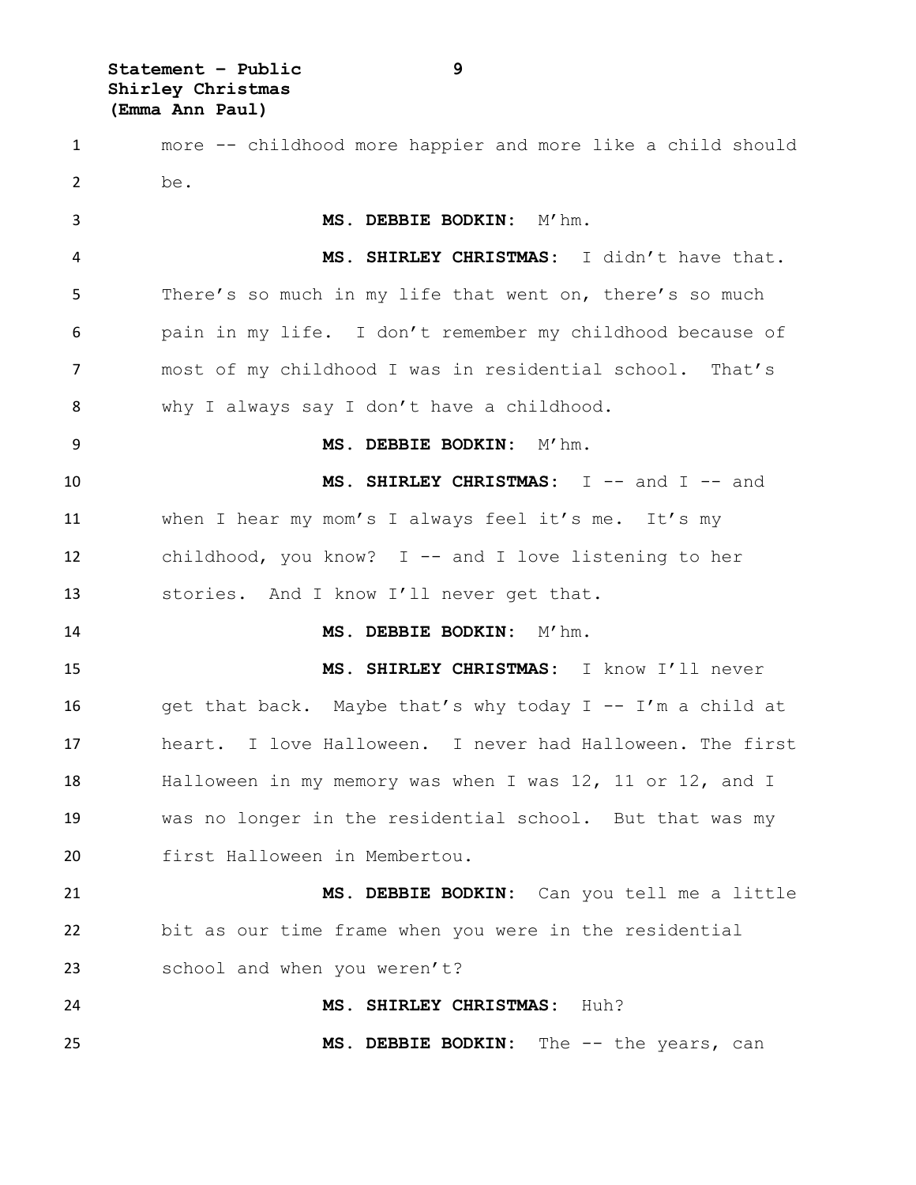more -- childhood more happier and more like a child should be.

**MS. DEBBIE BODKIN:** M'hm.

**MS. SHIRLEY CHRISTMAS:** I didn't have that. There's so much in my life that went on, there's so much pain in my life. I don't remember my childhood because of most of my childhood I was in residential school. That's why I always say I don't have a childhood.

**MS. DEBBIE BODKIN:** M'hm.

**MS. SHIRLEY CHRISTMAS:** I -- and I -- and when I hear my mom's I always feel it's me. It's my childhood, you know? I -- and I love listening to her stories. And I know I'll never get that.

**MS. DEBBIE BODKIN:** M'hm.

**MS. SHIRLEY CHRISTMAS:** I know I'll never get that back. Maybe that's why today I -- I'm a child at heart. I love Halloween. I never had Halloween. The first Halloween in my memory was when I was 12, 11 or 12, and I was no longer in the residential school. But that was my first Halloween in Membertou.

**MS. DEBBIE BODKIN:** Can you tell me a little bit as our time frame when you were in the residential school and when you weren't?

**MS. SHIRLEY CHRISTMAS:** Huh?

**MS. DEBBIE BODKIN:** The -- the years, can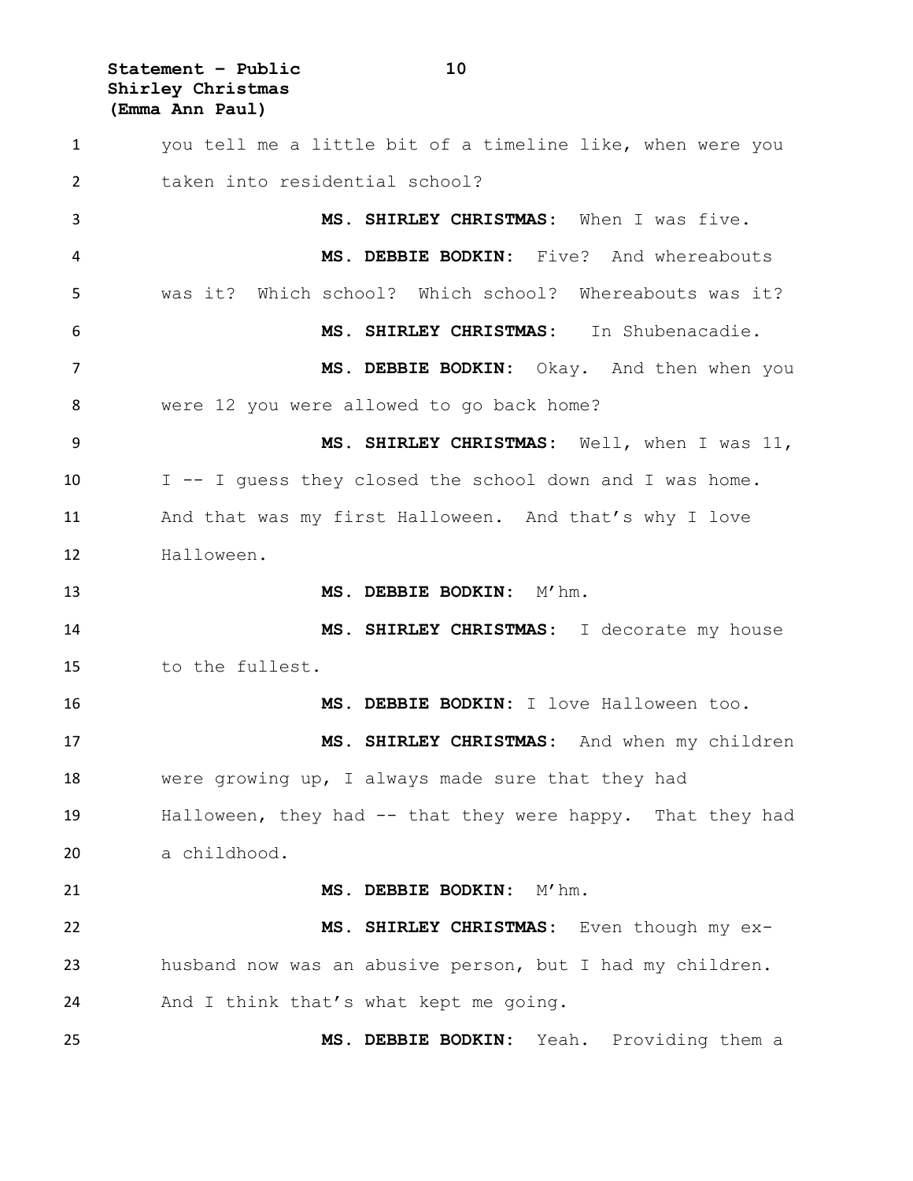you tell me a little bit of a timeline like, when were you taken into residential school?

**MS. SHIRLEY CHRISTMAS:** When I was five.

**MS. DEBBIE BODKIN:** Five? And whereabouts was it? Which school? Which school? Whereabouts was it?

**MS. SHIRLEY CHRISTMAS:** In Shubenacadie.

**MS. DEBBIE BODKIN:** Okay. And then when you were 12 you were allowed to go back home?

**MS. SHIRLEY CHRISTMAS:** Well, when I was 11, I -- I guess they closed the school down and I was home. And that was my first Halloween. And that's why I love Halloween.

**MS. DEBBIE BODKIN:** M'hm.

**MS. SHIRLEY CHRISTMAS:** I decorate my house to the fullest.

**MS. DEBBIE BODKIN:** I love Halloween too.

**MS. SHIRLEY CHRISTMAS:** And when my children were growing up, I always made sure that they had Halloween, they had -- that they were happy. That they had a childhood.

**MS. DEBBIE BODKIN:** M'hm.

**MS. SHIRLEY CHRISTMAS:** Even though my ex-husband now was an abusive person, but I had my children. And I think that's what kept me going.

**MS. DEBBIE BODKIN:** Yeah. Providing them a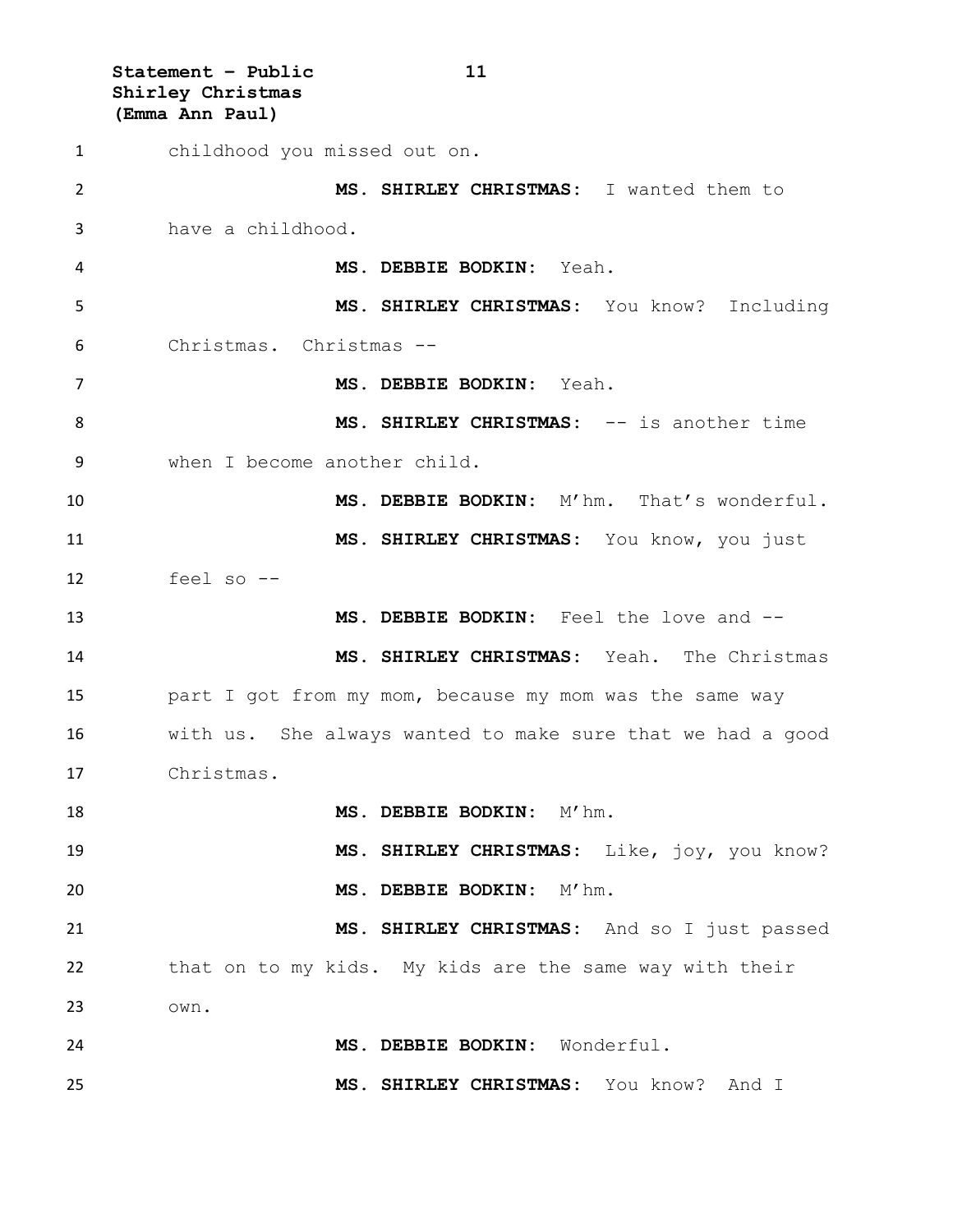childhood you missed out on.

**MS. SHIRLEY CHRISTMAS:** I wanted them to have a childhood.

**MS. DEBBIE BODKIN:** Yeah.

**MS. SHIRLEY CHRISTMAS:** You know? Including Christmas. Christmas --

**MS. DEBBIE BODKIN:** Yeah.

**MS. SHIRLEY CHRISTMAS:** -- is another time when I become another child.

**MS. DEBBIE BODKIN:** M'hm. That's wonderful.

**MS. SHIRLEY CHRISTMAS:** You know, you just feel so --

**MS. DEBBIE BODKIN:** Feel the love and --

**MS. SHIRLEY CHRISTMAS:** Yeah. The Christmas part I got from my mom, because my mom was the same way with us. She always wanted to make sure that we had a good Christmas.

**MS. DEBBIE BODKIN:** M'hm.

**MS. SHIRLEY CHRISTMAS:** Like, joy, you know?

**MS. DEBBIE BODKIN:** M'hm.

**MS. SHIRLEY CHRISTMAS:** And so I just passed that on to my kids. My kids are the same way with their own.

**MS. DEBBIE BODKIN:** Wonderful.

**MS. SHIRLEY CHRISTMAS:** You know? And I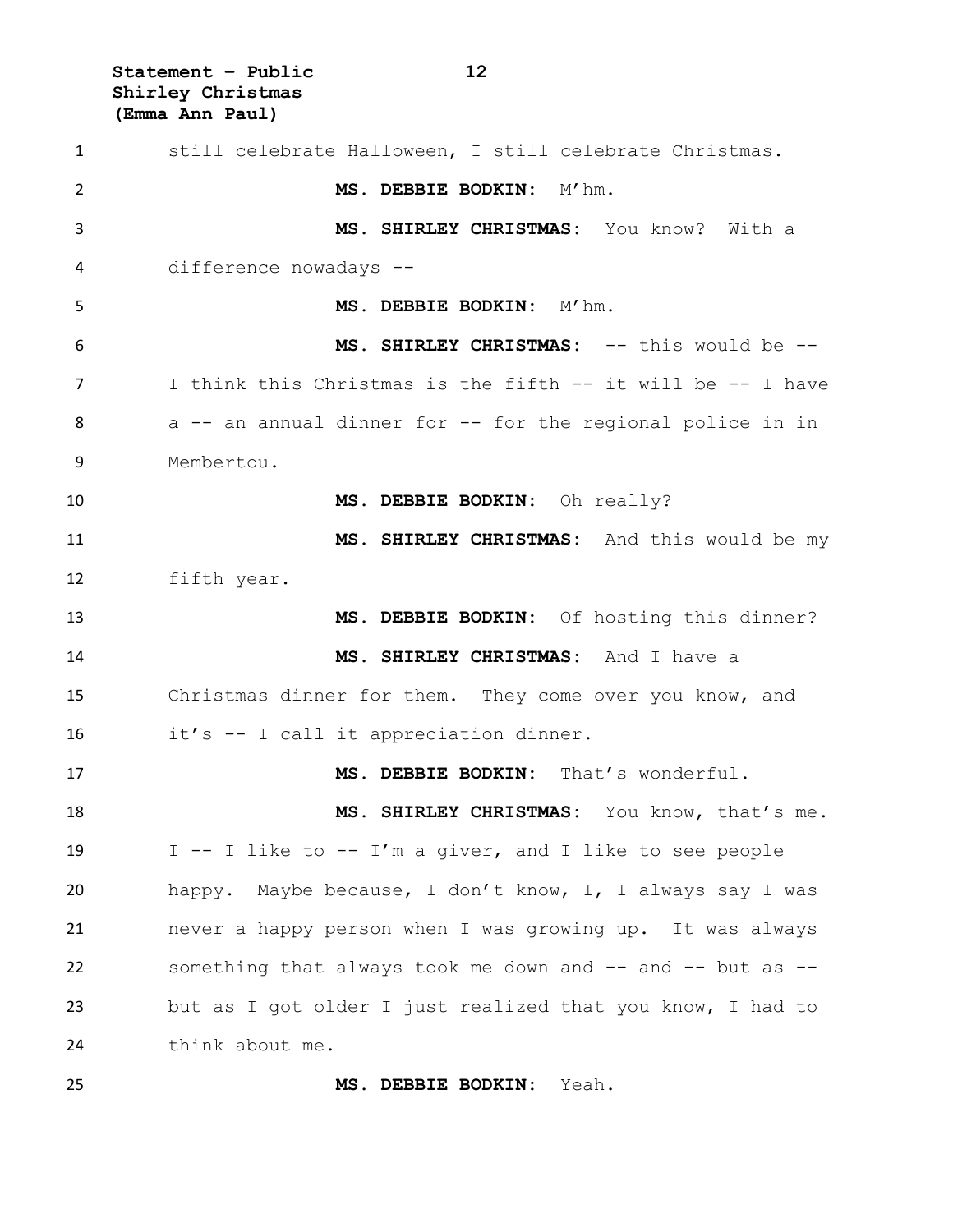still celebrate Halloween, I still celebrate Christmas.

**MS. DEBBIE BODKIN:** M'hm.

**MS. SHIRLEY CHRISTMAS:** You know? With a difference nowadays --

**MS. DEBBIE BODKIN:** M'hm.

**MS. SHIRLEY CHRISTMAS:** -- this would be -- I think this Christmas is the fifth -- it will be -- I have a -- an annual dinner for -- for the regional police in in Membertou.

**MS. DEBBIE BODKIN:** Oh really?

**MS. SHIRLEY CHRISTMAS:** And this would be my fifth year.

**MS. DEBBIE BODKIN:** Of hosting this dinner?

**MS. SHIRLEY CHRISTMAS:** And I have a Christmas dinner for them. They come over you know, and it's -- I call it appreciation dinner.

**MS. DEBBIE BODKIN:** That's wonderful.

**MS. SHIRLEY CHRISTMAS:** You know, that's me. I -- I like to -- I'm a giver, and I like to see people happy. Maybe because, I don't know, I, I always say I was never a happy person when I was growing up. It was always something that always took me down and -- and -- but as -- but as I got older I just realized that you know, I had to think about me.

**MS. DEBBIE BODKIN:** Yeah.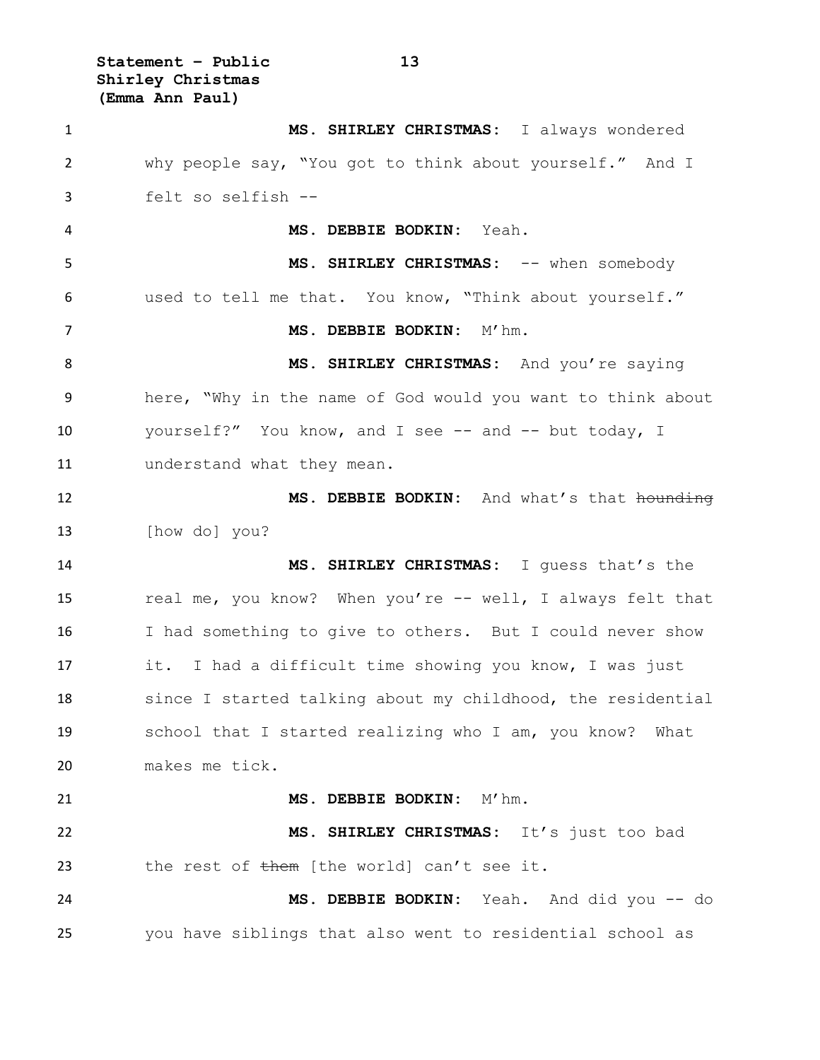**MS. SHIRLEY CHRISTMAS:** I always wondered why people say, "You got to think about yourself." And I felt so selfish --

**MS. DEBBIE BODKIN:** Yeah.

**MS. SHIRLEY CHRISTMAS:** -- when somebody used to tell me that. You know, "Think about yourself."

**MS. DEBBIE BODKIN:** M'hm.

**MS. SHIRLEY CHRISTMAS:** And you're saying here, "Why in the name of God would you want to think about yourself?" You know, and I see -- and -- but today, I understand what they mean.

**MS. DEBBIE BODKIN:** And what's that ~~hounding~~ [how do] you?

**MS. SHIRLEY CHRISTMAS:** I guess that's the real me, you know? When you're -- well, I always felt that I had something to give to others. But I could never show it. I had a difficult time showing you know, I was just since I started talking about my childhood, the residential school that I started realizing who I am, you know? What makes me tick.

**MS. DEBBIE BODKIN:** M'hm.

**MS. SHIRLEY CHRISTMAS:** It's just too bad the rest of ~~them~~ [the world] can't see it.

**MS. DEBBIE BODKIN:** Yeah. And did you -- do you have siblings that also went to residential school as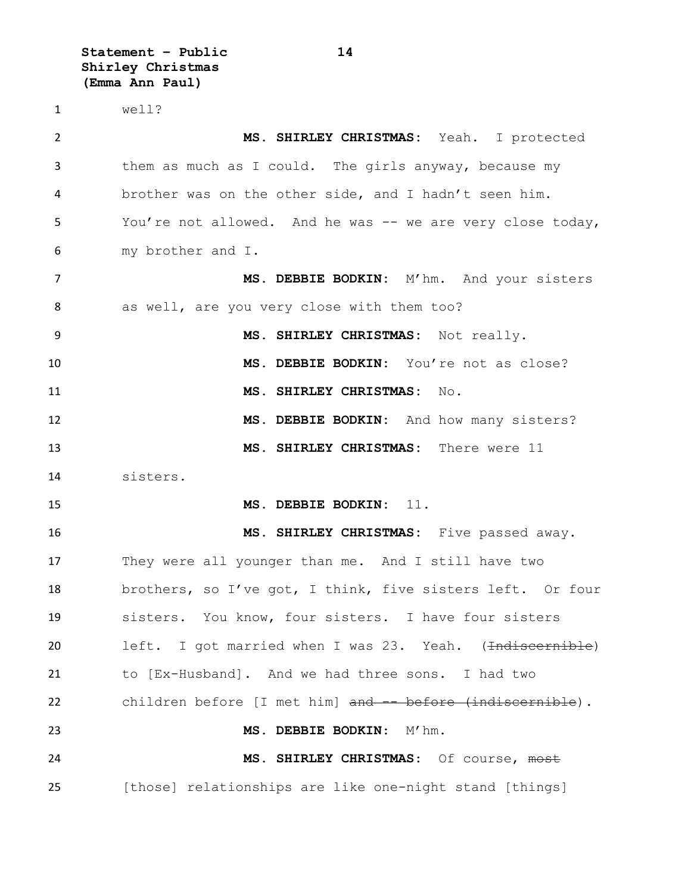well?

**MS. SHIRLEY CHRISTMAS:** Yeah. I protected them as much as I could. The girls anyway, because my brother was on the other side, and I hadn't seen him. You're not allowed. And he was -- we are very close today, my brother and I.

**MS. DEBBIE BODKIN:** M'hm. And your sisters as well, are you very close with them too?

**MS. SHIRLEY CHRISTMAS:** Not really.

**MS. DEBBIE BODKIN:** You're not as close?

**MS. SHIRLEY CHRISTMAS:** No.

**MS. DEBBIE BODKIN:** And how many sisters?

**MS. SHIRLEY CHRISTMAS:** There were 11 sisters.

**MS. DEBBIE BODKIN:** 11.

**MS. SHIRLEY CHRISTMAS:** Five passed away. They were all younger than me. And I still have two brothers, so I've got, I think, five sisters left. Or four sisters. You know, four sisters. I have four sisters left. I got married when I was 23. Yeah. (~~Indiscernible~~) to [Ex-Husband]. And we had three sons. I had two children before [I met him] ~~and -- before (indiscernible~~).

**MS. DEBBIE BODKIN:** M'hm.

**MS. SHIRLEY CHRISTMAS:** Of course, ~~most~~ [those] relationships are like one-night stand [things]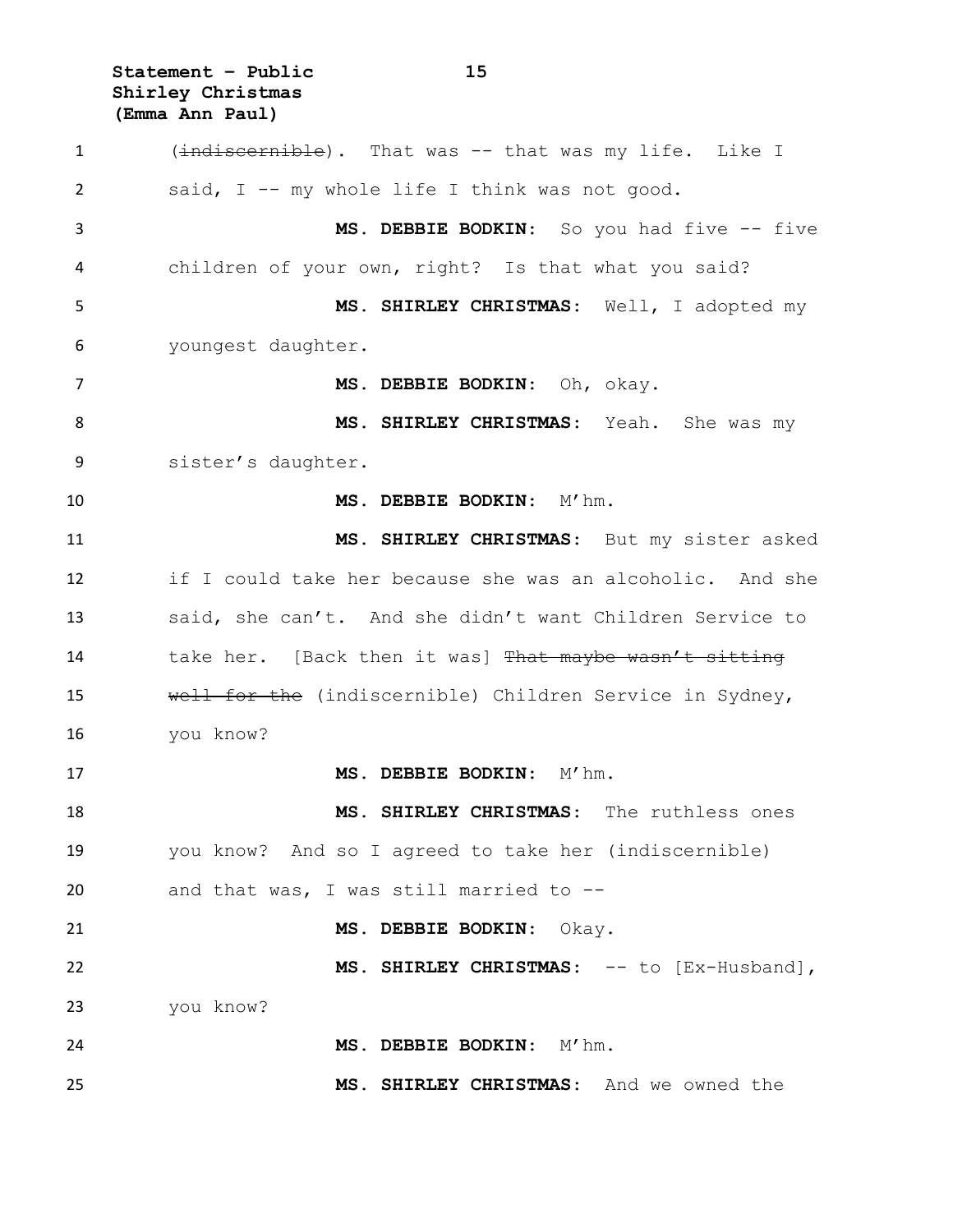(~~indiscernible~~). That was -- that was my life. Like I said, I -- my whole life I think was not good.

**MS. DEBBIE BODKIN:** So you had five -- five children of your own, right? Is that what you said?

**MS. SHIRLEY CHRISTMAS:** Well, I adopted my youngest daughter.

**MS. DEBBIE BODKIN:** Oh, okay.

**MS. SHIRLEY CHRISTMAS:** Yeah. She was my sister's daughter.

**MS. DEBBIE BODKIN:** M'hm.

**MS. SHIRLEY CHRISTMAS:** But my sister asked if I could take her because she was an alcoholic. And she said, she can't. And she didn't want Children Service to take her. [Back then it was] ~~That maybe wasn't sitting well for the~~ (indiscernible) Children Service in Sydney, you know?

**MS. DEBBIE BODKIN:** M'hm.

**MS. SHIRLEY CHRISTMAS:** The ruthless ones you know? And so I agreed to take her (indiscernible) and that was, I was still married to --

**MS. DEBBIE BODKIN:** Okay.

**MS. SHIRLEY CHRISTMAS:** -- to [Ex-Husband], you know?

**MS. DEBBIE BODKIN:** M'hm.

**MS. SHIRLEY CHRISTMAS:** And we owned the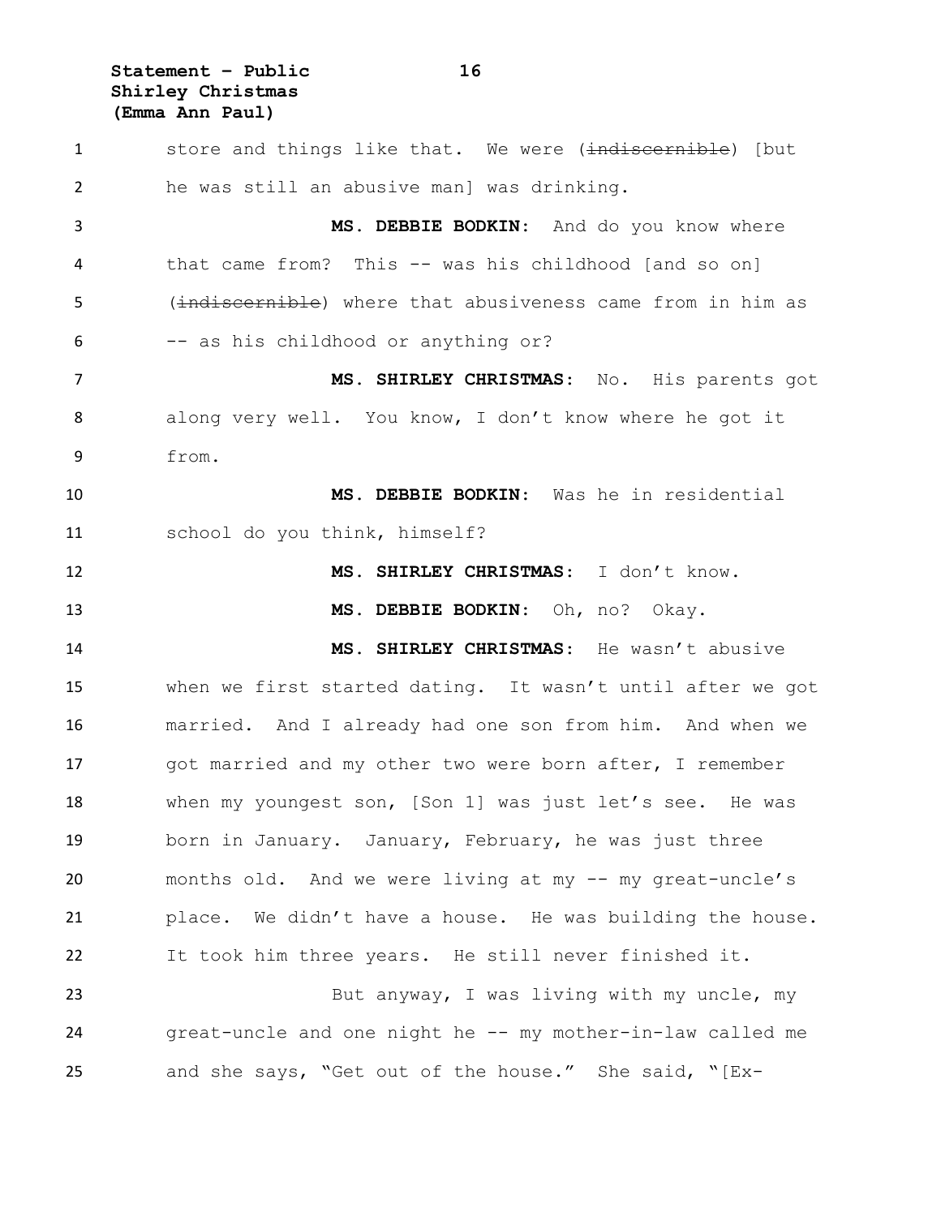store and things like that. We were (~~indiscernible~~) [but he was still an abusive man] was drinking.

**MS. DEBBIE BODKIN:** And do you know where that came from? This -- was his childhood [and so on] (~~indiscernible~~) where that abusiveness came from in him as -- as his childhood or anything or?

**MS. SHIRLEY CHRISTMAS:** No. His parents got along very well. You know, I don't know where he got it from.

**MS. DEBBIE BODKIN:** Was he in residential school do you think, himself?

**MS. SHIRLEY CHRISTMAS:** I don't know.

**MS. DEBBIE BODKIN:** Oh, no? Okay.

**MS. SHIRLEY CHRISTMAS:** He wasn't abusive when we first started dating. It wasn't until after we got married. And I already had one son from him. And when we got married and my other two were born after, I remember when my youngest son, [Son 1] was just let's see. He was born in January. January, February, he was just three months old. And we were living at my -- my great-uncle's place. We didn't have a house. He was building the house. It took him three years. He still never finished it.

But anyway, I was living with my uncle, my great-uncle and one night he -- my mother-in-law called me and she says, "Get out of the house." She said, "[Ex-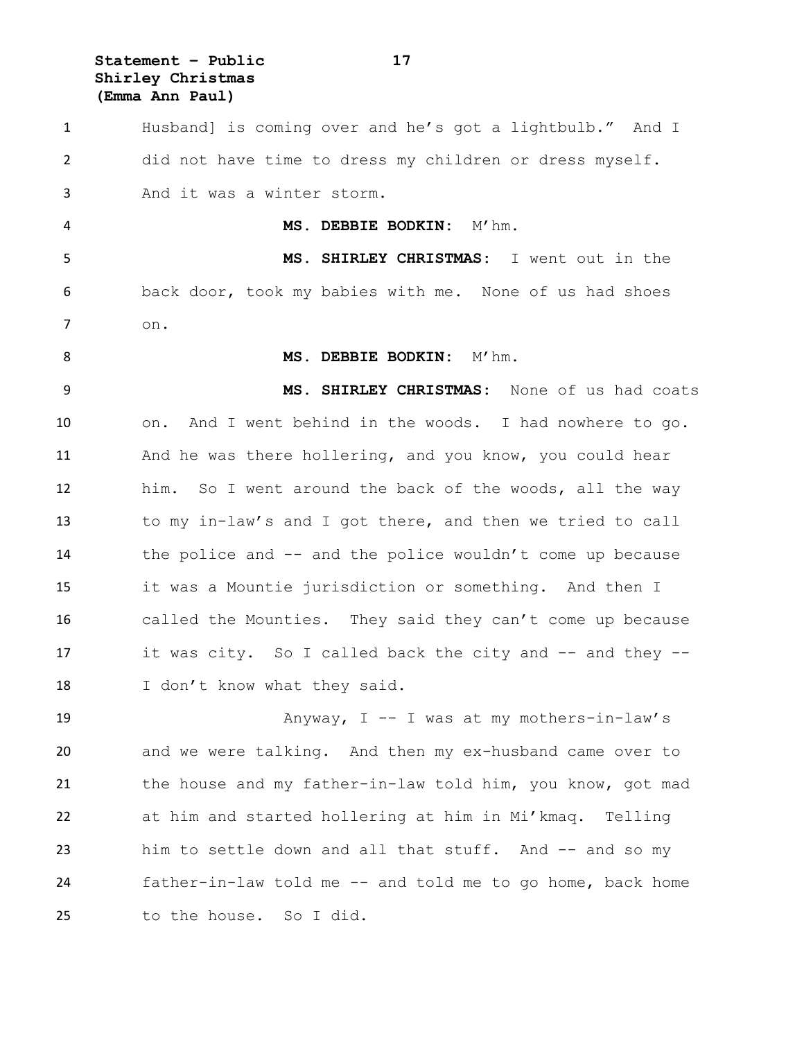Husband] is coming over and he's got a lightbulb." And I did not have time to dress my children or dress myself. And it was a winter storm.

**MS. DEBBIE BODKIN:** M'hm.

**MS. SHIRLEY CHRISTMAS:** I went out in the back door, took my babies with me. None of us had shoes on.

**MS. DEBBIE BODKIN:** M'hm.

**MS. SHIRLEY CHRISTMAS:** None of us had coats on. And I went behind in the woods. I had nowhere to go. And he was there hollering, and you know, you could hear him. So I went around the back of the woods, all the way to my in-law's and I got there, and then we tried to call the police and -- and the police wouldn't come up because it was a Mountie jurisdiction or something. And then I called the Mounties. They said they can't come up because it was city. So I called back the city and -- and they -- I don't know what they said.

Anyway, I -- I was at my mothers-in-law's and we were talking. And then my ex-husband came over to the house and my father-in-law told him, you know, got mad at him and started hollering at him in Mi'kmaq. Telling him to settle down and all that stuff. And -- and so my father-in-law told me -- and told me to go home, back home to the house. So I did.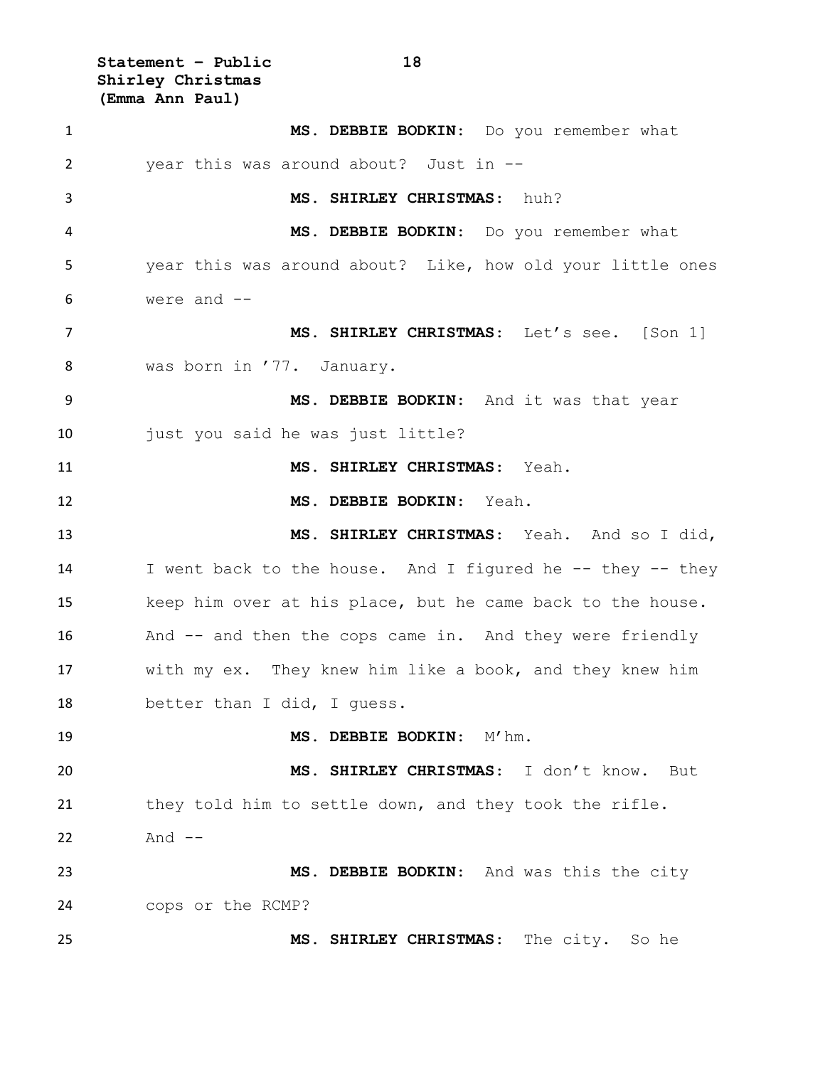**MS. DEBBIE BODKIN:** Do you remember what year this was around about? Just in --

**MS. SHIRLEY CHRISTMAS:** huh?

**MS. DEBBIE BODKIN:** Do you remember what year this was around about? Like, how old your little ones were and --

**MS. SHIRLEY CHRISTMAS:** Let's see. [Son 1] was born in '77. January.

**MS. DEBBIE BODKIN:** And it was that year just you said he was just little?

**MS. SHIRLEY CHRISTMAS:** Yeah.

**MS. DEBBIE BODKIN:** Yeah.

**MS. SHIRLEY CHRISTMAS:** Yeah. And so I did, I went back to the house. And I figured he -- they -- they keep him over at his place, but he came back to the house. And -- and then the cops came in. And they were friendly with my ex. They knew him like a book, and they knew him better than I did, I guess.

**MS. DEBBIE BODKIN:** M'hm.

**MS. SHIRLEY CHRISTMAS:** I don't know. But they told him to settle down, and they took the rifle. And --

**MS. DEBBIE BODKIN:** And was this the city cops or the RCMP?

**MS. SHIRLEY CHRISTMAS:** The city. So he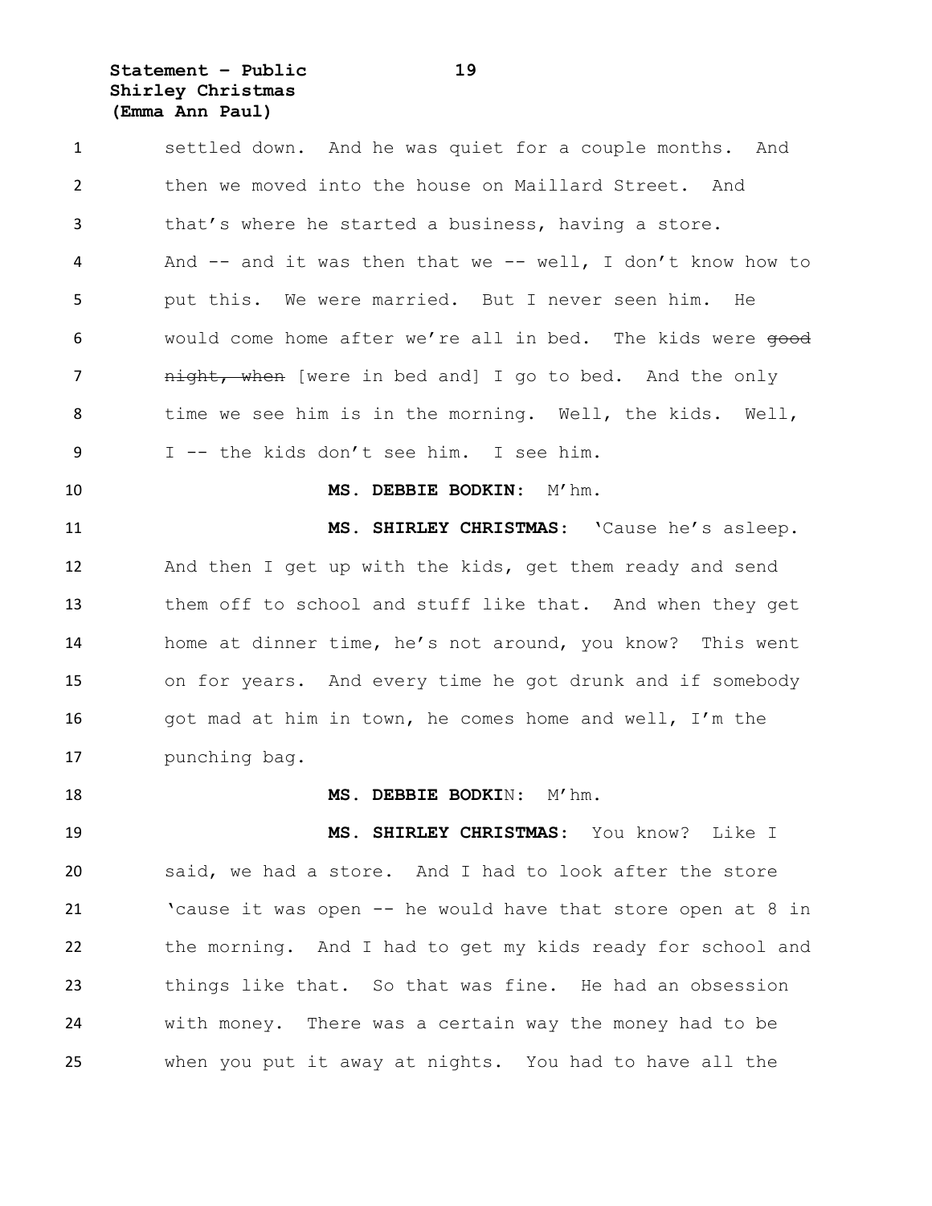settled down. And he was quiet for a couple months. And then we moved into the house on Maillard Street. And that's where he started a business, having a store. And -- and it was then that we -- well, I don't know how to put this. We were married. But I never seen him. He would come home after we're all in bed. The kids were ~~good night, when~~ [were in bed and] I go to bed. And the only time we see him is in the morning. Well, the kids. Well, I -- the kids don't see him. I see him.

**MS. DEBBIE BODKIN:** M'hm.

**MS. SHIRLEY CHRISTMAS:** 'Cause he's asleep. And then I get up with the kids, get them ready and send them off to school and stuff like that. And when they get home at dinner time, he's not around, you know? This went on for years. And every time he got drunk and if somebody got mad at him in town, he comes home and well, I'm the punching bag.

**MS. DEBBIE BODKIN:** M'hm.

**MS. SHIRLEY CHRISTMAS:** You know? Like I said, we had a store. And I had to look after the store 'cause it was open -- he would have that store open at 8 in the morning. And I had to get my kids ready for school and things like that. So that was fine. He had an obsession with money. There was a certain way the money had to be when you put it away at nights. You had to have all the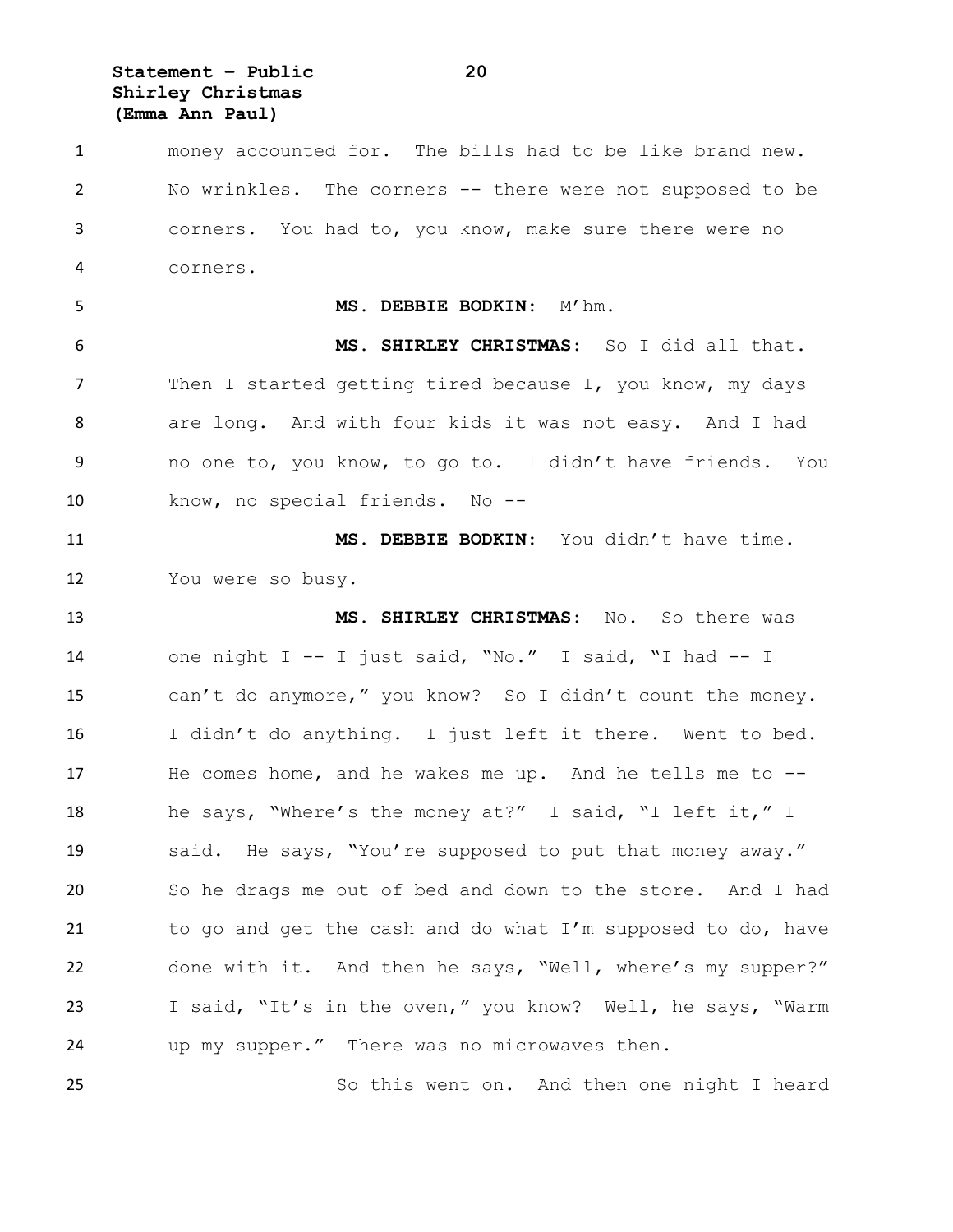money accounted for. The bills had to be like brand new. No wrinkles. The corners -- there were not supposed to be corners. You had to, you know, make sure there were no corners.

**MS. DEBBIE BODKIN:** M'hm.

**MS. SHIRLEY CHRISTMAS:** So I did all that. Then I started getting tired because I, you know, my days are long. And with four kids it was not easy. And I had no one to, you know, to go to. I didn't have friends. You know, no special friends. No --

**MS. DEBBIE BODKIN:** You didn't have time. You were so busy.

**MS. SHIRLEY CHRISTMAS:** No. So there was one night I -- I just said, "No." I said, "I had -- I can't do anymore," you know? So I didn't count the money. I didn't do anything. I just left it there. Went to bed. He comes home, and he wakes me up. And he tells me to -- he says, "Where's the money at?" I said, "I left it," I said. He says, "You're supposed to put that money away." So he drags me out of bed and down to the store. And I had to go and get the cash and do what I'm supposed to do, have done with it. And then he says, "Well, where's my supper?" I said, "It's in the oven," you know? Well, he says, "Warm up my supper." There was no microwaves then.

So this went on. And then one night I heard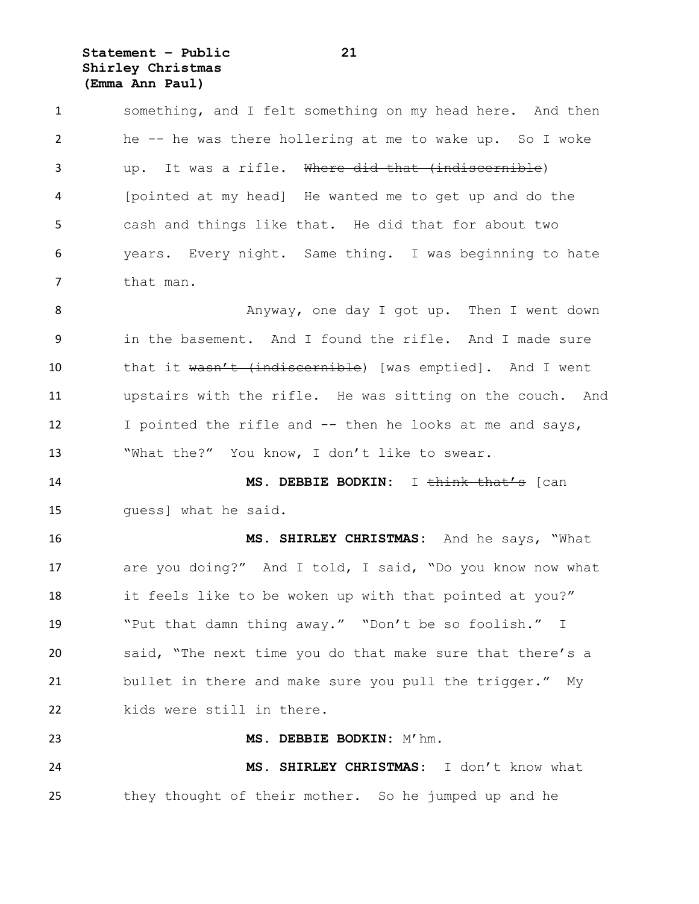something, and I felt something on my head here. And then he -- he was there hollering at me to wake up. So I woke up. It was a rifle. ~~Where did that (indiscernible~~) [pointed at my head] He wanted me to get up and do the cash and things like that. He did that for about two years. Every night. Same thing. I was beginning to hate that man.

Anyway, one day I got up. Then I went down in the basement. And I found the rifle. And I made sure that it ~~wasn't (indiscernible~~) [was emptied]. And I went upstairs with the rifle. He was sitting on the couch. And I pointed the rifle and -- then he looks at me and says, "What the?" You know, I don't like to swear.

**MS. DEBBIE BODKIN:** I ~~think that's~~ [can guess] what he said.

**MS. SHIRLEY CHRISTMAS:** And he says, "What are you doing?" And I told, I said, "Do you know now what it feels like to be woken up with that pointed at you?" "Put that damn thing away." "Don't be so foolish." I said, "The next time you do that make sure that there's a bullet in there and make sure you pull the trigger." My kids were still in there.

**MS. DEBBIE BODKIN:** M'hm.

**MS. SHIRLEY CHRISTMAS:** I don't know what they thought of their mother. So he jumped up and he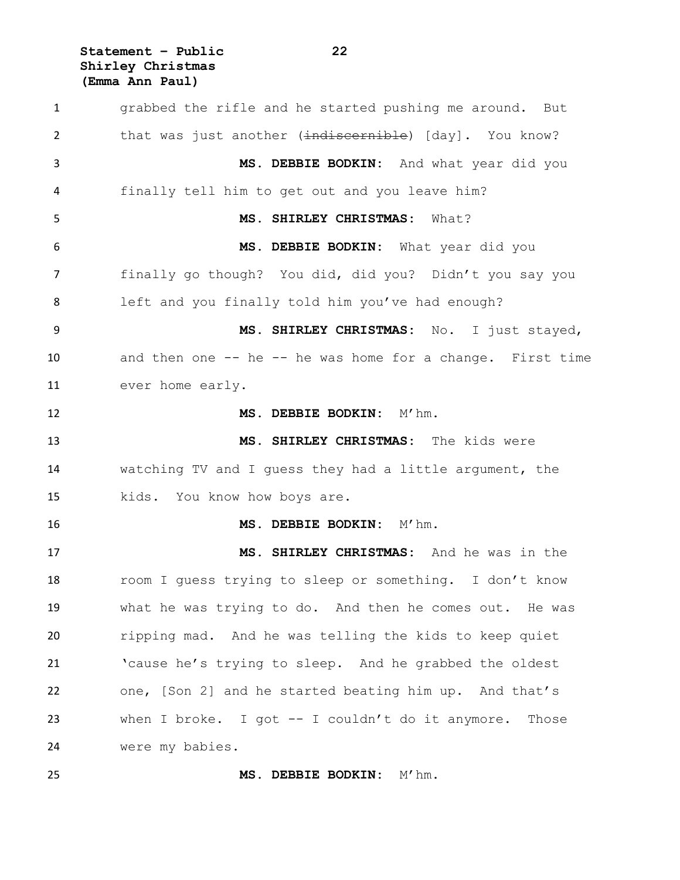grabbed the rifle and he started pushing me around. But that was just another (~~indiscernible~~) [day]. You know?

**MS. DEBBIE BODKIN:** And what year did you finally tell him to get out and you leave him?

**MS. SHIRLEY CHRISTMAS:** What?

**MS. DEBBIE BODKIN:** What year did you finally go though? You did, did you? Didn't you say you left and you finally told him you've had enough?

**MS. SHIRLEY CHRISTMAS:** No. I just stayed, and then one -- he -- he was home for a change. First time ever home early.

**MS. DEBBIE BODKIN:** M'hm.

**MS. SHIRLEY CHRISTMAS:** The kids were watching TV and I guess they had a little argument, the kids. You know how boys are.

**MS. DEBBIE BODKIN:** M'hm.

**MS. SHIRLEY CHRISTMAS:** And he was in the room I guess trying to sleep or something. I don't know what he was trying to do. And then he comes out. He was ripping mad. And he was telling the kids to keep quiet 'cause he's trying to sleep. And he grabbed the oldest one, [Son 2] and he started beating him up. And that's when I broke. I got -- I couldn't do it anymore. Those were my babies.

**MS. DEBBIE BODKIN:** M'hm.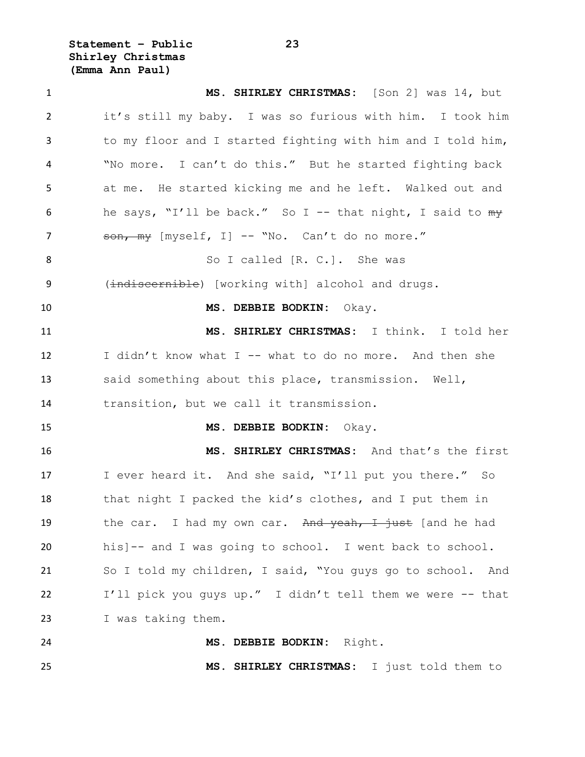**MS. SHIRLEY CHRISTMAS:** [Son 2] was 14, but it's still my baby. I was so furious with him. I took him to my floor and I started fighting with him and I told him, "No more. I can't do this." But he started fighting back at me. He started kicking me and he left. Walked out and he says, "I'll be back." So I -- that night, I said to ~~my son, my~~ [myself, I] -- "No. Can't do no more."

So I called [R. C.]. She was (~~indiscernible~~) [working with] alcohol and drugs.

**MS. DEBBIE BODKIN:** Okay.

**MS. SHIRLEY CHRISTMAS:** I think. I told her I didn't know what I -- what to do no more. And then she said something about this place, transmission. Well, transition, but we call it transmission.

**MS. DEBBIE BODKIN:** Okay.

**MS. SHIRLEY CHRISTMAS:** And that's the first I ever heard it. And she said, "I'll put you there." So that night I packed the kid's clothes, and I put them in the car. I had my own car. ~~And yeah, I just~~ [and he had his]-- and I was going to school. I went back to school. So I told my children, I said, "You guys go to school. And I'll pick you guys up." I didn't tell them we were -- that I was taking them.

**MS. DEBBIE BODKIN:** Right.

**MS. SHIRLEY CHRISTMAS:** I just told them to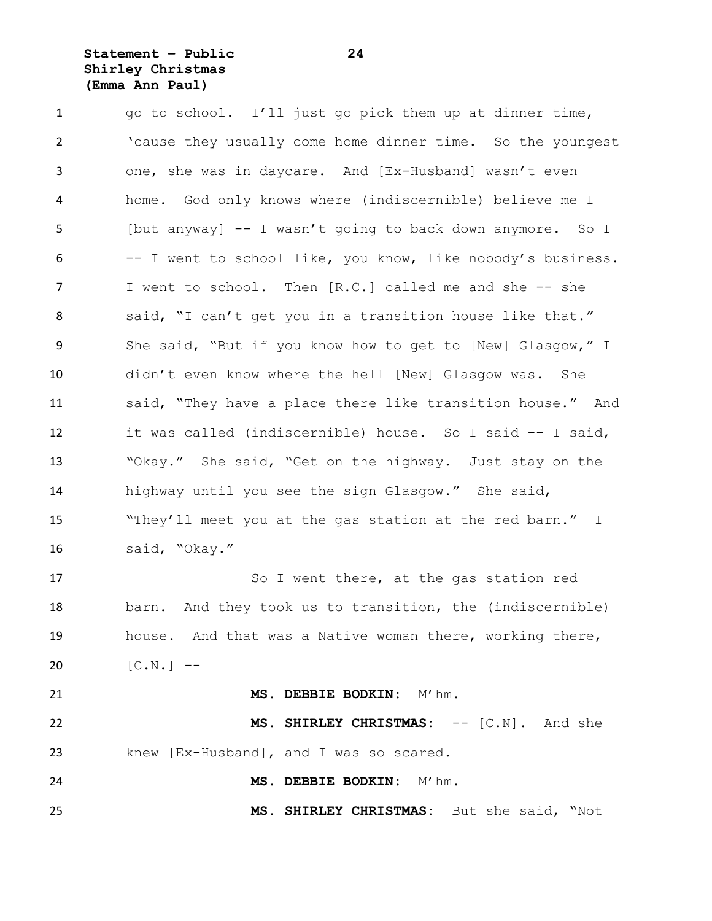go to school. I'll just go pick them up at dinner time, 'cause they usually come home dinner time. So the youngest one, she was in daycare. And [Ex-Husband] wasn't even home. God only knows where ~~(indiscernible) believe me I~~ [but anyway] -- I wasn't going to back down anymore. So I -- I went to school like, you know, like nobody's business. I went to school. Then [R.C.] called me and she -- she said, "I can't get you in a transition house like that." She said, "But if you know how to get to [New] Glasgow," I didn't even know where the hell [New] Glasgow was. She said, "They have a place there like transition house." And it was called (indiscernible) house. So I said -- I said, "Okay." She said, "Get on the highway. Just stay on the highway until you see the sign Glasgow." She said, "They'll meet you at the gas station at the red barn." I said, "Okay."

So I went there, at the gas station red barn. And they took us to transition, the (indiscernible) house. And that was a Native woman there, working there, [C.N.] --

**MS. DEBBIE BODKIN:** M'hm.

**MS. SHIRLEY CHRISTMAS:** -- [C.N]. And she knew [Ex-Husband], and I was so scared.

**MS. DEBBIE BODKIN:** M'hm.

**MS. SHIRLEY CHRISTMAS:** But she said, "Not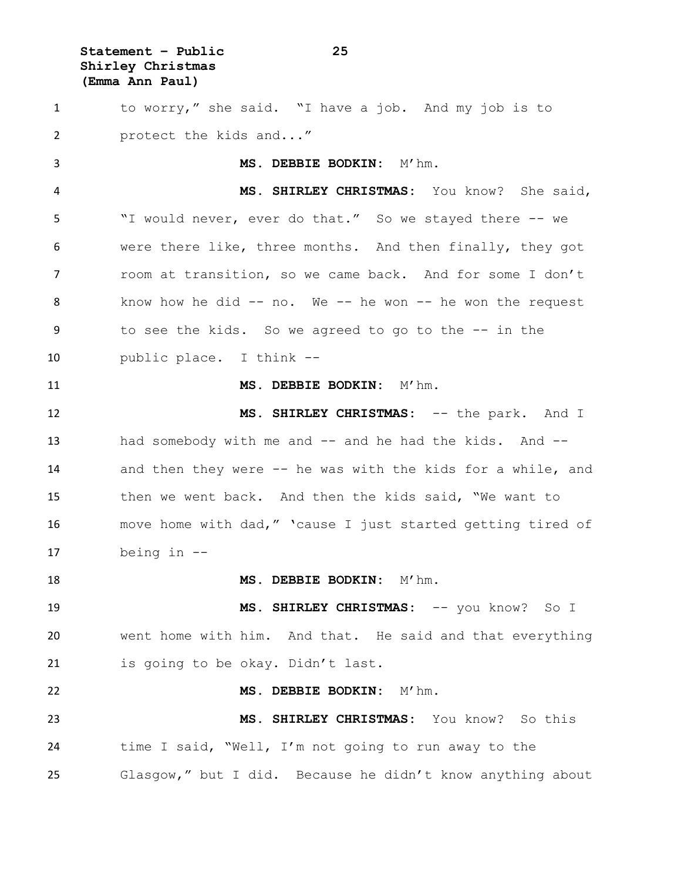to worry," she said. "I have a job. And my job is to protect the kids and..."

**MS. DEBBIE BODKIN:** M'hm.

**MS. SHIRLEY CHRISTMAS:** You know? She said, "I would never, ever do that." So we stayed there -- we were there like, three months. And then finally, they got room at transition, so we came back. And for some I don't know how he did -- no. We -- he won -- he won the request to see the kids. So we agreed to go to the -- in the public place. I think --

**MS. DEBBIE BODKIN:** M'hm.

**MS. SHIRLEY CHRISTMAS:** -- the park. And I had somebody with me and -- and he had the kids. And -- and then they were -- he was with the kids for a while, and then we went back. And then the kids said, "We want to move home with dad," 'cause I just started getting tired of being in --

**MS. DEBBIE BODKIN:** M'hm.

**MS. SHIRLEY CHRISTMAS:** -- you know? So I went home with him. And that. He said and that everything is going to be okay. Didn't last.

**MS. DEBBIE BODKIN:** M'hm.

**MS. SHIRLEY CHRISTMAS:** You know? So this time I said, "Well, I'm not going to run away to the Glasgow," but I did. Because he didn't know anything about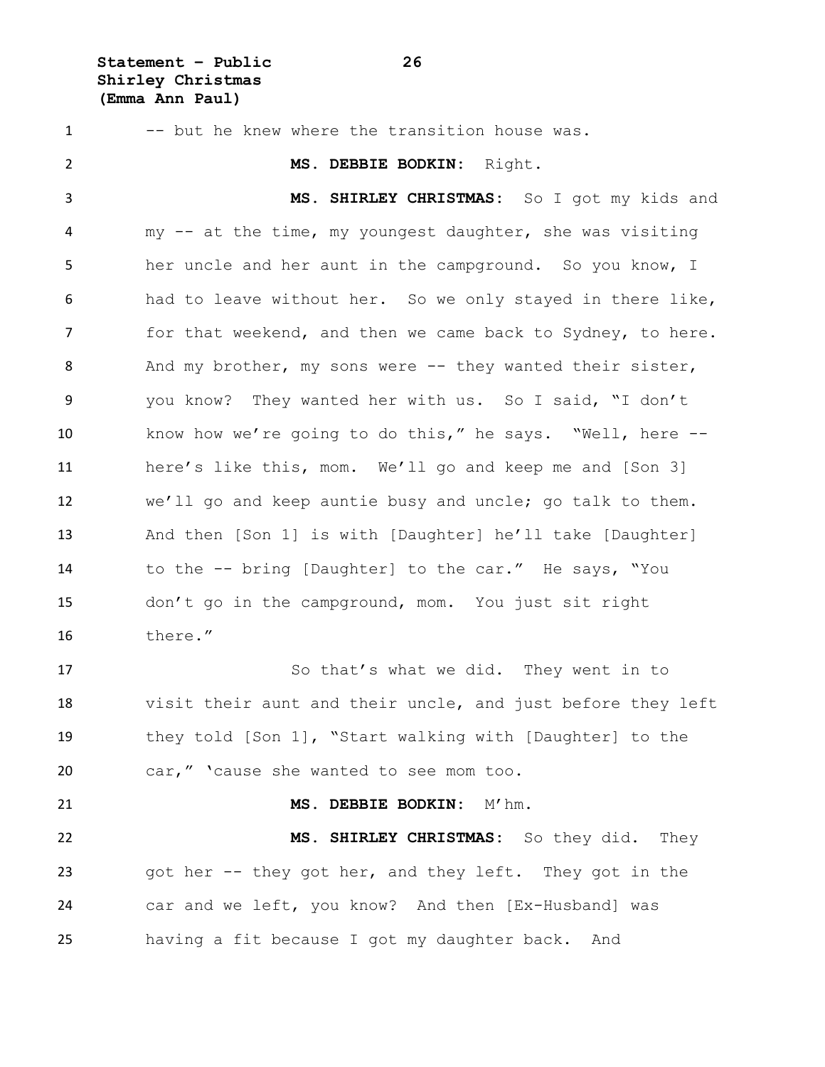-- but he knew where the transition house was.

**MS. DEBBIE BODKIN:** Right.

**MS. SHIRLEY CHRISTMAS:** So I got my kids and my -- at the time, my youngest daughter, she was visiting her uncle and her aunt in the campground. So you know, I had to leave without her. So we only stayed in there like, for that weekend, and then we came back to Sydney, to here. And my brother, my sons were -- they wanted their sister, you know? They wanted her with us. So I said, "I don't know how we're going to do this," he says. "Well, here -- here's like this, mom. We'll go and keep me and [Son 3] we'll go and keep auntie busy and uncle; go talk to them. And then [Son 1] is with [Daughter] he'll take [Daughter] to the -- bring [Daughter] to the car." He says, "You don't go in the campground, mom. You just sit right there."

So that's what we did. They went in to visit their aunt and their uncle, and just before they left they told [Son 1], "Start walking with [Daughter] to the car," 'cause she wanted to see mom too.

**MS. DEBBIE BODKIN:** M'hm.

**MS. SHIRLEY CHRISTMAS:** So they did. They got her -- they got her, and they left. They got in the car and we left, you know? And then [Ex-Husband] was having a fit because I got my daughter back. And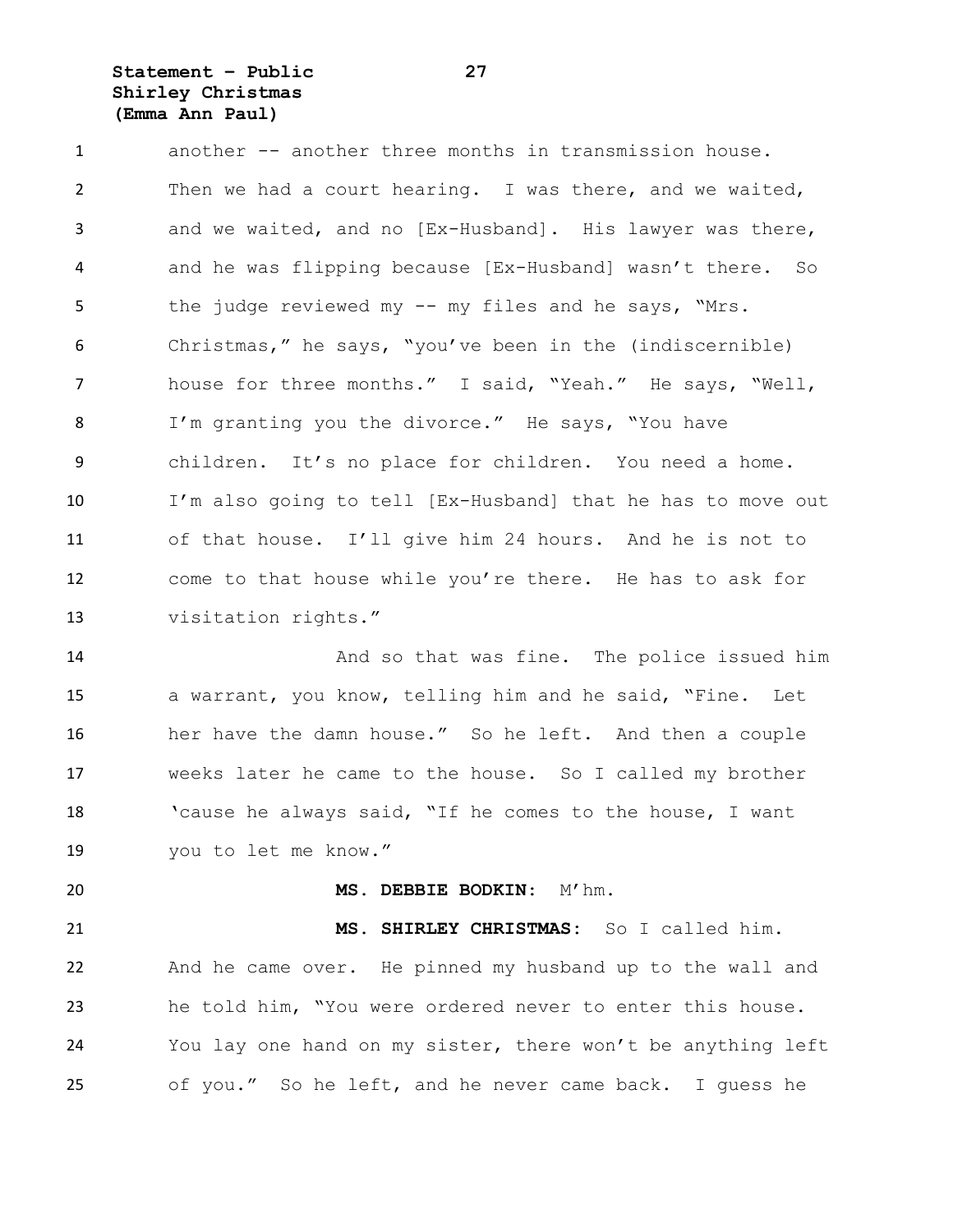another -- another three months in transmission house. Then we had a court hearing. I was there, and we waited, and we waited, and no [Ex-Husband]. His lawyer was there, and he was flipping because [Ex-Husband] wasn't there. So the judge reviewed my -- my files and he says, "Mrs. Christmas," he says, "you've been in the (indiscernible) house for three months." I said, "Yeah." He says, "Well, I'm granting you the divorce." He says, "You have children. It's no place for children. You need a home. I'm also going to tell [Ex-Husband] that he has to move out of that house. I'll give him 24 hours. And he is not to come to that house while you're there. He has to ask for visitation rights."

And so that was fine. The police issued him a warrant, you know, telling him and he said, "Fine. Let her have the damn house." So he left. And then a couple weeks later he came to the house. So I called my brother 'cause he always said, "If he comes to the house, I want you to let me know."

**MS. DEBBIE BODKIN:** M'hm.

**MS. SHIRLEY CHRISTMAS:** So I called him. And he came over. He pinned my husband up to the wall and he told him, "You were ordered never to enter this house. You lay one hand on my sister, there won't be anything left of you." So he left, and he never came back. I guess he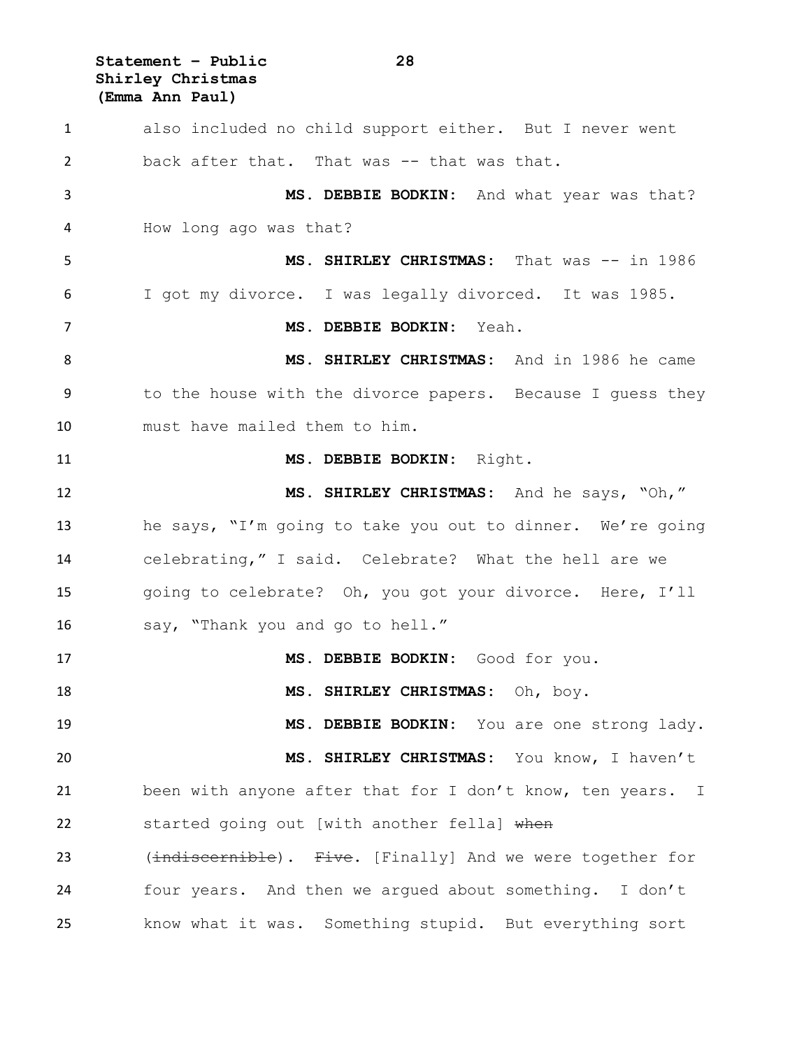also included no child support either. But I never went back after that. That was -- that was that.

**MS. DEBBIE BODKIN:** And what year was that? How long ago was that?

**MS. SHIRLEY CHRISTMAS:** That was -- in 1986 I got my divorce. I was legally divorced. It was 1985.

**MS. DEBBIE BODKIN:** Yeah.

**MS. SHIRLEY CHRISTMAS:** And in 1986 he came to the house with the divorce papers. Because I guess they must have mailed them to him.

**MS. DEBBIE BODKIN:** Right.

**MS. SHIRLEY CHRISTMAS:** And he says, "Oh," he says, "I'm going to take you out to dinner. We're going celebrating," I said. Celebrate? What the hell are we going to celebrate? Oh, you got your divorce. Here, I'll say, "Thank you and go to hell."

**MS. DEBBIE BODKIN:** Good for you.

**MS. SHIRLEY CHRISTMAS:** Oh, boy.

**MS. DEBBIE BODKIN:** You are one strong lady.

**MS. SHIRLEY CHRISTMAS:** You know, I haven't been with anyone after that for I don't know, ten years. I started going out [with another fella] ~~when (indiscernible)~~. ~~Five~~. [Finally] And we were together for four years. And then we argued about something. I don't know what it was. Something stupid. But everything sort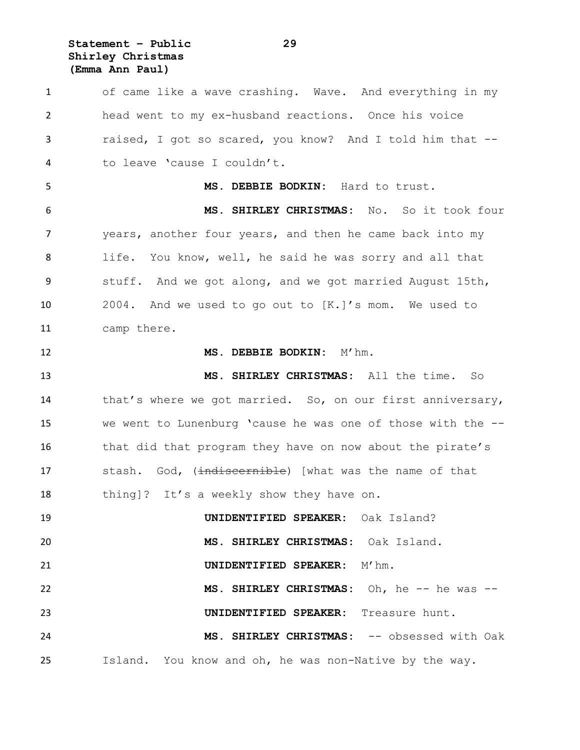of came like a wave crashing. Wave. And everything in my head went to my ex-husband reactions. Once his voice raised, I got so scared, you know? And I told him that -- to leave 'cause I couldn't.

**MS. DEBBIE BODKIN:** Hard to trust.

**MS. SHIRLEY CHRISTMAS:** No. So it took four years, another four years, and then he came back into my life. You know, well, he said he was sorry and all that stuff. And we got along, and we got married August 15th, 2004. And we used to go out to [K.]'s mom. We used to camp there.

**MS. DEBBIE BODKIN:** M'hm.

**MS. SHIRLEY CHRISTMAS:** All the time. So that's where we got married. So, on our first anniversary, we went to Lunenburg 'cause he was one of those with the -- that did that program they have on now about the pirate's stash. God, (~~indiscernible~~) [what was the name of that thing]? It's a weekly show they have on.

**UNIDENTIFIED SPEAKER:** Oak Island?

**MS. SHIRLEY CHRISTMAS:** Oak Island.

**UNIDENTIFIED SPEAKER:** M'hm.

**MS. SHIRLEY CHRISTMAS:** Oh, he -- he was --

**UNIDENTIFIED SPEAKER:** Treasure hunt.

**MS. SHIRLEY CHRISTMAS:** -- obsessed with Oak Island. You know and oh, he was non-Native by the way.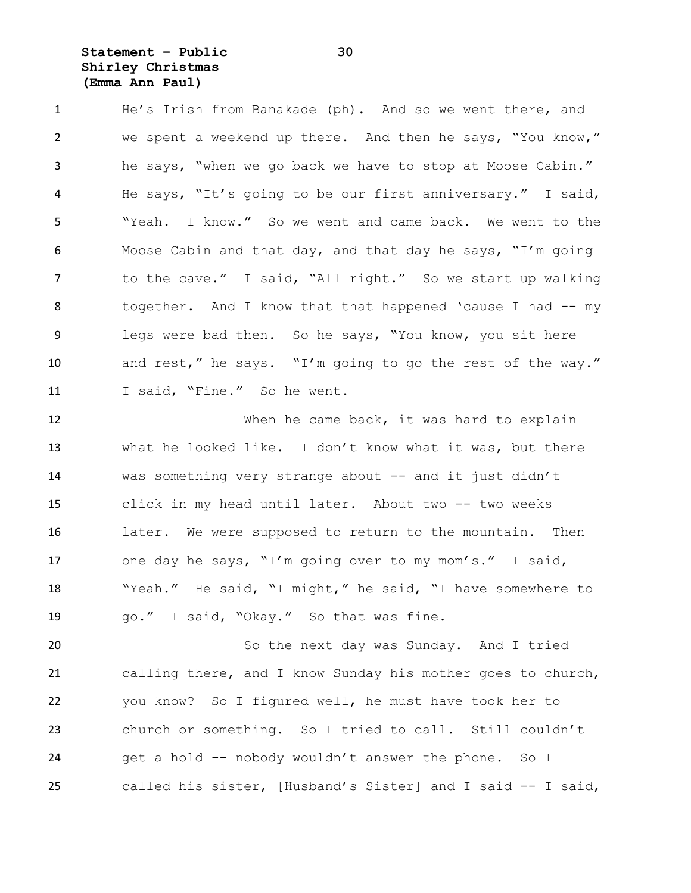He's Irish from Banakade (ph). And so we went there, and we spent a weekend up there. And then he says, "You know," he says, "when we go back we have to stop at Moose Cabin." He says, "It's going to be our first anniversary." I said, "Yeah. I know." So we went and came back. We went to the Moose Cabin and that day, and that day he says, "I'm going to the cave." I said, "All right." So we start up walking together. And I know that that happened 'cause I had -- my legs were bad then. So he says, "You know, you sit here and rest," he says. "I'm going to go the rest of the way." I said, "Fine." So he went.

When he came back, it was hard to explain what he looked like. I don't know what it was, but there was something very strange about -- and it just didn't click in my head until later. About two -- two weeks later. We were supposed to return to the mountain. Then one day he says, "I'm going over to my mom's." I said, "Yeah." He said, "I might," he said, "I have somewhere to go." I said, "Okay." So that was fine.

So the next day was Sunday. And I tried calling there, and I know Sunday his mother goes to church, you know? So I figured well, he must have took her to church or something. So I tried to call. Still couldn't get a hold -- nobody wouldn't answer the phone. So I called his sister, [Husband's Sister] and I said -- I said,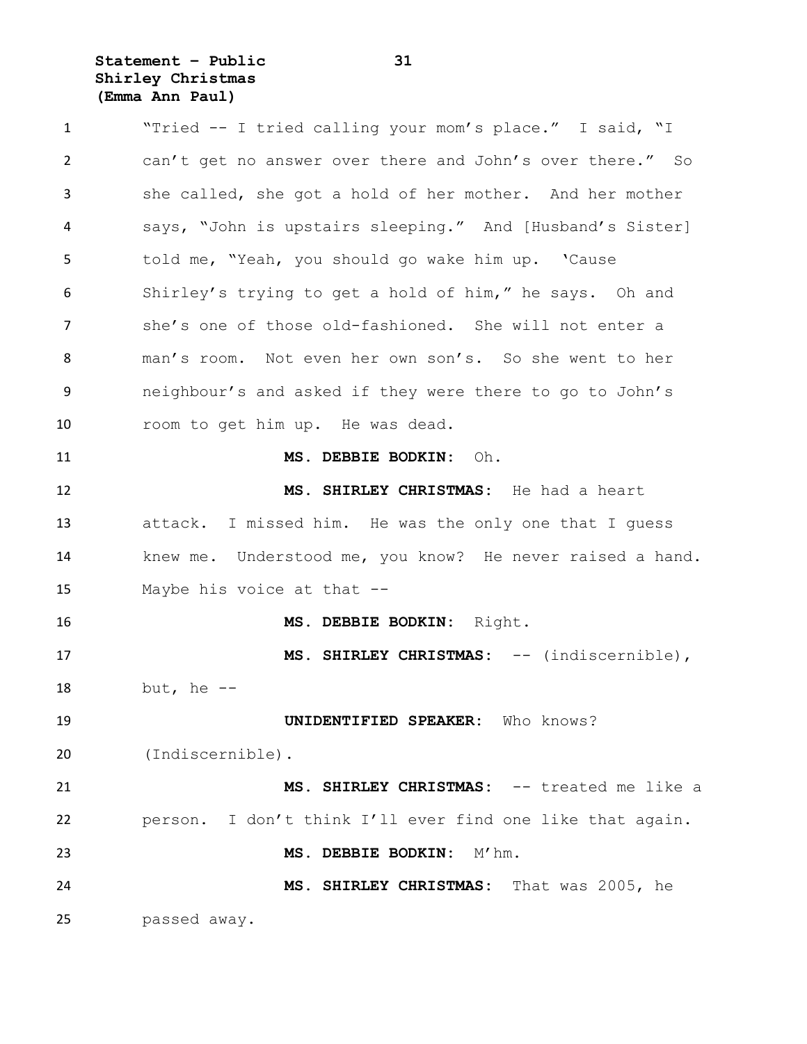"Tried -- I tried calling your mom's place." I said, "I can't get no answer over there and John's over there." So she called, she got a hold of her mother. And her mother says, "John is upstairs sleeping." And [Husband's Sister] told me, "Yeah, you should go wake him up. 'Cause Shirley's trying to get a hold of him," he says. Oh and she's one of those old-fashioned. She will not enter a man's room. Not even her own son's. So she went to her neighbour's and asked if they were there to go to John's room to get him up. He was dead.

**MS. DEBBIE BODKIN:** Oh.

**MS. SHIRLEY CHRISTMAS:** He had a heart attack. I missed him. He was the only one that I guess knew me. Understood me, you know? He never raised a hand. Maybe his voice at that --

**MS. DEBBIE BODKIN:** Right.

**MS. SHIRLEY CHRISTMAS:** -- (indiscernible), but, he --

**UNIDENTIFIED SPEAKER:** Who knows? (Indiscernible).

**MS. SHIRLEY CHRISTMAS:** -- treated me like a person. I don't think I'll ever find one like that again.

**MS. DEBBIE BODKIN:** M'hm.

**MS. SHIRLEY CHRISTMAS:** That was 2005, he passed away.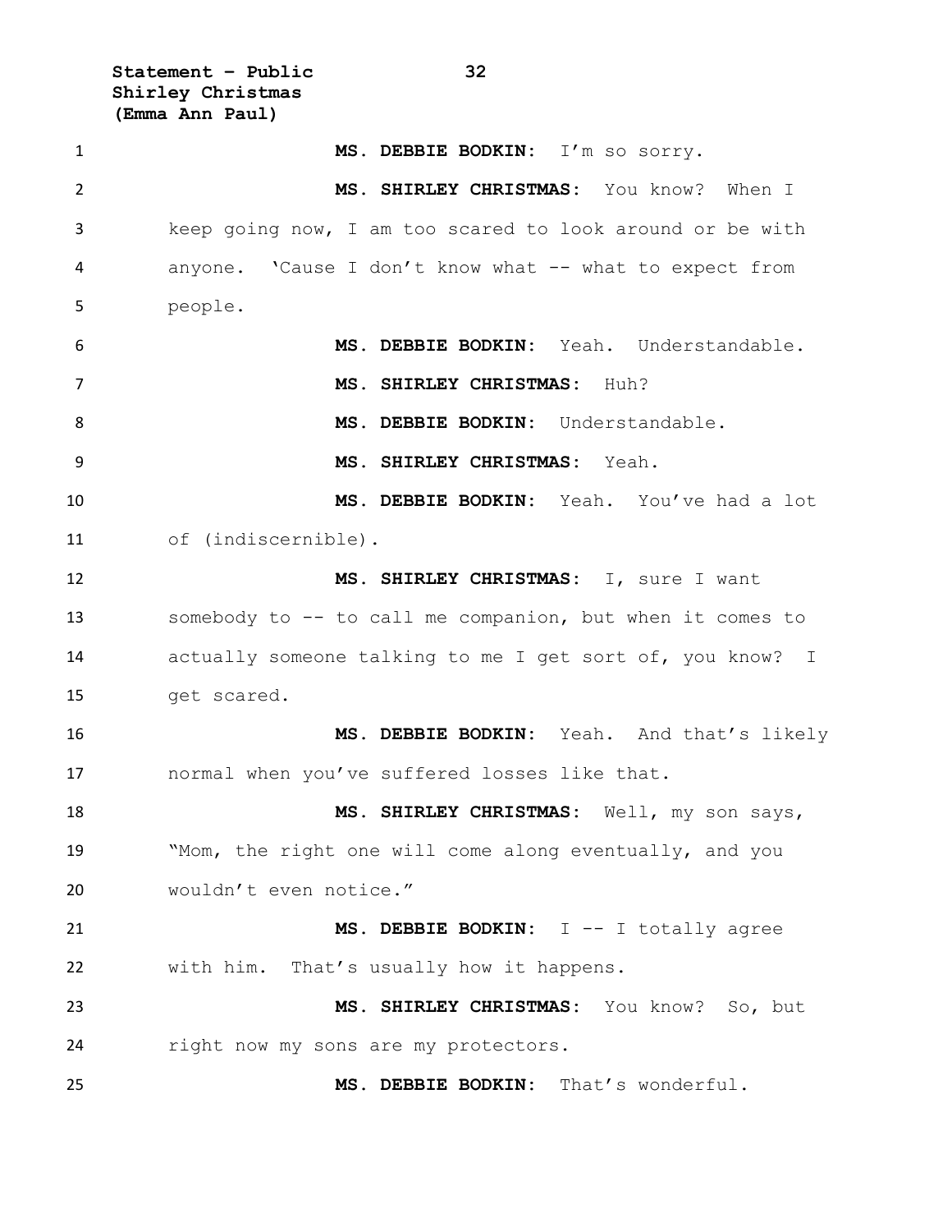**MS. DEBBIE BODKIN:** I'm so sorry.

**MS. SHIRLEY CHRISTMAS:** You know? When I keep going now, I am too scared to look around or be with anyone. 'Cause I don't know what -- what to expect from people.

**MS. DEBBIE BODKIN:** Yeah. Understandable.

**MS. SHIRLEY CHRISTMAS:** Huh?

**MS. DEBBIE BODKIN:** Understandable.

**MS. SHIRLEY CHRISTMAS:** Yeah.

**MS. DEBBIE BODKIN:** Yeah. You've had a lot of (indiscernible).

**MS. SHIRLEY CHRISTMAS:** I, sure I want somebody to -- to call me companion, but when it comes to actually someone talking to me I get sort of, you know? I get scared.

**MS. DEBBIE BODKIN:** Yeah. And that's likely normal when you've suffered losses like that.

**MS. SHIRLEY CHRISTMAS:** Well, my son says, "Mom, the right one will come along eventually, and you wouldn't even notice."

**MS. DEBBIE BODKIN:** I -- I totally agree with him. That's usually how it happens.

**MS. SHIRLEY CHRISTMAS:** You know? So, but right now my sons are my protectors.

**MS. DEBBIE BODKIN:** That's wonderful.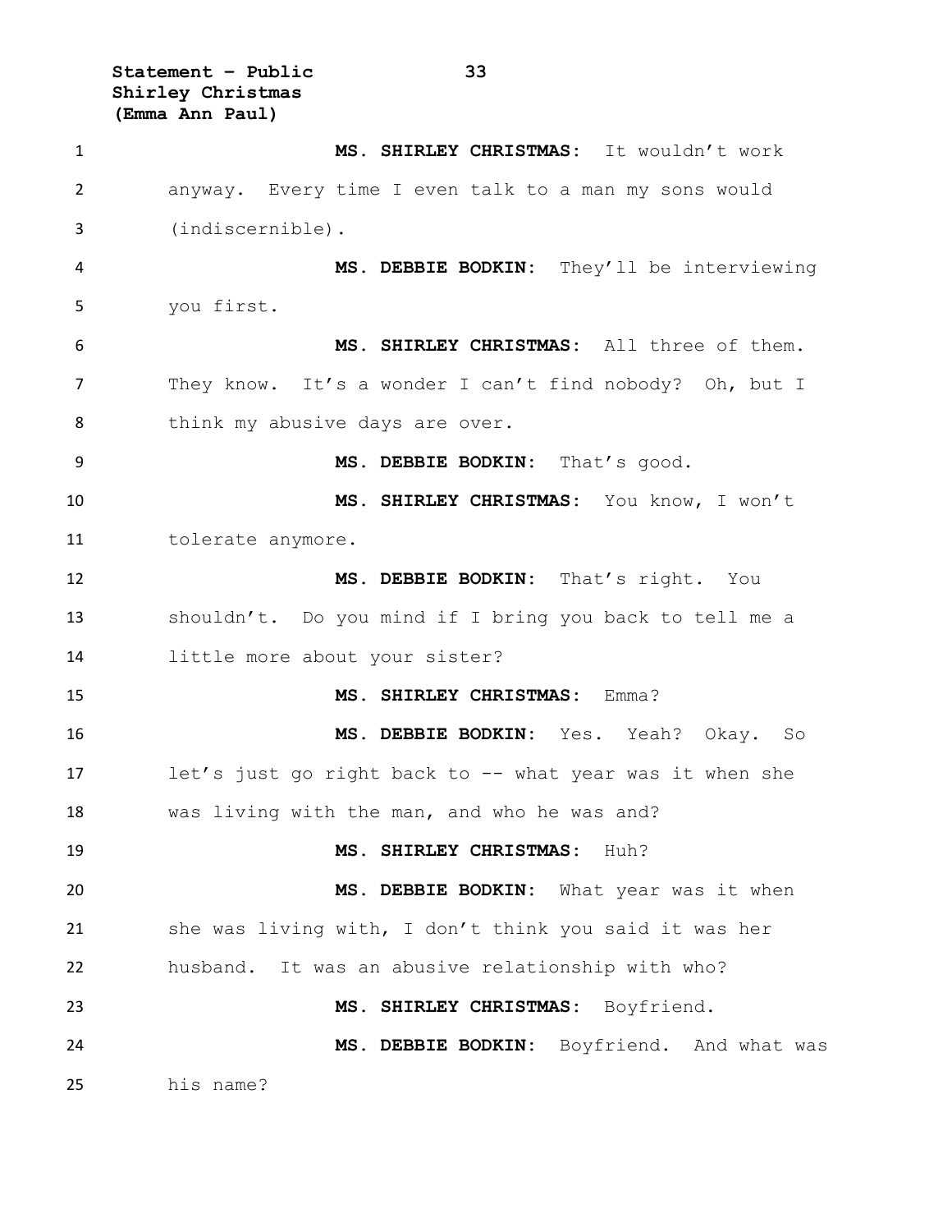**MS. SHIRLEY CHRISTMAS:** It wouldn't work anyway. Every time I even talk to a man my sons would (indiscernible).

**MS. DEBBIE BODKIN:** They'll be interviewing you first.

**MS. SHIRLEY CHRISTMAS:** All three of them. They know. It's a wonder I can't find nobody? Oh, but I think my abusive days are over.

**MS. DEBBIE BODKIN:** That's good.

**MS. SHIRLEY CHRISTMAS:** You know, I won't tolerate anymore.

**MS. DEBBIE BODKIN:** That's right. You shouldn't. Do you mind if I bring you back to tell me a little more about your sister?

**MS. SHIRLEY CHRISTMAS:** Emma?

**MS. DEBBIE BODKIN:** Yes. Yeah? Okay. So let's just go right back to -- what year was it when she was living with the man, and who he was and?

**MS. SHIRLEY CHRISTMAS:** Huh?

**MS. DEBBIE BODKIN:** What year was it when she was living with, I don't think you said it was her husband. It was an abusive relationship with who?

**MS. SHIRLEY CHRISTMAS:** Boyfriend.

**MS. DEBBIE BODKIN:** Boyfriend. And what was his name?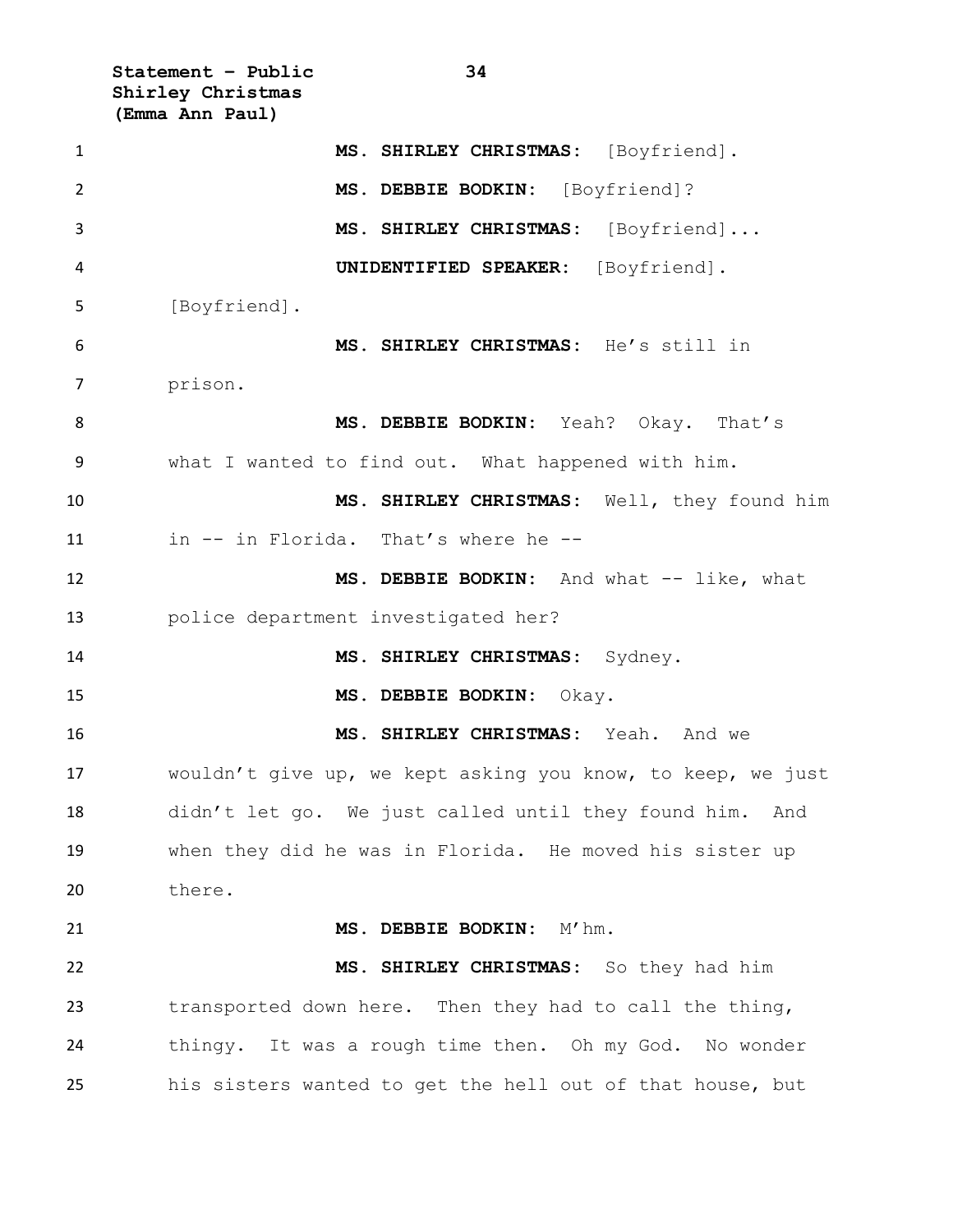1 **MS. SHIRLEY CHRISTMAS:** [Boyfriend].

2 **MS. DEBBIE BODKIN:** [Boyfriend]?

3 **MS. SHIRLEY CHRISTMAS:** [Boyfriend]...

4 **UNIDENTIFIED SPEAKER:** [Boyfriend].

5 [Boyfriend].

6 **MS. SHIRLEY CHRISTMAS:** He's still in

7 prison.

8 **MS. DEBBIE BODKIN:** Yeah? Okay. That's

9 what I wanted to find out. What happened with him.

10 **MS. SHIRLEY CHRISTMAS:** Well, they found him

11 in -- in Florida. That's where he --

12 **MS. DEBBIE BODKIN:** And what -- like, what

13 police department investigated her?

14 **MS. SHIRLEY CHRISTMAS:** Sydney.

15 **MS. DEBBIE BODKIN:** Okay.

16 **MS. SHIRLEY CHRISTMAS:** Yeah. And we

17 wouldn't give up, we kept asking you know, to keep, we just

18 didn't let go. We just called until they found him. And

19 when they did he was in Florida. He moved his sister up

20 there.

21 **MS. DEBBIE BODKIN:** M'hm.

22 **MS. SHIRLEY CHRISTMAS:** So they had him

23 transported down here. Then they had to call the thing,

24 thingy. It was a rough time then. Oh my God. No wonder

25 his sisters wanted to get the hell out of that house, but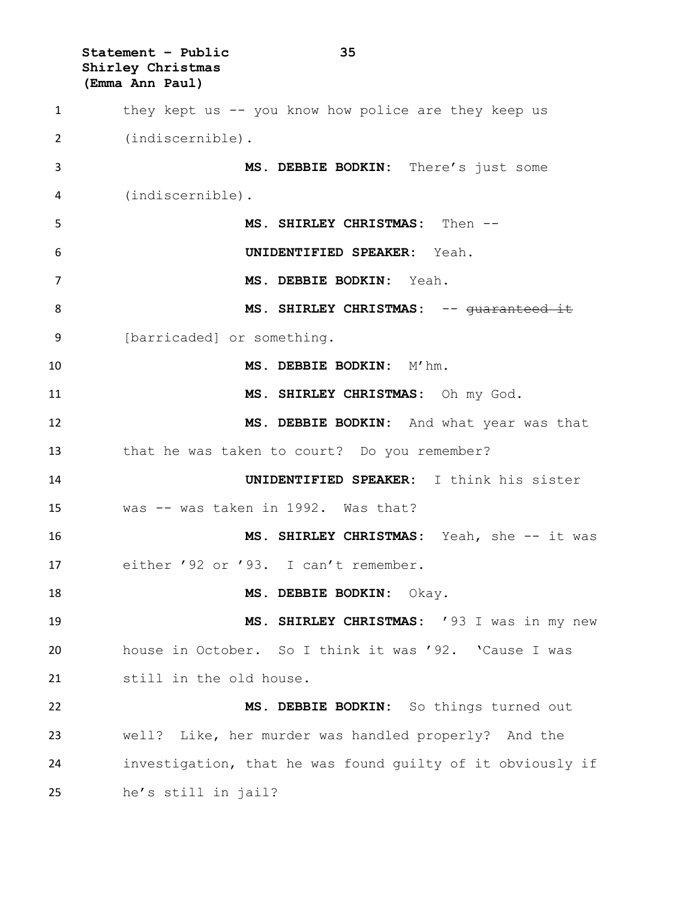they kept us -- you know how police are they keep us (indiscernible).

**MS. DEBBIE BODKIN:** There's just some (indiscernible).

**MS. SHIRLEY CHRISTMAS:** Then --

**UNIDENTIFIED SPEAKER:** Yeah.

**MS. DEBBIE BODKIN:** Yeah.

**MS. SHIRLEY CHRISTMAS:** -- ~~guaranteed it~~ [barricaded] or something.

**MS. DEBBIE BODKIN:** M'hm.

**MS. SHIRLEY CHRISTMAS:** Oh my God.

**MS. DEBBIE BODKIN:** And what year was that that he was taken to court? Do you remember?

**UNIDENTIFIED SPEAKER:** I think his sister was -- was taken in 1992. Was that?

**MS. SHIRLEY CHRISTMAS:** Yeah, she -- it was either '92 or '93. I can't remember.

**MS. DEBBIE BODKIN:** Okay.

**MS. SHIRLEY CHRISTMAS:** '93 I was in my new house in October. So I think it was '92. 'Cause I was still in the old house.

**MS. DEBBIE BODKIN:** So things turned out well? Like, her murder was handled properly? And the investigation, that he was found guilty of it obviously if he's still in jail?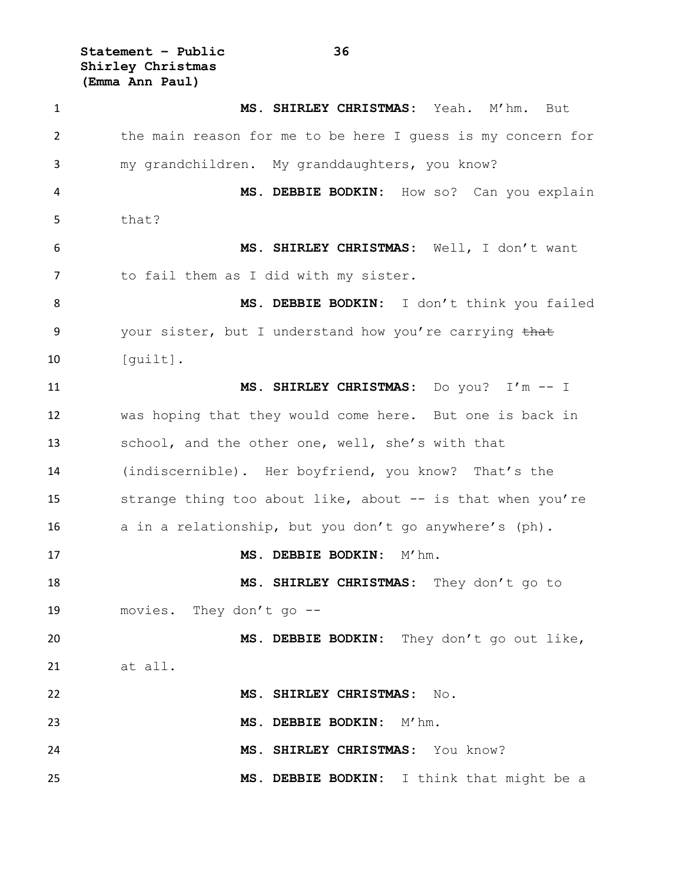**MS. SHIRLEY CHRISTMAS:** Yeah. M'hm. But the main reason for me to be here I guess is my concern for my grandchildren. My granddaughters, you know?

**MS. DEBBIE BODKIN:** How so? Can you explain that?

**MS. SHIRLEY CHRISTMAS:** Well, I don't want to fail them as I did with my sister.

**MS. DEBBIE BODKIN:** I don't think you failed your sister, but I understand how you're carrying ~~that~~ [guilt].

**MS. SHIRLEY CHRISTMAS:** Do you? I'm -- I was hoping that they would come here. But one is back in school, and the other one, well, she's with that (indiscernible). Her boyfriend, you know? That's the strange thing too about like, about -- is that when you're a in a relationship, but you don't go anywhere's (ph).

**MS. DEBBIE BODKIN:** M'hm.

**MS. SHIRLEY CHRISTMAS:** They don't go to movies. They don't go --

**MS. DEBBIE BODKIN:** They don't go out like, at all.

**MS. SHIRLEY CHRISTMAS:** No.

**MS. DEBBIE BODKIN:** M'hm.

**MS. SHIRLEY CHRISTMAS:** You know?

**MS. DEBBIE BODKIN:** I think that might be a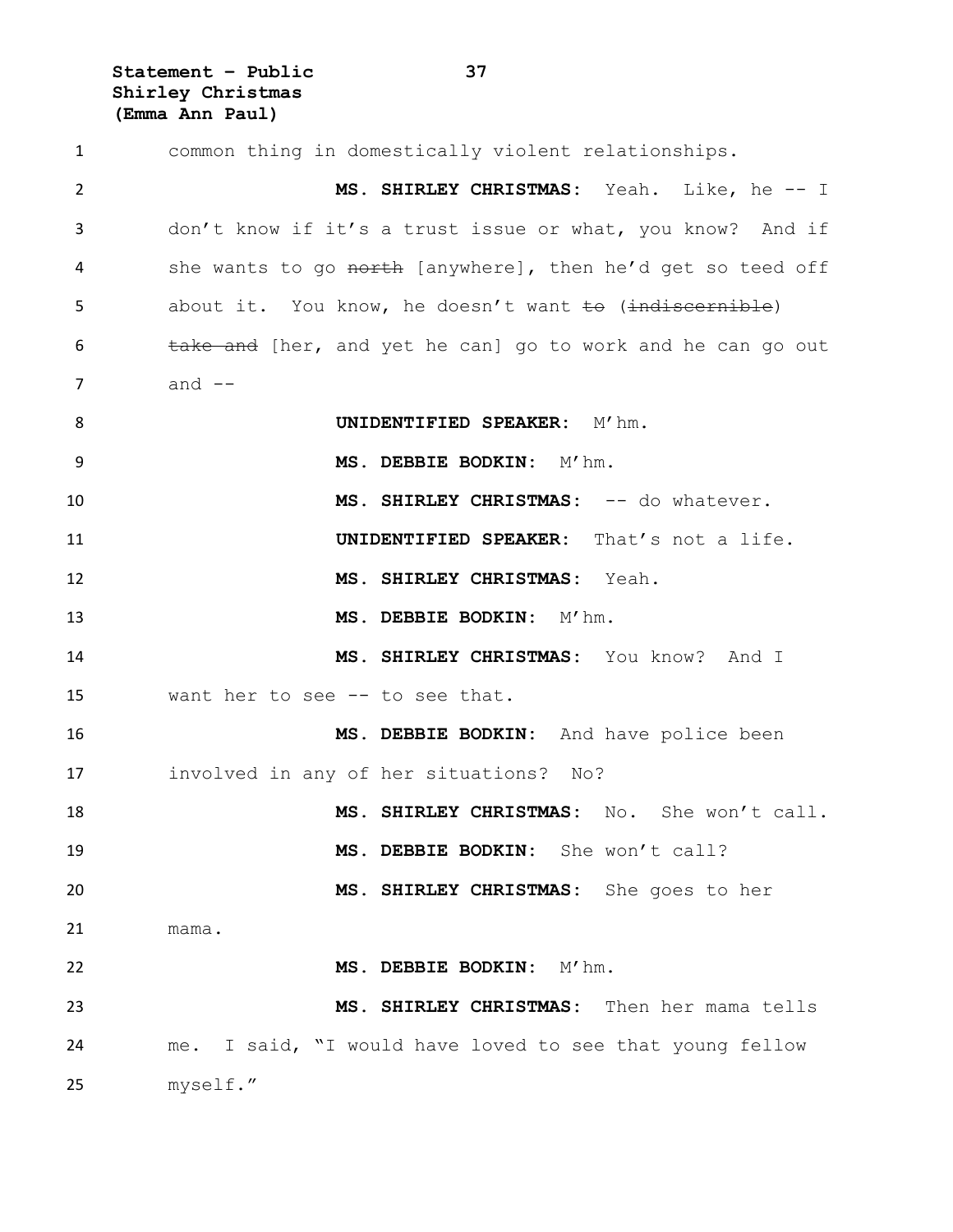common thing in domestically violent relationships.

**MS. SHIRLEY CHRISTMAS:** Yeah. Like, he -- I don't know if it's a trust issue or what, you know? And if she wants to go ~~north~~ [anywhere], then he'd get so teed off about it. You know, he doesn't want ~~to~~ (~~indiscernible~~) ~~take and~~ [her, and yet he can] go to work and he can go out and --

**UNIDENTIFIED SPEAKER:** M'hm.

**MS. DEBBIE BODKIN:** M'hm.

**MS. SHIRLEY CHRISTMAS:** -- do whatever.

**UNIDENTIFIED SPEAKER:** That's not a life.

**MS. SHIRLEY CHRISTMAS:** Yeah.

**MS. DEBBIE BODKIN:** M'hm.

**MS. SHIRLEY CHRISTMAS:** You know? And I want her to see -- to see that.

**MS. DEBBIE BODKIN:** And have police been involved in any of her situations? No?

**MS. SHIRLEY CHRISTMAS:** No. She won't call.

**MS. DEBBIE BODKIN:** She won't call?

**MS. SHIRLEY CHRISTMAS:** She goes to her mama.

**MS. DEBBIE BODKIN:** M'hm.

**MS. SHIRLEY CHRISTMAS:** Then her mama tells me. I said, "I would have loved to see that young fellow myself."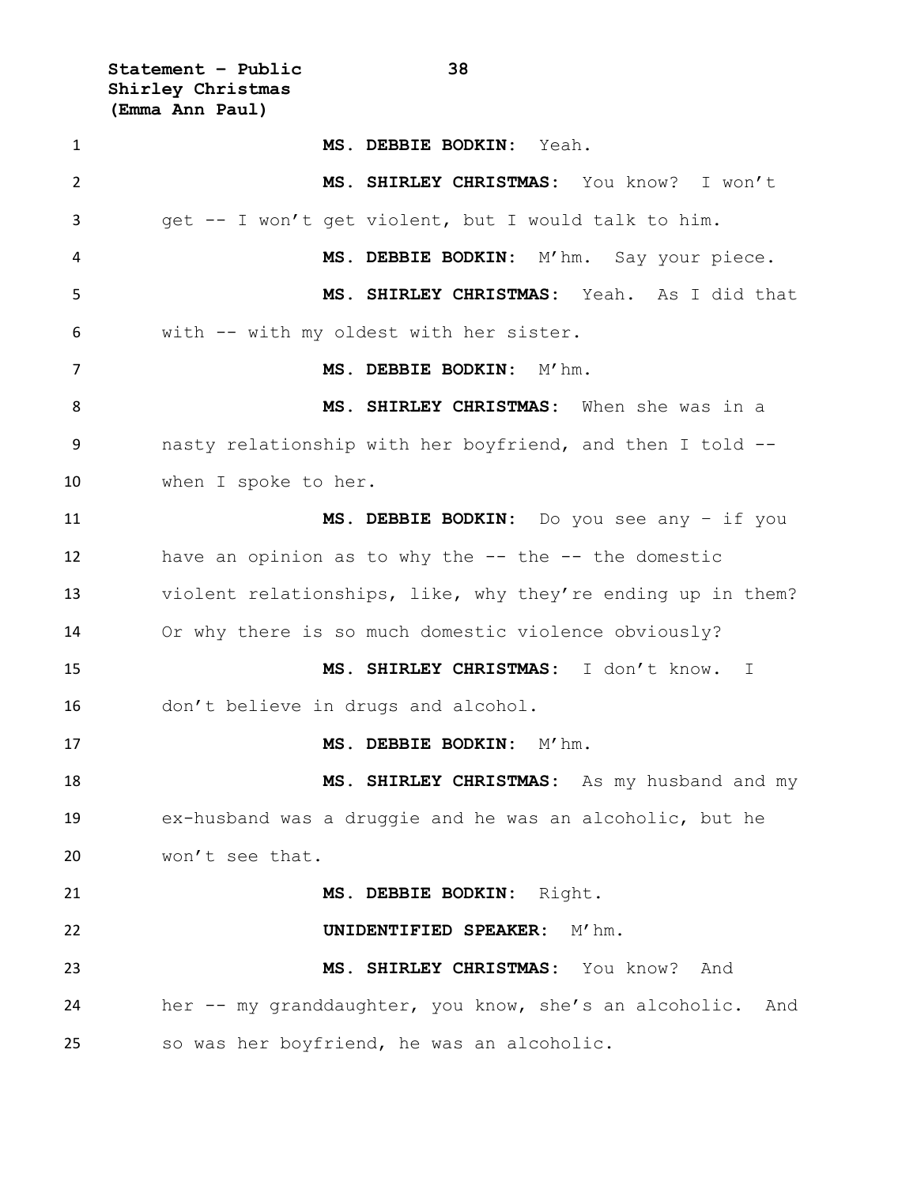**MS. DEBBIE BODKIN:** Yeah.

**MS. SHIRLEY CHRISTMAS:** You know? I won't get -- I won't get violent, but I would talk to him.

**MS. DEBBIE BODKIN:** M'hm. Say your piece.

**MS. SHIRLEY CHRISTMAS:** Yeah. As I did that with -- with my oldest with her sister.

**MS. DEBBIE BODKIN:** M'hm.

**MS. SHIRLEY CHRISTMAS:** When she was in a nasty relationship with her boyfriend, and then I told -- when I spoke to her.

**MS. DEBBIE BODKIN:** Do you see any – if you have an opinion as to why the -- the -- the domestic violent relationships, like, why they're ending up in them? Or why there is so much domestic violence obviously?

**MS. SHIRLEY CHRISTMAS:** I don't know. I don't believe in drugs and alcohol.

**MS. DEBBIE BODKIN:** M'hm.

**MS. SHIRLEY CHRISTMAS:** As my husband and my ex-husband was a druggie and he was an alcoholic, but he won't see that.

**MS. DEBBIE BODKIN:** Right.

**UNIDENTIFIED SPEAKER:** M'hm.

**MS. SHIRLEY CHRISTMAS:** You know? And her -- my granddaughter, you know, she's an alcoholic. And so was her boyfriend, he was an alcoholic.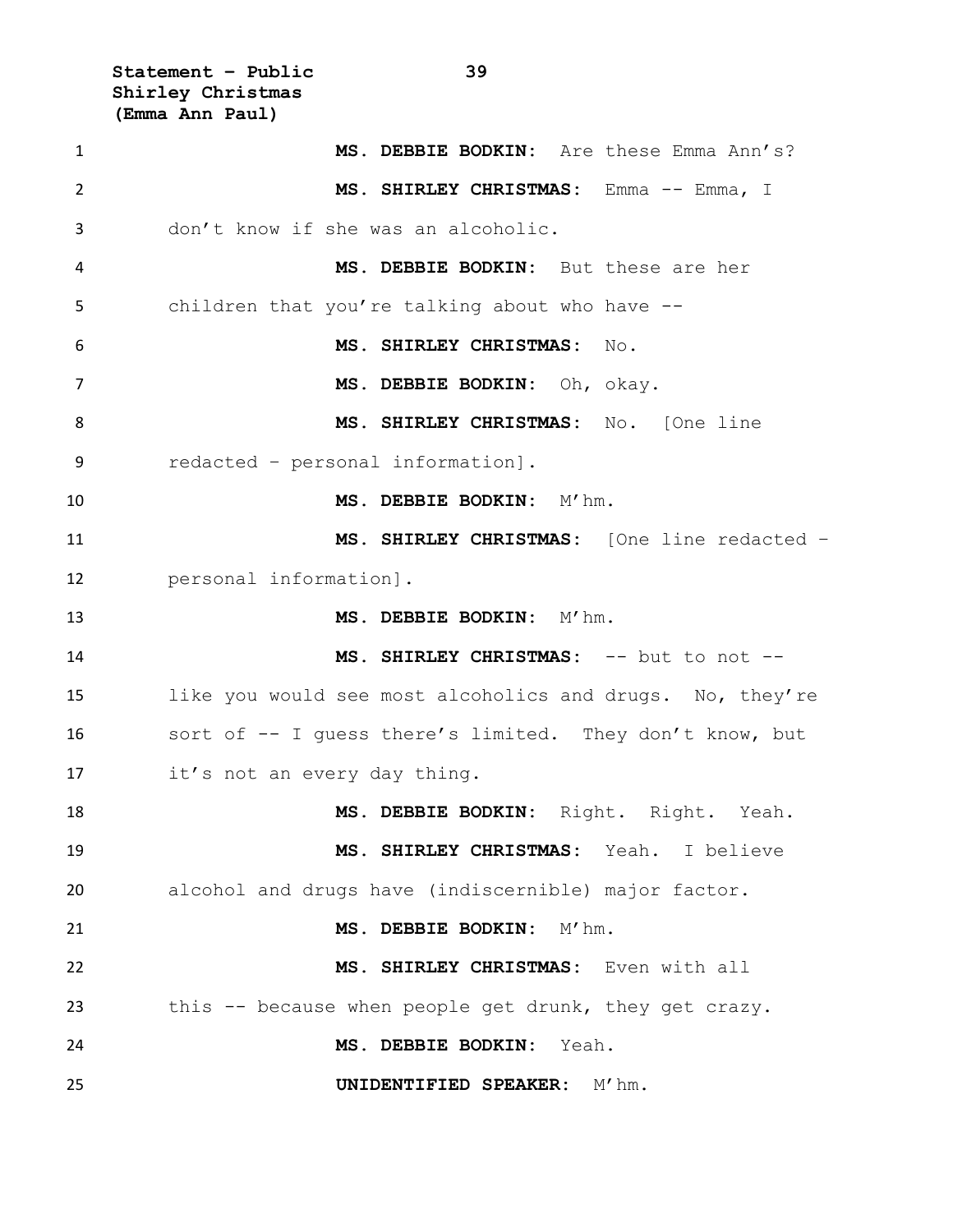**MS. DEBBIE BODKIN:** Are these Emma Ann's?

**MS. SHIRLEY CHRISTMAS:** Emma -- Emma, I don't know if she was an alcoholic.

**MS. DEBBIE BODKIN:** But these are her children that you're talking about who have --

**MS. SHIRLEY CHRISTMAS:** No.

**MS. DEBBIE BODKIN:** Oh, okay.

**MS. SHIRLEY CHRISTMAS:** No. [One line redacted – personal information].

**MS. DEBBIE BODKIN:** M'hm.

**MS. SHIRLEY CHRISTMAS:** [One line redacted – personal information].

**MS. DEBBIE BODKIN:** M'hm.

**MS. SHIRLEY CHRISTMAS:** -- but to not -- like you would see most alcoholics and drugs. No, they're sort of -- I guess there's limited. They don't know, but it's not an every day thing.

**MS. DEBBIE BODKIN:** Right. Right. Yeah.

**MS. SHIRLEY CHRISTMAS:** Yeah. I believe alcohol and drugs have (indiscernible) major factor.

**MS. DEBBIE BODKIN:** M'hm.

**MS. SHIRLEY CHRISTMAS:** Even with all this -- because when people get drunk, they get crazy.

**MS. DEBBIE BODKIN:** Yeah.

**UNIDENTIFIED SPEAKER:** M'hm.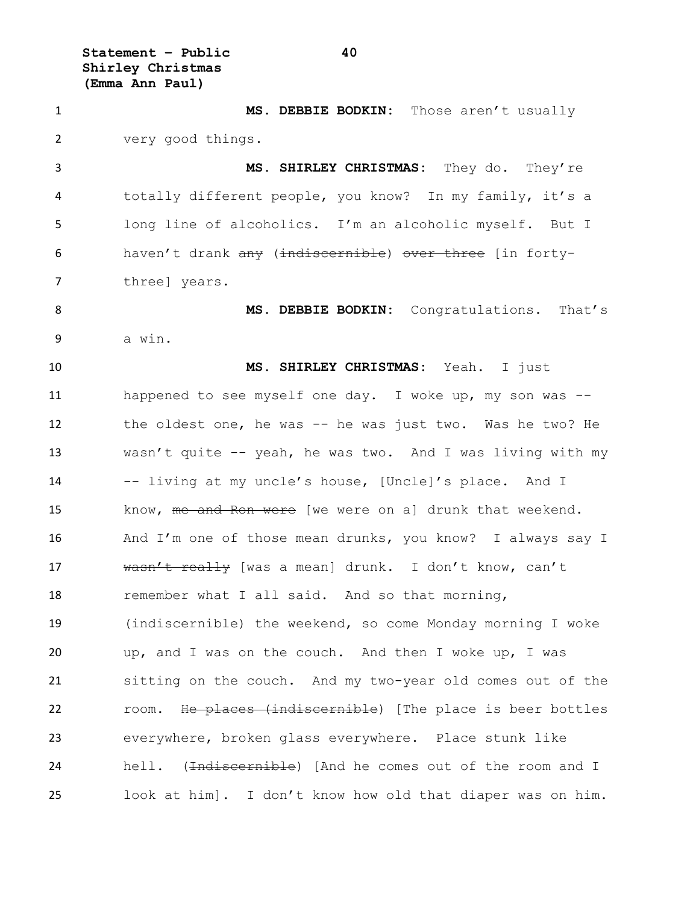**MS. DEBBIE BODKIN:** Those aren't usually very good things.

**MS. SHIRLEY CHRISTMAS:** They do. They're totally different people, you know? In my family, it's a long line of alcoholics. I'm an alcoholic myself. But I haven't drank ~~any~~ (~~indiscernible~~) ~~over three~~ [in forty-three] years.

**MS. DEBBIE BODKIN:** Congratulations. That's a win.

**MS. SHIRLEY CHRISTMAS:** Yeah. I just happened to see myself one day. I woke up, my son was -- the oldest one, he was -- he was just two. Was he two? He wasn't quite -- yeah, he was two. And I was living with my -- living at my uncle's house, [Uncle]'s place. And I know, ~~me and Ron were~~ [we were on a] drunk that weekend. And I'm one of those mean drunks, you know? I always say I ~~wasn't really~~ [was a mean] drunk. I don't know, can't remember what I all said. And so that morning, (indiscernible) the weekend, so come Monday morning I woke up, and I was on the couch. And then I woke up, I was sitting on the couch. And my two-year old comes out of the room. ~~He places (indiscernible~~) [The place is beer bottles everywhere, broken glass everywhere. Place stunk like hell. (~~Indiscernible~~) [And he comes out of the room and I look at him]. I don't know how old that diaper was on him.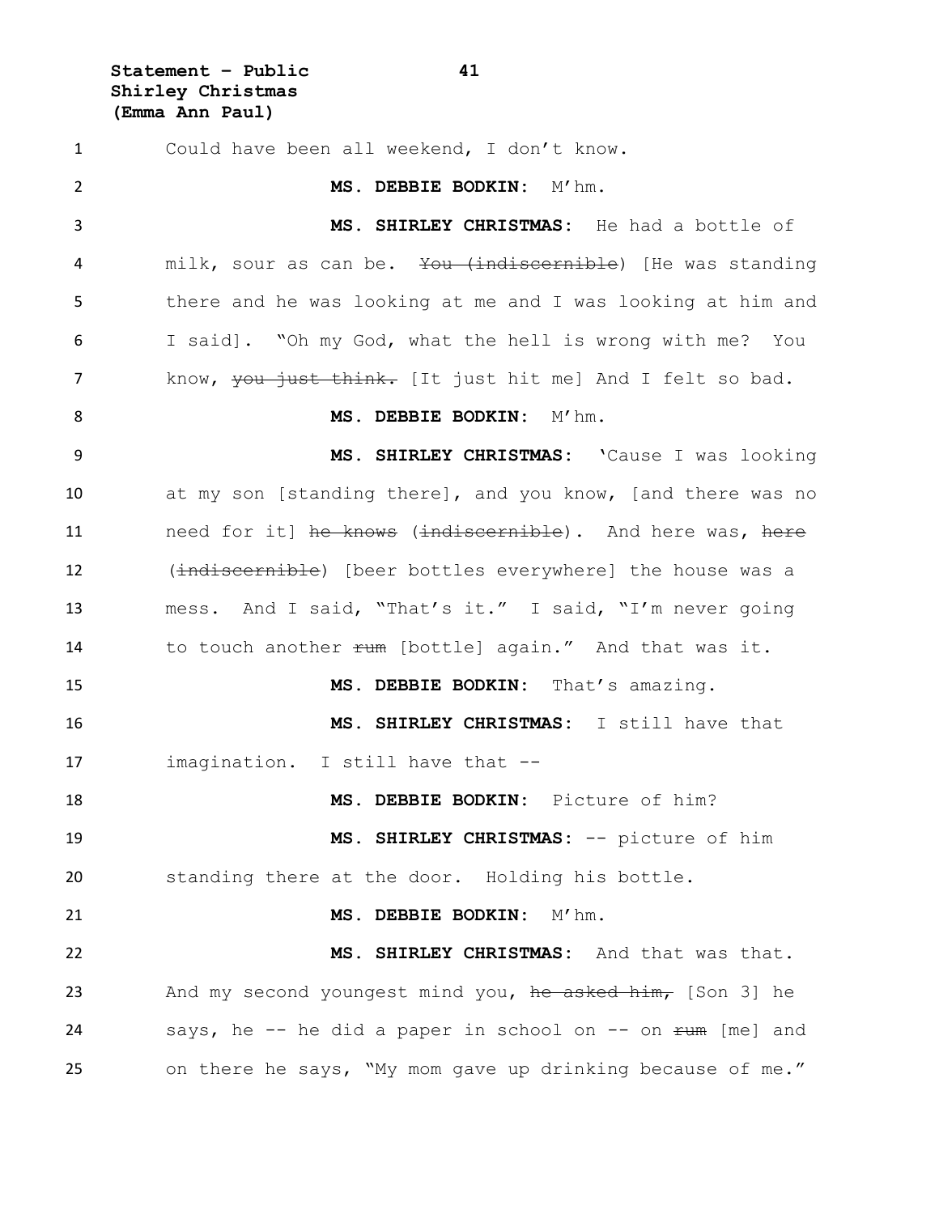Could have been all weekend, I don't know.

**MS. DEBBIE BODKIN:** M'hm.

**MS. SHIRLEY CHRISTMAS:** He had a bottle of milk, sour as can be. ~~You (indiscernible~~) [He was standing there and he was looking at me and I was looking at him and I said]. "Oh my God, what the hell is wrong with me? You know, ~~you just think.~~ [It just hit me] And I felt so bad.

**MS. DEBBIE BODKIN:** M'hm.

**MS. SHIRLEY CHRISTMAS:** 'Cause I was looking at my son [standing there], and you know, [and there was no need for it] ~~he knows~~ (~~indiscernible~~). And here was, ~~here~~ (~~indiscernible~~) [beer bottles everywhere] the house was a mess. And I said, "That's it." I said, "I'm never going to touch another ~~rum~~ [bottle] again." And that was it.

**MS. DEBBIE BODKIN:** That's amazing.

**MS. SHIRLEY CHRISTMAS:** I still have that imagination. I still have that --

**MS. DEBBIE BODKIN:** Picture of him?

**MS. SHIRLEY CHRISTMAS:** -- picture of him standing there at the door. Holding his bottle.

**MS. DEBBIE BODKIN:** M'hm.

**MS. SHIRLEY CHRISTMAS:** And that was that. And my second youngest mind you, ~~he asked him,~~ [Son 3] he says, he -- he did a paper in school on -- on ~~rum~~ [me] and on there he says, "My mom gave up drinking because of me."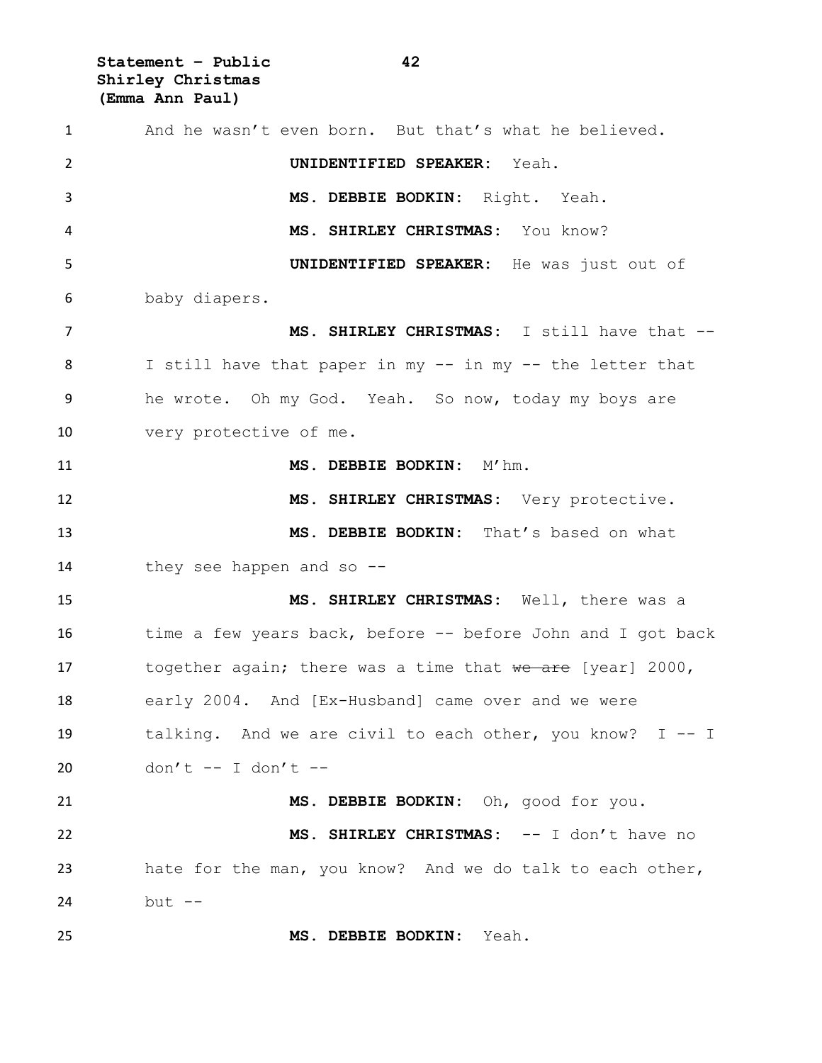And he wasn't even born. But that's what he believed.

**UNIDENTIFIED SPEAKER:** Yeah.

**MS. DEBBIE BODKIN:** Right. Yeah.

**MS. SHIRLEY CHRISTMAS:** You know?

**UNIDENTIFIED SPEAKER:** He was just out of baby diapers.

**MS. SHIRLEY CHRISTMAS:** I still have that -- I still have that paper in my -- in my -- the letter that he wrote. Oh my God. Yeah. So now, today my boys are very protective of me.

**MS. DEBBIE BODKIN:** M'hm.

**MS. SHIRLEY CHRISTMAS:** Very protective.

**MS. DEBBIE BODKIN:** That's based on what they see happen and so --

**MS. SHIRLEY CHRISTMAS:** Well, there was a time a few years back, before -- before John and I got back together again; there was a time that ~~we are~~ [year] 2000, early 2004. And [Ex-Husband] came over and we were talking. And we are civil to each other, you know? I -- I don't -- I don't --

**MS. DEBBIE BODKIN:** Oh, good for you.

**MS. SHIRLEY CHRISTMAS:** -- I don't have no hate for the man, you know? And we do talk to each other, but --

**MS. DEBBIE BODKIN:** Yeah.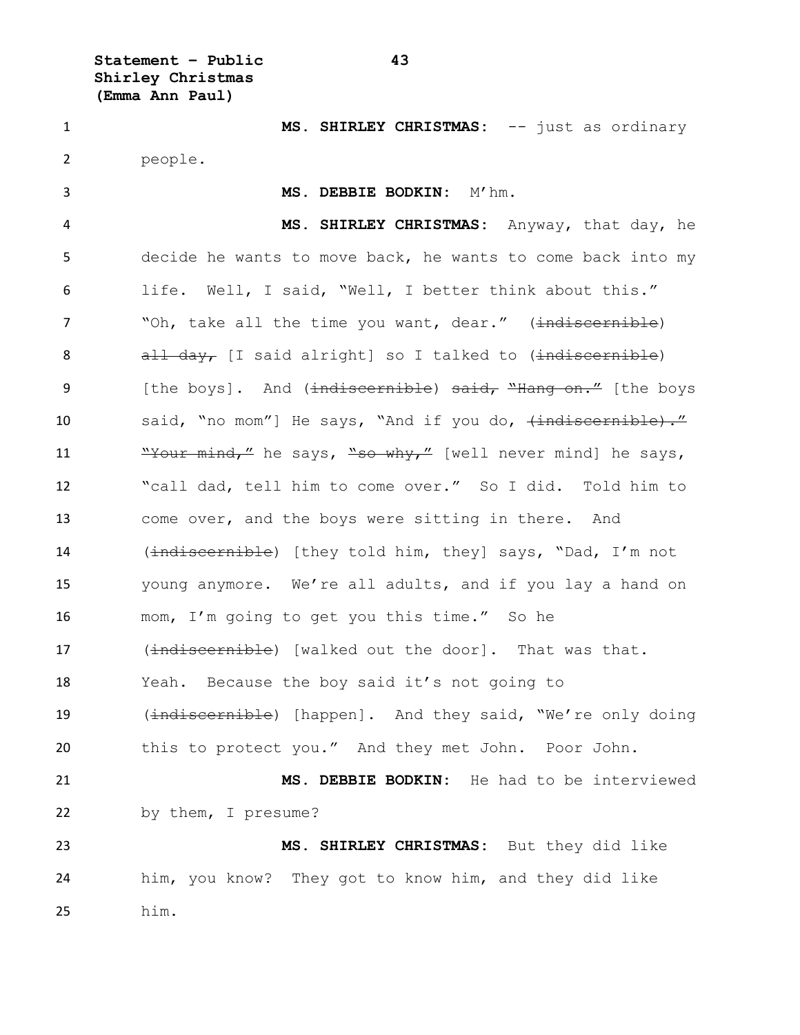**MS. SHIRLEY CHRISTMAS:** -- just as ordinary people.

**MS. DEBBIE BODKIN:** M'hm.

**MS. SHIRLEY CHRISTMAS:** Anyway, that day, he decide he wants to move back, he wants to come back into my life. Well, I said, "Well, I better think about this." "Oh, take all the time you want, dear." (~~indiscernible~~) ~~all day,~~ [I said alright] so I talked to (~~indiscernible~~) [the boys]. And (~~indiscernible~~) ~~said, "Hang on."~~ [the boys said, "no mom"] He says, "And if you do, ~~(indiscernible)."~~ ~~"Your mind,"~~ he says, ~~"so why,"~~ [well never mind] he says, "call dad, tell him to come over." So I did. Told him to come over, and the boys were sitting in there. And (~~indiscernible~~) [they told him, they] says, "Dad, I'm not young anymore. We're all adults, and if you lay a hand on mom, I'm going to get you this time." So he (~~indiscernible~~) [walked out the door]. That was that. Yeah. Because the boy said it's not going to (~~indiscernible~~) [happen]. And they said, "We're only doing this to protect you." And they met John. Poor John.

**MS. DEBBIE BODKIN:** He had to be interviewed by them, I presume?

**MS. SHIRLEY CHRISTMAS:** But they did like him, you know? They got to know him, and they did like him.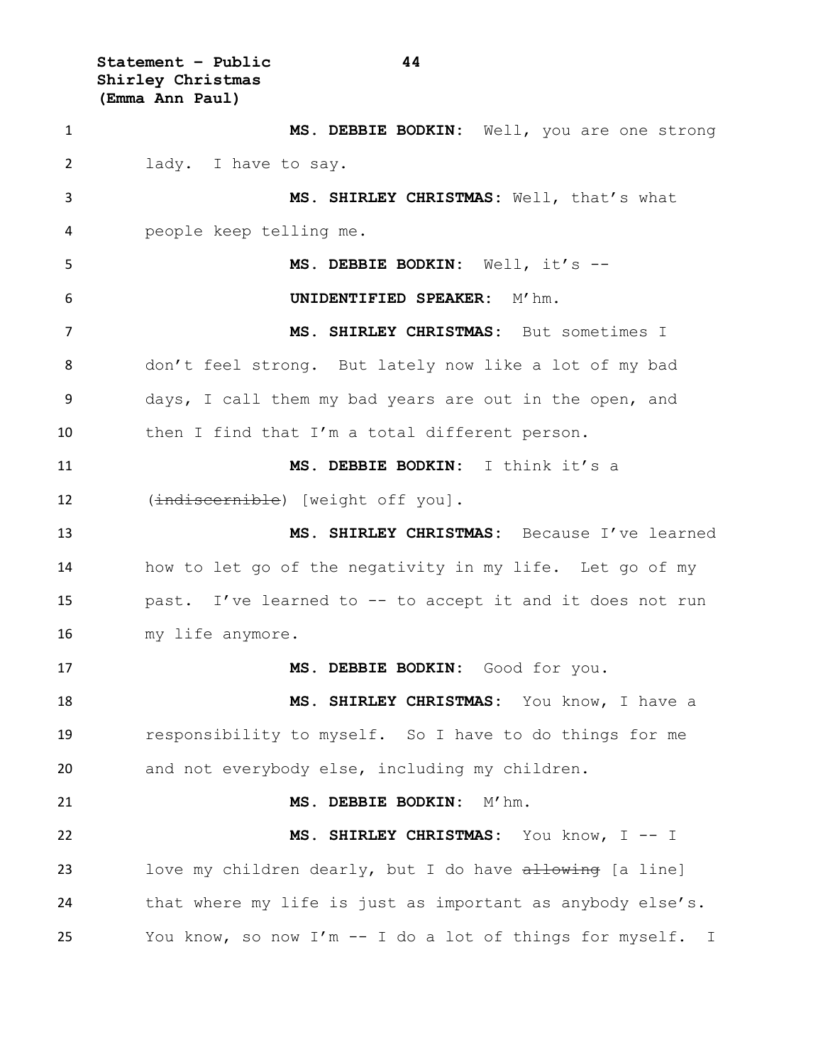**MS. DEBBIE BODKIN:** Well, you are one strong lady. I have to say.

**MS. SHIRLEY CHRISTMAS:** Well, that's what people keep telling me.

**MS. DEBBIE BODKIN:** Well, it's --

**UNIDENTIFIED SPEAKER:** M'hm.

**MS. SHIRLEY CHRISTMAS:** But sometimes I don't feel strong. But lately now like a lot of my bad days, I call them my bad years are out in the open, and then I find that I'm a total different person.

**MS. DEBBIE BODKIN:** I think it's a (~~indiscernible~~) [weight off you].

**MS. SHIRLEY CHRISTMAS:** Because I've learned how to let go of the negativity in my life. Let go of my past. I've learned to -- to accept it and it does not run my life anymore.

**MS. DEBBIE BODKIN:** Good for you.

**MS. SHIRLEY CHRISTMAS:** You know, I have a responsibility to myself. So I have to do things for me and not everybody else, including my children.

**MS. DEBBIE BODKIN:** M'hm.

**MS. SHIRLEY CHRISTMAS:** You know, I -- I love my children dearly, but I do have ~~allowing~~ [a line] that where my life is just as important as anybody else's. You know, so now I'm -- I do a lot of things for myself. I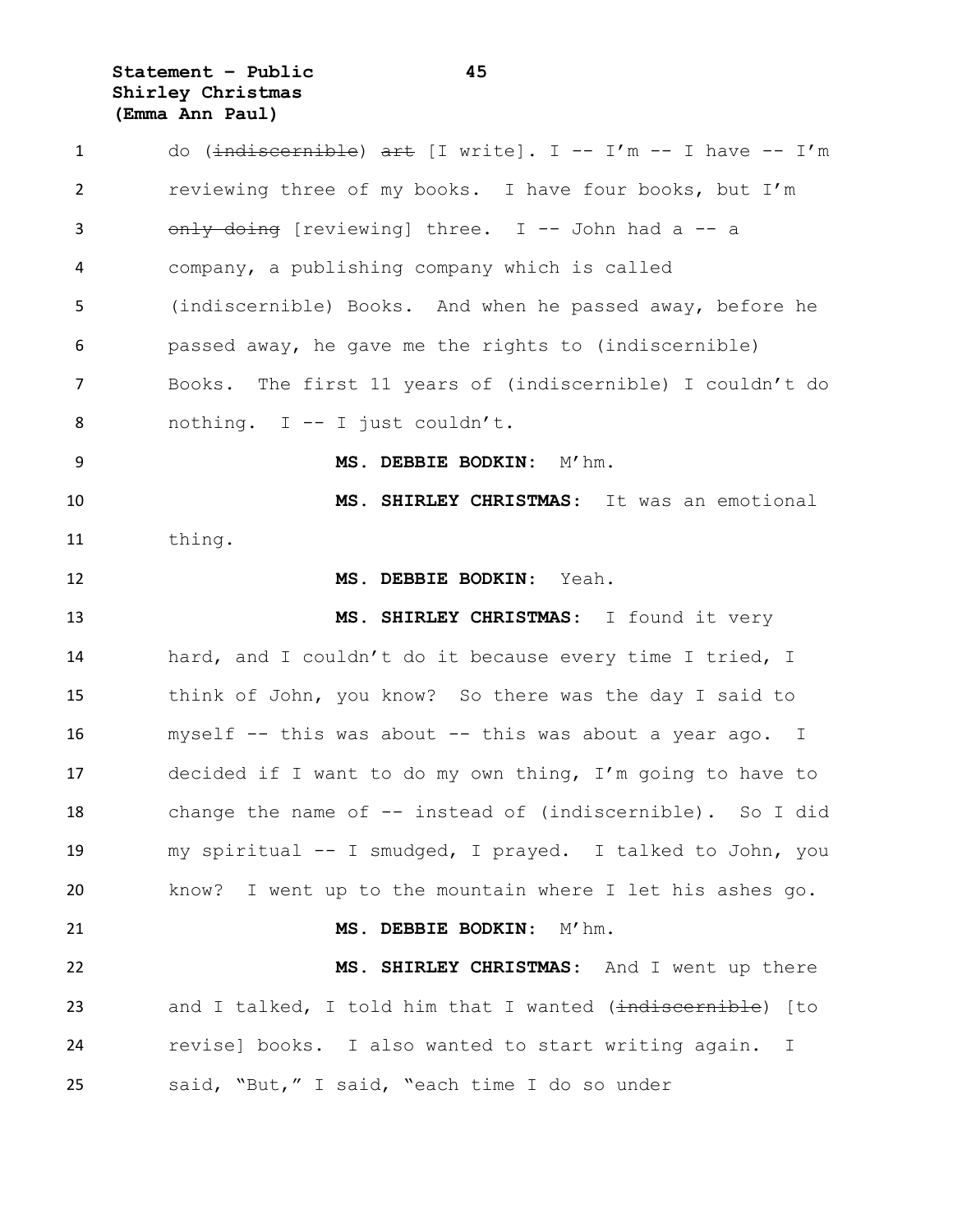do (~~indiscernible~~) ~~art~~ [I write]. I -- I'm -- I have -- I'm reviewing three of my books. I have four books, but I'm ~~only doing~~ [reviewing] three. I -- John had a -- a company, a publishing company which is called (indiscernible) Books. And when he passed away, before he passed away, he gave me the rights to (indiscernible) Books. The first 11 years of (indiscernible) I couldn't do nothing. I -- I just couldn't.

**MS. DEBBIE BODKIN:** M'hm.

**MS. SHIRLEY CHRISTMAS:** It was an emotional thing.

**MS. DEBBIE BODKIN:** Yeah.

**MS. SHIRLEY CHRISTMAS:** I found it very hard, and I couldn't do it because every time I tried, I think of John, you know? So there was the day I said to myself -- this was about -- this was about a year ago. I decided if I want to do my own thing, I'm going to have to change the name of -- instead of (indiscernible). So I did my spiritual -- I smudged, I prayed. I talked to John, you know? I went up to the mountain where I let his ashes go.

**MS. DEBBIE BODKIN:** M'hm.

**MS. SHIRLEY CHRISTMAS:** And I went up there and I talked, I told him that I wanted (~~indiscernible~~) [to revise] books. I also wanted to start writing again. I said, "But," I said, "each time I do so under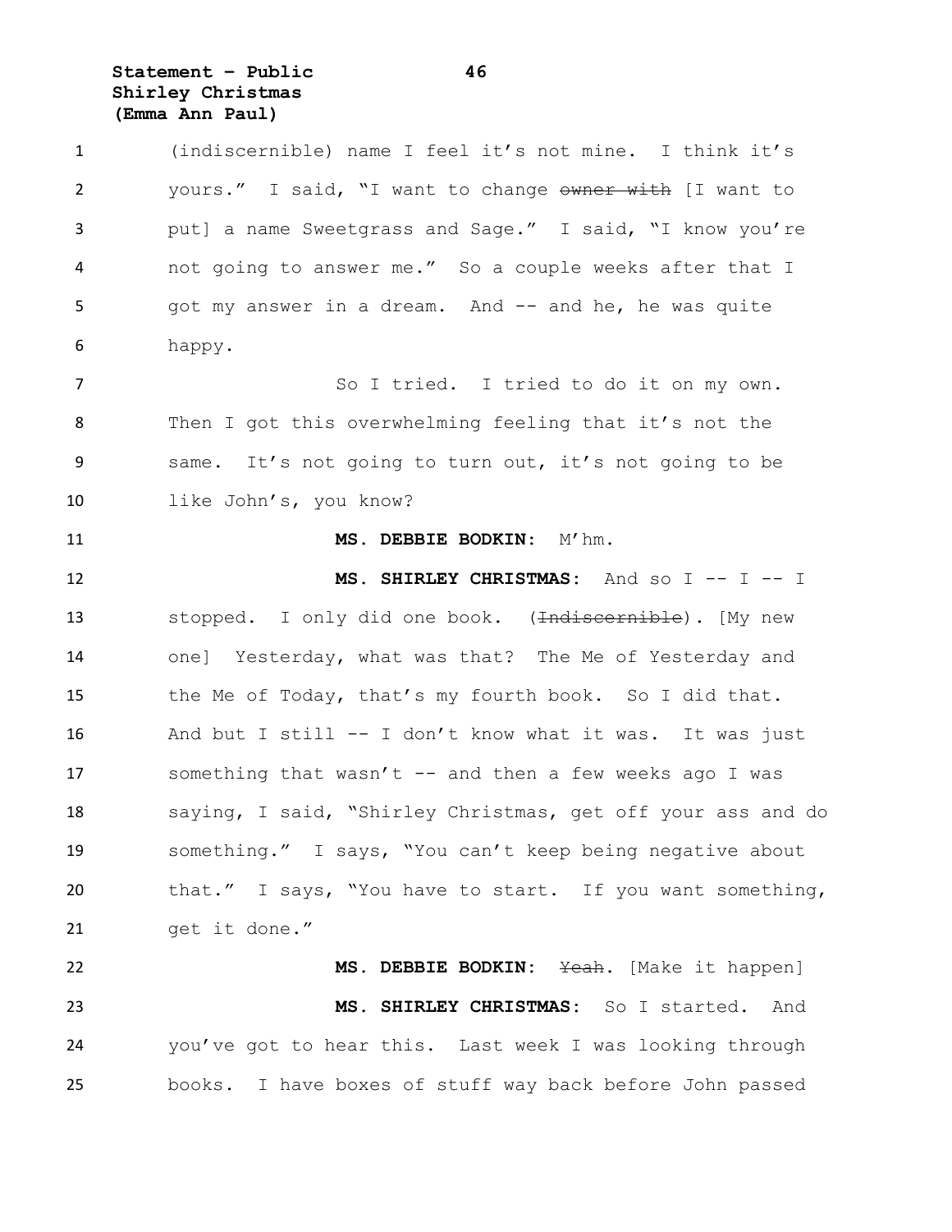(indiscernible) name I feel it's not mine. I think it's yours." I said, "I want to change ~~owner with~~ [I want to put] a name Sweetgrass and Sage." I said, "I know you're not going to answer me." So a couple weeks after that I got my answer in a dream. And -- and he, he was quite happy.

So I tried. I tried to do it on my own. Then I got this overwhelming feeling that it's not the same. It's not going to turn out, it's not going to be like John's, you know?

**MS. DEBBIE BODKIN:** M'hm.

**MS. SHIRLEY CHRISTMAS:** And so I -- I -- I stopped. I only did one book. (~~Indiscernible~~). [My new one] Yesterday, what was that? The Me of Yesterday and the Me of Today, that's my fourth book. So I did that. And but I still -- I don't know what it was. It was just something that wasn't -- and then a few weeks ago I was saying, I said, "Shirley Christmas, get off your ass and do something." I says, "You can't keep being negative about that." I says, "You have to start. If you want something, get it done."

**MS. DEBBIE BODKIN:** ~~Yeah~~. [Make it happen]

**MS. SHIRLEY CHRISTMAS:** So I started. And you've got to hear this. Last week I was looking through books. I have boxes of stuff way back before John passed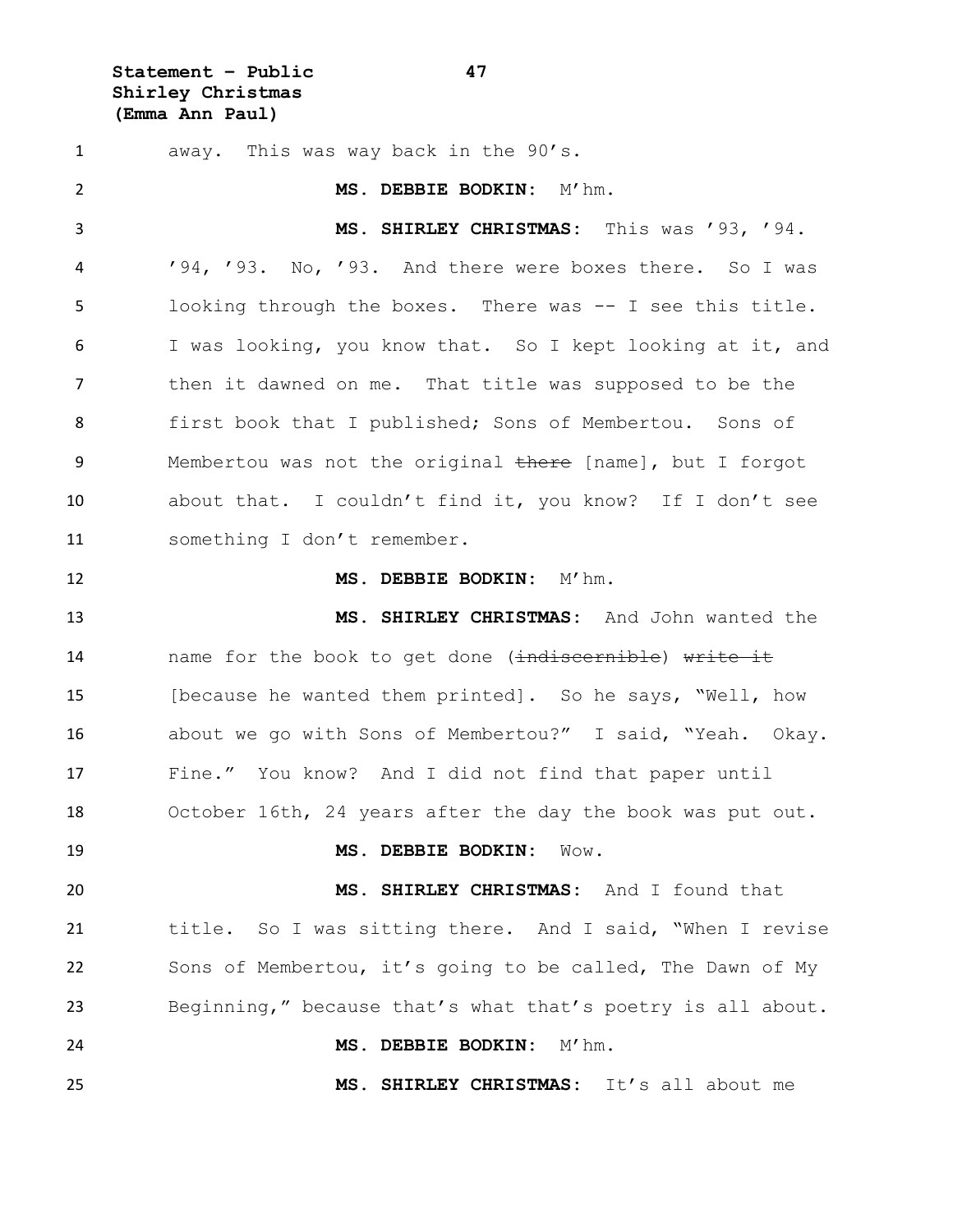away. This was way back in the 90's.

**MS. DEBBIE BODKIN:** M'hm.

**MS. SHIRLEY CHRISTMAS:** This was '93, '94. '94, '93. No, '93. And there were boxes there. So I was looking through the boxes. There was -- I see this title. I was looking, you know that. So I kept looking at it, and then it dawned on me. That title was supposed to be the first book that I published; Sons of Membertou. Sons of Membertou was not the original ~~there~~ [name], but I forgot about that. I couldn't find it, you know? If I don't see something I don't remember.

**MS. DEBBIE BODKIN:** M'hm.

**MS. SHIRLEY CHRISTMAS:** And John wanted the name for the book to get done (~~indiscernible~~) ~~write it~~ [because he wanted them printed]. So he says, "Well, how about we go with Sons of Membertou?" I said, "Yeah. Okay. Fine." You know? And I did not find that paper until October 16th, 24 years after the day the book was put out.

**MS. DEBBIE BODKIN:** Wow.

**MS. SHIRLEY CHRISTMAS:** And I found that title. So I was sitting there. And I said, "When I revise Sons of Membertou, it's going to be called, The Dawn of My Beginning," because that's what that's poetry is all about.

**MS. DEBBIE BODKIN:** M'hm.

**MS. SHIRLEY CHRISTMAS:** It's all about me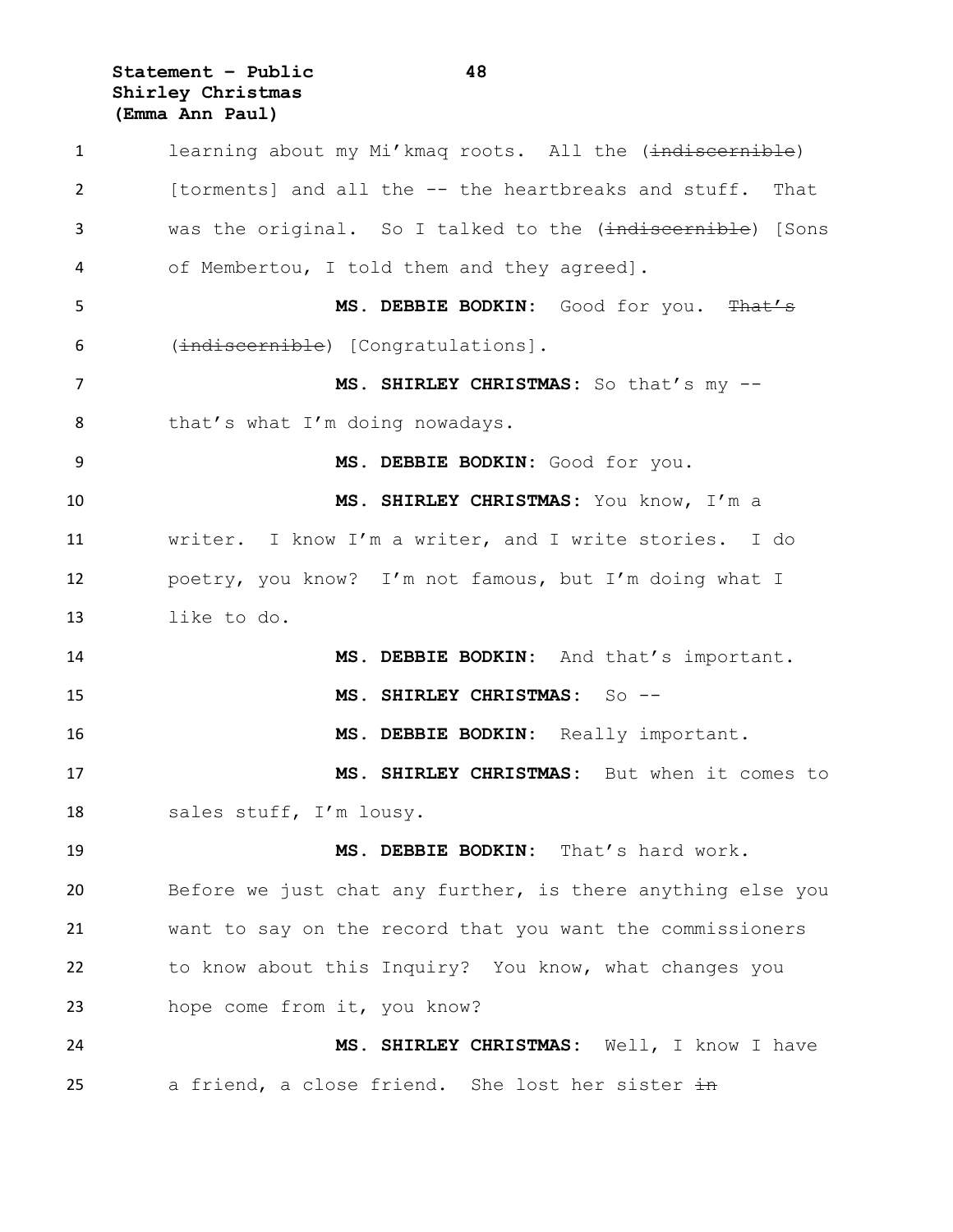learning about my Mi'kmaq roots. All the ~~(indiscernible)~~ [torments] and all the -- the heartbreaks and stuff. That was the original. So I talked to the ~~(indiscernible)~~ [Sons of Membertou, I told them and they agreed].

**MS. DEBBIE BODKIN:** Good for you. ~~That's (indiscernible)~~ [Congratulations].

**MS. SHIRLEY CHRISTMAS:** So that's my -- that's what I'm doing nowadays.

**MS. DEBBIE BODKIN:** Good for you.

**MS. SHIRLEY CHRISTMAS:** You know, I'm a writer. I know I'm a writer, and I write stories. I do poetry, you know? I'm not famous, but I'm doing what I like to do.

**MS. DEBBIE BODKIN:** And that's important.

**MS. SHIRLEY CHRISTMAS:** So --

**MS. DEBBIE BODKIN:** Really important.

**MS. SHIRLEY CHRISTMAS:** But when it comes to sales stuff, I'm lousy.

**MS. DEBBIE BODKIN:** That's hard work. Before we just chat any further, is there anything else you want to say on the record that you want the commissioners to know about this Inquiry? You know, what changes you hope come from it, you know?

**MS. SHIRLEY CHRISTMAS:** Well, I know I have a friend, a close friend. She lost her sister ~~in~~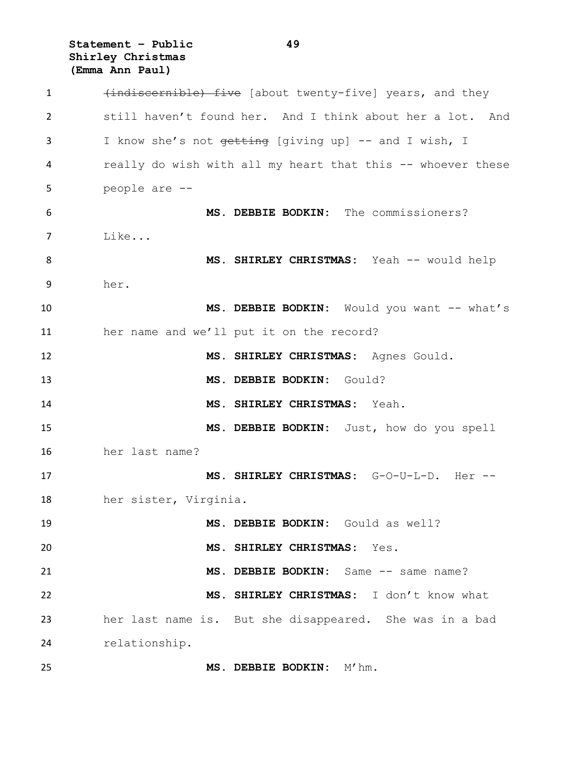~~(indiscernible) five~~ [about twenty-five] years, and they still haven't found her. And I think about her a lot. And I know she's not ~~getting~~ [giving up] -- and I wish, I really do wish with all my heart that this -- whoever these people are --

**MS. DEBBIE BODKIN:** The commissioners? Like...

**MS. SHIRLEY CHRISTMAS:** Yeah -- would help her.

**MS. DEBBIE BODKIN:** Would you want -- what's her name and we'll put it on the record?

**MS. SHIRLEY CHRISTMAS:** Agnes Gould.

**MS. DEBBIE BODKIN:** Gould?

**MS. SHIRLEY CHRISTMAS:** Yeah.

**MS. DEBBIE BODKIN:** Just, how do you spell her last name?

**MS. SHIRLEY CHRISTMAS:** G-O-U-L-D. Her -- her sister, Virginia.

**MS. DEBBIE BODKIN:** Gould as well?

**MS. SHIRLEY CHRISTMAS:** Yes.

**MS. DEBBIE BODKIN:** Same -- same name?

**MS. SHIRLEY CHRISTMAS:** I don't know what her last name is. But she disappeared. She was in a bad relationship.

**MS. DEBBIE BODKIN:** M'hm.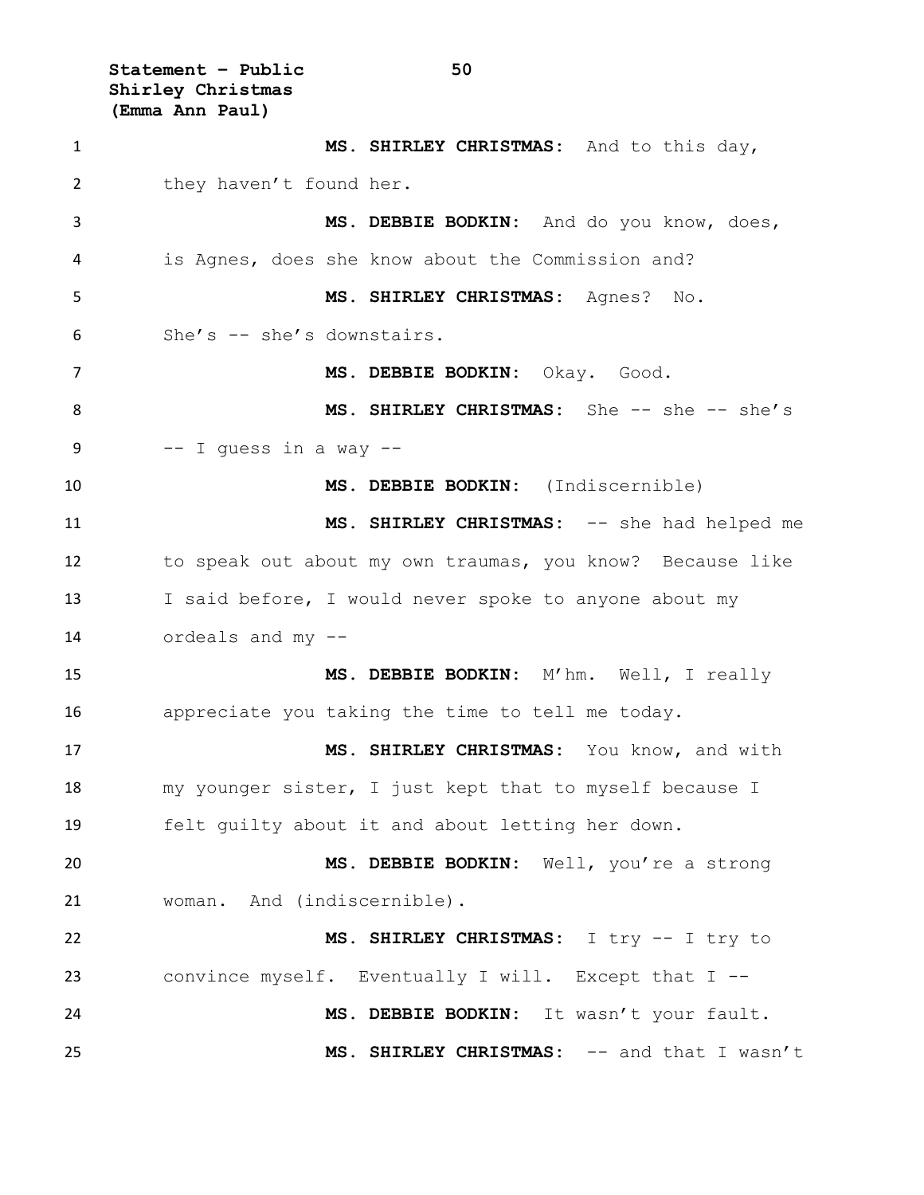**MS. SHIRLEY CHRISTMAS:** And to this day, they haven't found her.

**MS. DEBBIE BODKIN:** And do you know, does, is Agnes, does she know about the Commission and?

**MS. SHIRLEY CHRISTMAS:** Agnes? No. She's -- she's downstairs.

**MS. DEBBIE BODKIN:** Okay. Good.

**MS. SHIRLEY CHRISTMAS:** She -- she -- she's -- I guess in a way --

**MS. DEBBIE BODKIN:** (Indiscernible)

**MS. SHIRLEY CHRISTMAS:** -- she had helped me to speak out about my own traumas, you know? Because like I said before, I would never spoke to anyone about my ordeals and my --

**MS. DEBBIE BODKIN:** M'hm. Well, I really appreciate you taking the time to tell me today.

**MS. SHIRLEY CHRISTMAS:** You know, and with my younger sister, I just kept that to myself because I felt guilty about it and about letting her down.

**MS. DEBBIE BODKIN:** Well, you're a strong woman. And (indiscernible).

**MS. SHIRLEY CHRISTMAS:** I try -- I try to convince myself. Eventually I will. Except that I --

**MS. DEBBIE BODKIN:** It wasn't your fault.

**MS. SHIRLEY CHRISTMAS:** -- and that I wasn't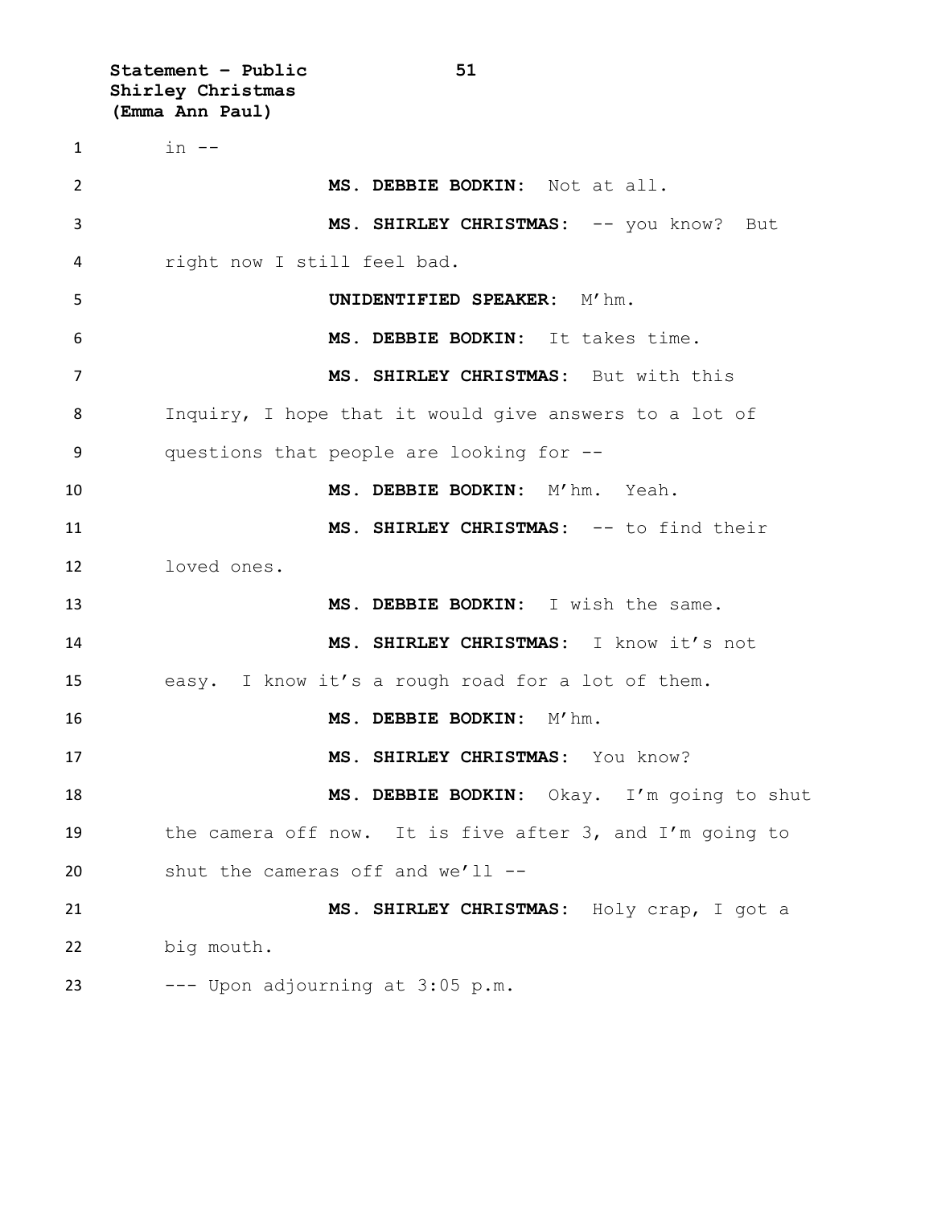in --

**MS. DEBBIE BODKIN:** Not at all.

**MS. SHIRLEY CHRISTMAS:** -- you know? But right now I still feel bad.

**UNIDENTIFIED SPEAKER:** M'hm.

**MS. DEBBIE BODKIN:** It takes time.

**MS. SHIRLEY CHRISTMAS:** But with this Inquiry, I hope that it would give answers to a lot of questions that people are looking for --

**MS. DEBBIE BODKIN:** M'hm. Yeah.

**MS. SHIRLEY CHRISTMAS:** -- to find their loved ones.

**MS. DEBBIE BODKIN:** I wish the same.

**MS. SHIRLEY CHRISTMAS:** I know it's not easy. I know it's a rough road for a lot of them.

**MS. DEBBIE BODKIN:** M'hm.

**MS. SHIRLEY CHRISTMAS:** You know?

**MS. DEBBIE BODKIN:** Okay. I'm going to shut the camera off now. It is five after 3, and I'm going to shut the cameras off and we'll --

**MS. SHIRLEY CHRISTMAS:** Holy crap, I got a big mouth.

--- Upon adjourning at 3:05 p.m.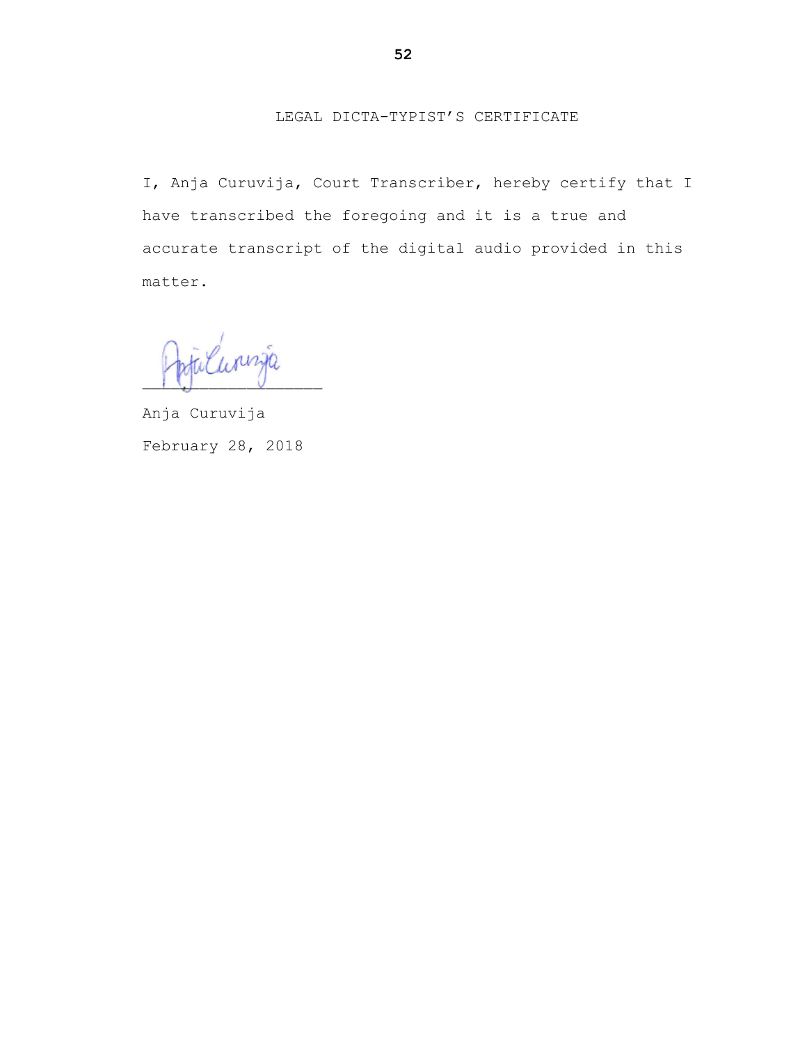LEGAL DICTA-TYPIST'S CERTIFICATE

I, Anja Curuvija, Court Transcriber, hereby certify that I have transcribed the foregoing and it is a true and accurate transcript of the digital audio provided in this matter.

\_\_\_\_\_\_\_\_\_\_\_\_\_\_\_\_\_\_\_\_

Anja Curuvija

February 28, 2018